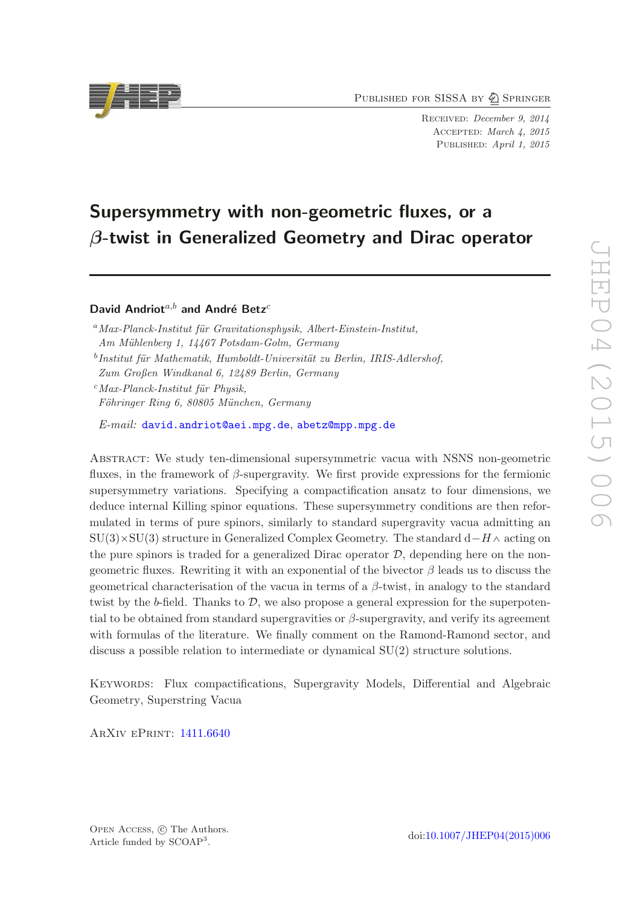Published for SISSA by Springer

Received: *December 9, 2014*
Accepted: *March 4, 2015*
Published: *April 1, 2015*

# Supersymmetry with non-geometric fluxes, or a $\beta$-twist in Generalized Geometry and Dirac operator

**David Andriot**[a,b] **and André Betz**[c]

[a] *Max-Planck-Institut für Gravitationsphysik, Albert-Einstein-Institut, Am Mühlenberg 1, 14467 Potsdam-Golm, Germany*

[b] *Institut für Mathematik, Humboldt-Universität zu Berlin, IRIS-Adlershof, Zum Großen Windkanal 6, 12489 Berlin, Germany*

[c] *Max-Planck-Institut für Physik, Föhringer Ring 6, 80805 München, Germany*

*E-mail:* david.andriot@aei.mpg.de, abetz@mpp.mpg.de

Abstract: We study ten-dimensional supersymmetric vacua with NSNS non-geometric fluxes, in the framework of $\beta$-supergravity. We first provide expressions for the fermionic supersymmetry variations. Specifying a compactification ansatz to four dimensions, we deduce internal Killing spinor equations. These supersymmetry conditions are then reformulated in terms of pure spinors, similarly to standard supergravity vacua admitting an $SU(3)\times SU(3)$ structure in Generalized Complex Geometry. The standard $d - H\wedge$ acting on the pure spinors is traded for a generalized Dirac operator $\mathcal{D}$, depending here on the non-geometric fluxes. Rewriting it with an exponential of the bivector $\beta$ leads us to discuss the geometrical characterisation of the vacua in terms of a $\beta$-twist, in analogy to the standard twist by the $b$-field. Thanks to $\mathcal{D}$, we also propose a general expression for the superpotential to be obtained from standard supergravities or $\beta$-supergravity, and verify its agreement with formulas of the literature. We finally comment on the Ramond-Ramond sector, and discuss a possible relation to intermediate or dynamical $SU(2)$ structure solutions.

Keywords: Flux compactifications, Supergravity Models, Differential and Algebraic Geometry, Superstring Vacua

ArXiv ePrint: 1411.6640

Open Access, © The Authors.
Article funded by SCOAP[3].

doi:10.1007/JHEP04(2015)006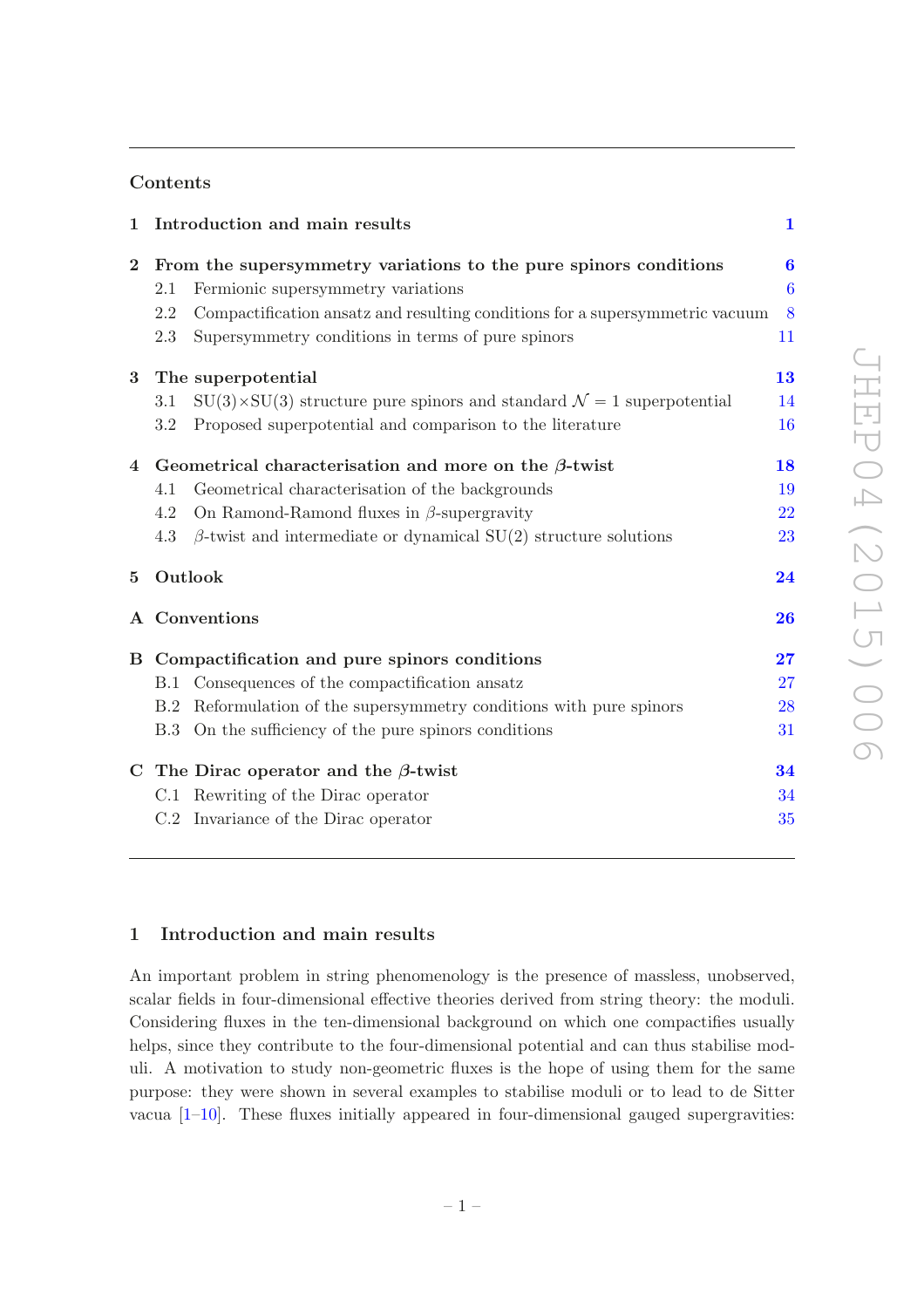## Contents

| | | |
|---|---|---|
| **1** | **Introduction and main results** | **1** |
| **2** | **From the supersymmetry variations to the pure spinors conditions** | **6** |
| | 2.1 Fermionic supersymmetry variations | 6 |
| | 2.2 Compactification ansatz and resulting conditions for a supersymmetric vacuum | 8 |
| | 2.3 Supersymmetry conditions in terms of pure spinors | 11 |
| **3** | **The superpotential** | **13** |
| | 3.1 SU(3)×SU(3) structure pure spinors and standard $\mathcal{N}=1$ superpotential | 14 |
| | 3.2 Proposed superpotential and comparison to the literature | 16 |
| **4** | **Geometrical characterisation and more on the $\beta$-twist** | **18** |
| | 4.1 Geometrical characterisation of the backgrounds | 19 |
| | 4.2 On Ramond-Ramond fluxes in $\beta$-supergravity | 22 |
| | 4.3 $\beta$-twist and intermediate or dynamical SU(2) structure solutions | 23 |
| **5** | **Outlook** | **24** |
| **A** | **Conventions** | **26** |
| **B** | **Compactification and pure spinors conditions** | **27** |
| | B.1 Consequences of the compactification ansatz | 27 |
| | B.2 Reformulation of the supersymmetry conditions with pure spinors | 28 |
| | B.3 On the sufficiency of the pure spinors conditions | 31 |
| **C** | **The Dirac operator and the $\beta$-twist** | **34** |
| | C.1 Rewriting of the Dirac operator | 34 |
| | C.2 Invariance of the Dirac operator | 35 |

## 1 Introduction and main results

An important problem in string phenomenology is the presence of massless, unobserved, scalar fields in four-dimensional effective theories derived from string theory: the moduli. Considering fluxes in the ten-dimensional background on which one compactifies usually helps, since they contribute to the four-dimensional potential and can thus stabilise moduli. A motivation to study non-geometric fluxes is the hope of using them for the same purpose: they were shown in several examples to stabilise moduli or to lead to de Sitter vacua [1–10]. These fluxes initially appeared in four-dimensional gauged supergravities: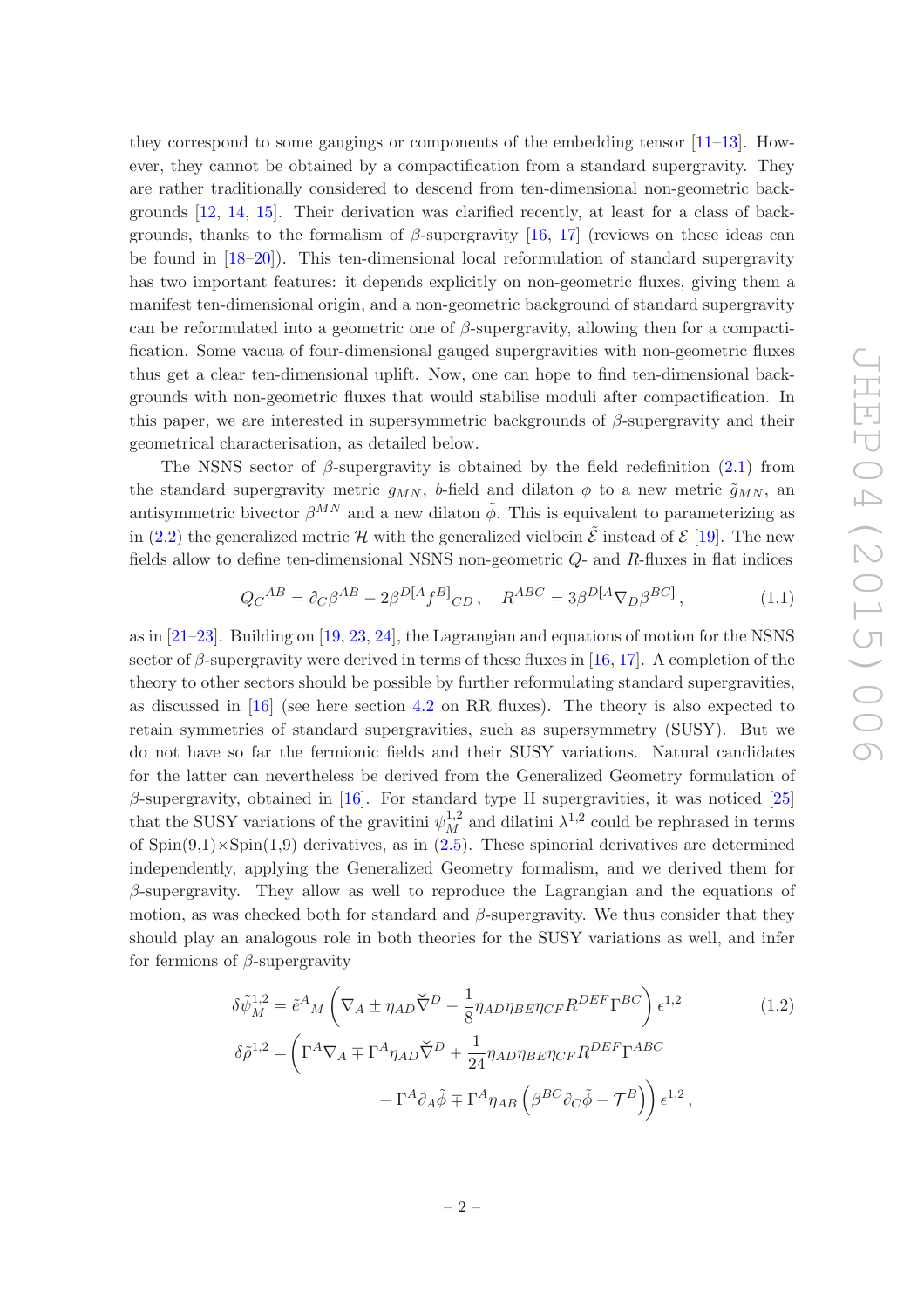they correspond to some gaugings or components of the embedding tensor [11–13]. However, they cannot be obtained by a compactification from a standard supergravity. They are rather traditionally considered to descend from ten-dimensional non-geometric backgrounds [12, 14, 15]. Their derivation was clarified recently, at least for a class of backgrounds, thanks to the formalism of $\beta$-supergravity [16, 17] (reviews on these ideas can be found in [18–20]). This ten-dimensional local reformulation of standard supergravity has two important features: it depends explicitly on non-geometric fluxes, giving them a manifest ten-dimensional origin, and a non-geometric background of standard supergravity can be reformulated into a geometric one of $\beta$-supergravity, allowing then for a compactification. Some vacua of four-dimensional gauged supergravities with non-geometric fluxes thus get a clear ten-dimensional uplift. Now, one can hope to find ten-dimensional backgrounds with non-geometric fluxes that would stabilise moduli after compactification. In this paper, we are interested in supersymmetric backgrounds of $\beta$-supergravity and their geometrical characterisation, as detailed below.

The NSNS sector of $\beta$-supergravity is obtained by the field redefinition (2.1) from the standard supergravity metric $g_{MN}$, $b$-field and dilaton $\phi$ to a new metric $\tilde{g}_{MN}$, an antisymmetric bivector $\beta^{MN}$ and a new dilaton $\tilde{\phi}$. This is equivalent to parameterizing as in (2.2) the generalized metric $\mathcal{H}$ with the generalized vielbein $\tilde{\mathcal{E}}$ instead of $\mathcal{E}$ [19]. The new fields allow to define ten-dimensional NSNS non-geometric $Q$- and $R$-fluxes in flat indices

$$Q_C{}^{AB} = \partial_C \beta^{AB} - 2\beta^{D[A} f^{B]}{}_{CD}\,, \quad R^{ABC} = 3\beta^{D[A}\nabla_D \beta^{BC]}\,, \tag{1.1}$$

as in [21–23]. Building on [19, 23, 24], the Lagrangian and equations of motion for the NSNS sector of $\beta$-supergravity were derived in terms of these fluxes in [16, 17]. A completion of the theory to other sectors should be possible by further reformulating standard supergravities, as discussed in [16] (see here section 4.2 on RR fluxes). The theory is also expected to retain symmetries of standard supergravities, such as supersymmetry (SUSY). But we do not have so far the fermionic fields and their SUSY variations. Natural candidates for the latter can nevertheless be derived from the Generalized Geometry formulation of $\beta$-supergravity, obtained in [16]. For standard type II supergravities, it was noticed [25] that the SUSY variations of the gravitini $\psi_M^{1,2}$ and dilatini $\lambda^{1,2}$ could be rephrased in terms of Spin(9,1)$\times$Spin(1,9) derivatives, as in (2.5). These spinorial derivatives are determined independently, applying the Generalized Geometry formalism, and we derived them for $\beta$-supergravity. They allow as well to reproduce the Lagrangian and the equations of motion, as was checked both for standard and $\beta$-supergravity. We thus consider that they should play an analogous role in both theories for the SUSY variations as well, and infer for fermions of $\beta$-supergravity

$$\begin{aligned}
\delta\tilde{\psi}_M^{1,2} &= \tilde{e}^A{}_M \left( \nabla_A \pm \eta_{AD}\check{\nabla}^D - \frac{1}{8}\eta_{AD}\eta_{BE}\eta_{CF}R^{DEF}\Gamma^{BC} \right)\epsilon^{1,2} \\
\delta\tilde{\rho}^{1,2} &= \Bigg( \Gamma^A\nabla_A \mp \Gamma^A\eta_{AD}\check{\nabla}^D + \frac{1}{24}\eta_{AD}\eta_{BE}\eta_{CF}R^{DEF}\Gamma^{ABC} \\
&\qquad - \Gamma^A\partial_A\tilde{\phi} \mp \Gamma^A\eta_{AB}\left(\beta^{BC}\partial_C\tilde{\phi} - \mathcal{T}^B\right)\Bigg)\epsilon^{1,2}\,,
\end{aligned} \tag{1.2}$$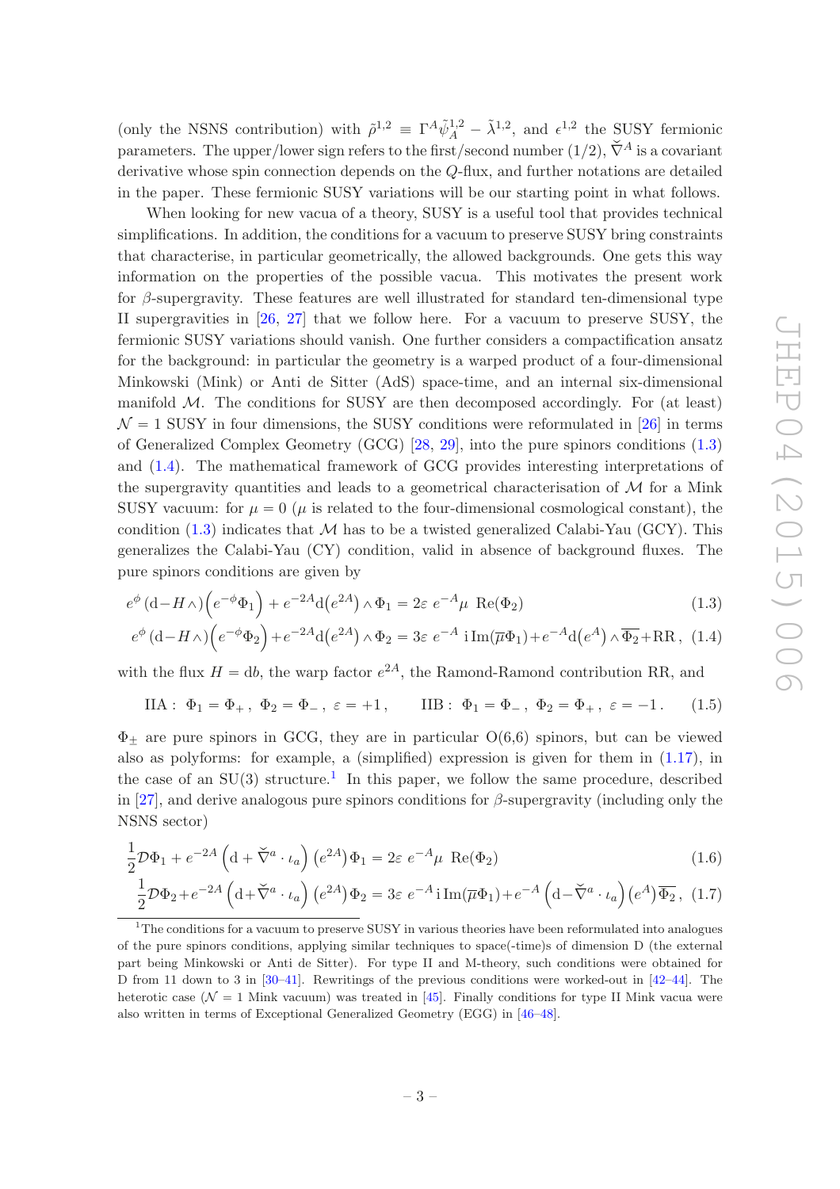(only the NSNS contribution) with $\tilde{\rho}^{1,2} \equiv \Gamma^A \tilde{\psi}_A^{1,2} - \tilde{\lambda}^{1,2}$, and $\epsilon^{1,2}$ the SUSY fermionic parameters. The upper/lower sign refers to the first/second number $(1/2)$, $\breve{\nabla}^A$ is a covariant derivative whose spin connection depends on the $Q$-flux, and further notations are detailed in the paper. These fermionic SUSY variations will be our starting point in what follows.

When looking for new vacua of a theory, SUSY is a useful tool that provides technical simplifications. In addition, the conditions for a vacuum to preserve SUSY bring constraints that characterise, in particular geometrically, the allowed backgrounds. One gets this way information on the properties of the possible vacua. This motivates the present work for $\beta$-supergravity. These features are well illustrated for standard ten-dimensional type II supergravities in [26, 27] that we follow here. For a vacuum to preserve SUSY, the fermionic SUSY variations should vanish. One further considers a compactification ansatz for the background: in particular the geometry is a warped product of a four-dimensional Minkowski (Mink) or Anti de Sitter (AdS) space-time, and an internal six-dimensional manifold $\mathcal{M}$. The conditions for SUSY are then decomposed accordingly. For (at least) $\mathcal{N}=1$ SUSY in four dimensions, the SUSY conditions were reformulated in [26] in terms of Generalized Complex Geometry (GCG) [28, 29], into the pure spinors conditions (1.3) and (1.4). The mathematical framework of GCG provides interesting interpretations of the supergravity quantities and leads to a geometrical characterisation of $\mathcal{M}$ for a Mink SUSY vacuum: for $\mu = 0$ ($\mu$ is related to the four-dimensional cosmological constant), the condition (1.3) indicates that $\mathcal{M}$ has to be a twisted generalized Calabi-Yau (GCY). This generalizes the Calabi-Yau (CY) condition, valid in absence of background fluxes. The pure spinors conditions are given by

$$e^{\phi}\left(\mathrm{d} - H\wedge\right)\left(e^{-\phi}\Phi_1\right) + e^{-2A}\mathrm{d}\left(e^{2A}\right)\wedge\Phi_1 = 2\varepsilon\ e^{-A}\mu\ \mathrm{Re}(\Phi_2) \tag{1.3}$$

$$e^{\phi}\left(\mathrm{d} - H\wedge\right)\left(e^{-\phi}\Phi_2\right) + e^{-2A}\mathrm{d}\left(e^{2A}\right)\wedge\Phi_2 = 3\varepsilon\ e^{-A}\ \mathrm{i}\,\mathrm{Im}(\overline{\mu}\Phi_1) + e^{-A}\mathrm{d}\left(e^{A}\right)\wedge\overline{\Phi_2} + \mathrm{RR}\,, \tag{1.4}$$

with the flux $H = \mathrm{d}b$, the warp factor $e^{2A}$, the Ramond-Ramond contribution RR, and

$$\mathrm{IIA}:\ \Phi_1 = \Phi_+\,,\ \Phi_2 = \Phi_-\,,\ \varepsilon = +1\,, \qquad \mathrm{IIB}:\ \Phi_1 = \Phi_-\,,\ \Phi_2 = \Phi_+\,,\ \varepsilon = -1\,. \tag{1.5}$$

$\Phi_\pm$ are pure spinors in GCG, they are in particular O(6,6) spinors, but can be viewed also as polyforms: for example, a (simplified) expression is given for them in (1.17), in the case of an SU(3) structure.[1] In this paper, we follow the same procedure, described in [27], and derive analogous pure spinors conditions for $\beta$-supergravity (including only the NSNS sector)

$$\frac{1}{2}\mathcal{D}\Phi_1 + e^{-2A}\left(\mathrm{d} + \breve{\nabla}^a\cdot\iota_a\right)\left(e^{2A}\right)\Phi_1 = 2\varepsilon\ e^{-A}\mu\ \mathrm{Re}(\Phi_2) \tag{1.6}$$

$$\frac{1}{2}\mathcal{D}\Phi_2 + e^{-2A}\left(\mathrm{d} + \breve{\nabla}^a\cdot\iota_a\right)\left(e^{2A}\right)\Phi_2 = 3\varepsilon\ e^{-A}\,\mathrm{i}\,\mathrm{Im}(\overline{\mu}\Phi_1) + e^{-A}\left(\mathrm{d} - \breve{\nabla}^a\cdot\iota_a\right)\left(e^{A}\right)\overline{\Phi_2}\,, \tag{1.7}$$

[1] The conditions for a vacuum to preserve SUSY in various theories have been reformulated into analogues of the pure spinors conditions, applying similar techniques to space(-time)s of dimension D (the external part being Minkowski or Anti de Sitter). For type II and M-theory, such conditions were obtained for D from 11 down to 3 in [30–41]. Rewritings of the previous conditions were worked-out in [42–44]. The heterotic case ($\mathcal{N}=1$ Mink vacuum) was treated in [45]. Finally conditions for type II Mink vacua were also written in terms of Exceptional Generalized Geometry (EGG) in [46–48].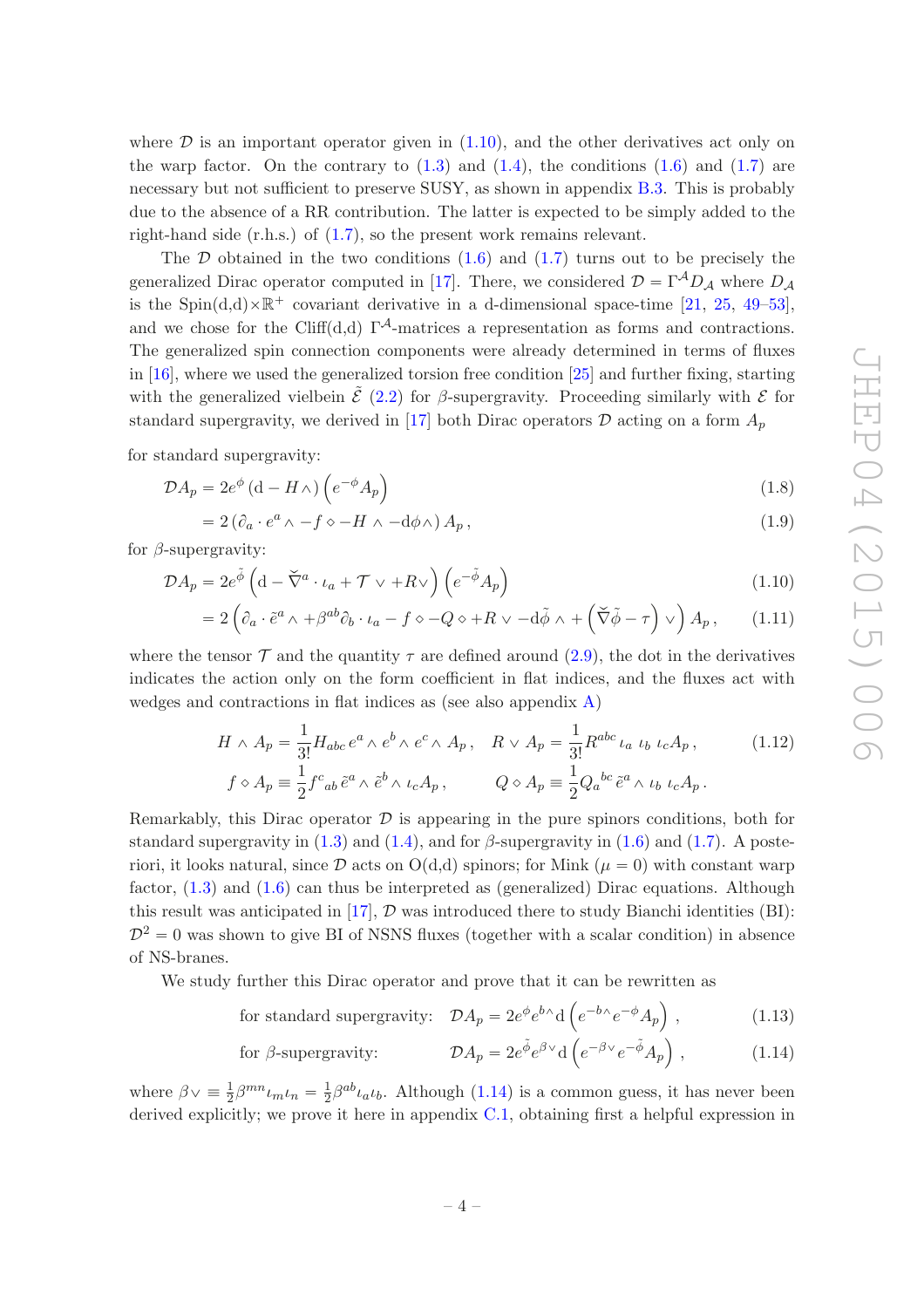where $\mathcal{D}$ is an important operator given in (1.10), and the other derivatives act only on the warp factor. On the contrary to (1.3) and (1.4), the conditions (1.6) and (1.7) are necessary but not sufficient to preserve SUSY, as shown in appendix B.3. This is probably due to the absence of a RR contribution. The latter is expected to be simply added to the right-hand side (r.h.s.) of (1.7), so the present work remains relevant.

The $\mathcal{D}$ obtained in the two conditions (1.6) and (1.7) turns out to be precisely the generalized Dirac operator computed in [17]. There, we considered $\mathcal{D} = \Gamma^{\mathcal{A}} D_{\mathcal{A}}$ where $D_{\mathcal{A}}$ is the Spin(d,d)$\times\mathbb{R}^+$ covariant derivative in a d-dimensional space-time [21, 25, 49–53], and we chose for the Cliff(d,d) $\Gamma^{\mathcal{A}}$-matrices a representation as forms and contractions. The generalized spin connection components were already determined in terms of fluxes in [16], where we used the generalized torsion free condition [25] and further fixing, starting with the generalized vielbein $\tilde{\mathcal{E}}$ (2.2) for $\beta$-supergravity. Proceeding similarly with $\mathcal{E}$ for standard supergravity, we derived in [17] both Dirac operators $\mathcal{D}$ acting on a form $A_p$

for standard supergravity:

$$\mathcal{D}A_p = 2e^{\phi}\left(\mathrm{d} - H\wedge\right)\left(e^{-\phi}A_p\right) \tag{1.8}$$

$$= 2\left(\partial_a \cdot e^a \wedge - f \diamond - H \wedge - \mathrm{d}\phi \wedge\right) A_p\,, \tag{1.9}$$

for $\beta$-supergravity:

$$\mathcal{D}A_p = 2e^{\tilde{\phi}}\left(\mathrm{d} - \check{\nabla}^a \cdot \iota_a + \mathcal{T} \vee + R\vee\right)\left(e^{-\tilde{\phi}}A_p\right) \tag{1.10}$$

$$= 2\left(\partial_a \cdot \tilde{e}^a \wedge + \beta^{ab}\partial_b \cdot \iota_a - f \diamond - Q \diamond + R \vee - \mathrm{d}\tilde{\phi} \wedge + \left(\check{\nabla}\tilde{\phi} - \tau\right) \vee\right) A_p\,, \tag{1.11}$$

where the tensor $\mathcal{T}$ and the quantity $\tau$ are defined around (2.9), the dot in the derivatives indicates the action only on the form coefficient in flat indices, and the fluxes act with wedges and contractions in flat indices as (see also appendix A)

$$H \wedge A_p = \frac{1}{3!}H_{abc}\, e^a \wedge e^b \wedge e^c \wedge A_p\,, \quad R \vee A_p = \frac{1}{3!}R^{abc}\,\iota_a\ \iota_b\ \iota_c A_p\,, \tag{1.12}$$

$$f \diamond A_p \equiv \frac{1}{2}f^c{}_{ab}\,\tilde{e}^a \wedge \tilde{e}^b \wedge \iota_c A_p\,, \qquad Q \diamond A_p \equiv \frac{1}{2}Q_a{}^{bc}\,\tilde{e}^a \wedge \iota_b\ \iota_c A_p\,.$$

Remarkably, this Dirac operator $\mathcal{D}$ is appearing in the pure spinors conditions, both for standard supergravity in (1.3) and (1.4), and for $\beta$-supergravity in (1.6) and (1.7). A posteriori, it looks natural, since $\mathcal{D}$ acts on O(d,d) spinors; for Mink ($\mu = 0$) with constant warp factor, (1.3) and (1.6) can thus be interpreted as (generalized) Dirac equations. Although this result was anticipated in [17], $\mathcal{D}$ was introduced there to study Bianchi identities (BI): $\mathcal{D}^2 = 0$ was shown to give BI of NSNS fluxes (together with a scalar condition) in absence of NS-branes.

We study further this Dirac operator and prove that it can be rewritten as

$$\text{for standard supergravity:} \quad \mathcal{D}A_p = 2e^{\phi}e^{b\wedge}\mathrm{d}\left(e^{-b\wedge}e^{-\phi}A_p\right)\,, \tag{1.13}$$

$$\text{for } \beta\text{-supergravity:} \quad \mathcal{D}A_p = 2e^{\tilde{\phi}}e^{\beta\vee}\mathrm{d}\left(e^{-\beta\vee}e^{-\tilde{\phi}}A_p\right)\,, \tag{1.14}$$

where $\beta\vee \equiv \frac{1}{2}\beta^{mn}\iota_m\iota_n = \frac{1}{2}\beta^{ab}\iota_a\iota_b$. Although (1.14) is a common guess, it has never been derived explicitly; we prove it here in appendix C.1, obtaining first a helpful expression in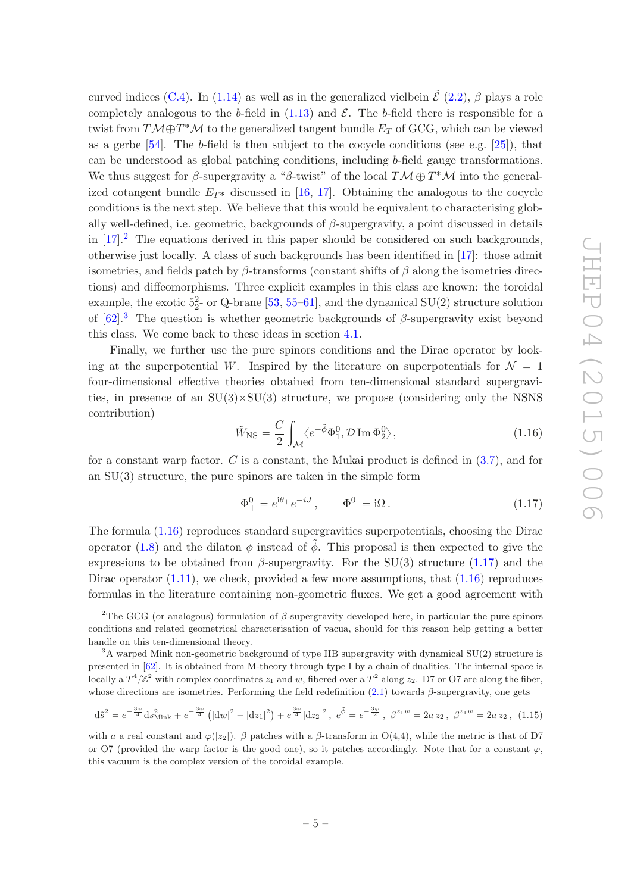curved indices (C.4). In (1.14) as well as in the generalized vielbein $\tilde{\mathcal{E}}$ (2.2), $\beta$ plays a role completely analogous to the $b$-field in (1.13) and $\mathcal{E}$. The $b$-field there is responsible for a twist from $T\mathcal{M}\oplus T^*\mathcal{M}$ to the generalized tangent bundle $E_T$ of GCG, which can be viewed as a gerbe [54]. The $b$-field is then subject to the cocycle conditions (see e.g. [25]), that can be understood as global patching conditions, including $b$-field gauge transformations. We thus suggest for $\beta$-supergravity a "$\beta$-twist" of the local $T\mathcal{M}\oplus T^*\mathcal{M}$ into the generalized cotangent bundle $E_{T^*}$ discussed in [16, 17]. Obtaining the analogous to the cocycle conditions is the next step. We believe that this would be equivalent to characterising globally well-defined, i.e. geometric, backgrounds of $\beta$-supergravity, a point discussed in details in [17].[2] The equations derived in this paper should be considered on such backgrounds, otherwise just locally. A class of such backgrounds has been identified in [17]: those admit isometries, and fields patch by $\beta$-transforms (constant shifts of $\beta$ along the isometries directions) and diffeomorphisms. Three explicit examples in this class are known: the toroidal example, the exotic $5^2_2$- or Q-brane [53, 55–61], and the dynamical SU(2) structure solution of [62].[3] The question is whether geometric backgrounds of $\beta$-supergravity exist beyond this class. We come back to these ideas in section 4.1.

Finally, we further use the pure spinors conditions and the Dirac operator by looking at the superpotential $W$. Inspired by the literature on superpotentials for $\mathcal{N}=1$ four-dimensional effective theories obtained from ten-dimensional standard supergravities, in presence of an SU(3)×SU(3) structure, we propose (considering only the NSNS contribution)

$$\tilde{W}_{\rm NS} = \frac{C}{2}\int_{\mathcal{M}} \langle e^{-\tilde{\phi}}\Phi_1^0, \mathcal{D}\,{\rm Im}\,\Phi_2^0\rangle\,, \tag{1.16}$$

for a constant warp factor. $C$ is a constant, the Mukai product is defined in (3.7), and for an SU(3) structure, the pure spinors are taken in the simple form

$$\Phi_+^0 = e^{{\rm i}\theta_+}e^{-{\rm i}J}\,, \qquad \Phi_-^0 = {\rm i}\Omega\,. \tag{1.17}$$

The formula (1.16) reproduces standard supergravities superpotentials, choosing the Dirac operator (1.8) and the dilaton $\phi$ instead of $\tilde{\phi}$. This proposal is then expected to give the expressions to be obtained from $\beta$-supergravity. For the SU(3) structure (1.17) and the Dirac operator (1.11), we check, provided a few more assumptions, that (1.16) reproduces formulas in the literature containing non-geometric fluxes. We get a good agreement with

---

[2] The GCG (or analogous) formulation of $\beta$-supergravity developed here, in particular the pure spinors conditions and related geometrical characterisation of vacua, should for this reason help getting a better handle on this ten-dimensional theory.

[3] A warped Mink non-geometric background of type IIB supergravity with dynamical SU(2) structure is presented in [62]. It is obtained from M-theory through type I by a chain of dualities. The internal space is locally a $T^4/\mathbb{Z}^2$ with complex coordinates $z_1$ and $w$, fibered over a $T^2$ along $z_2$. D7 or O7 are along the fiber, whose directions are isometries. Performing the field redefinition (2.1) towards $\beta$-supergravity, one gets

$$ {\rm d}\tilde{s}^2 = e^{-\frac{3\varphi}{4}}{\rm d}s^2_{\rm Mink} + e^{-\frac{3\varphi}{4}}\left(|{\rm d}w|^2+|{\rm d}z_1|^2\right) + e^{\frac{3\varphi}{4}}|{\rm d}z_2|^2\,,\ e^{\tilde{\phi}} = e^{-\frac{3\varphi}{2}}\,,\ \beta^{z_1 w} = 2a\,z_2\,,\ \beta^{\overline{z_1 w}} = 2a\,\overline{z_2}\,, \tag{1.15}$$

with $a$ a real constant and $\varphi(|z_2|)$. $\beta$ patches with a $\beta$-transform in O(4,4), while the metric is that of D7 or O7 (provided the warp factor is the good one), so it patches accordingly. Note that for a constant $\varphi$, this vacuum is the complex version of the toroidal example.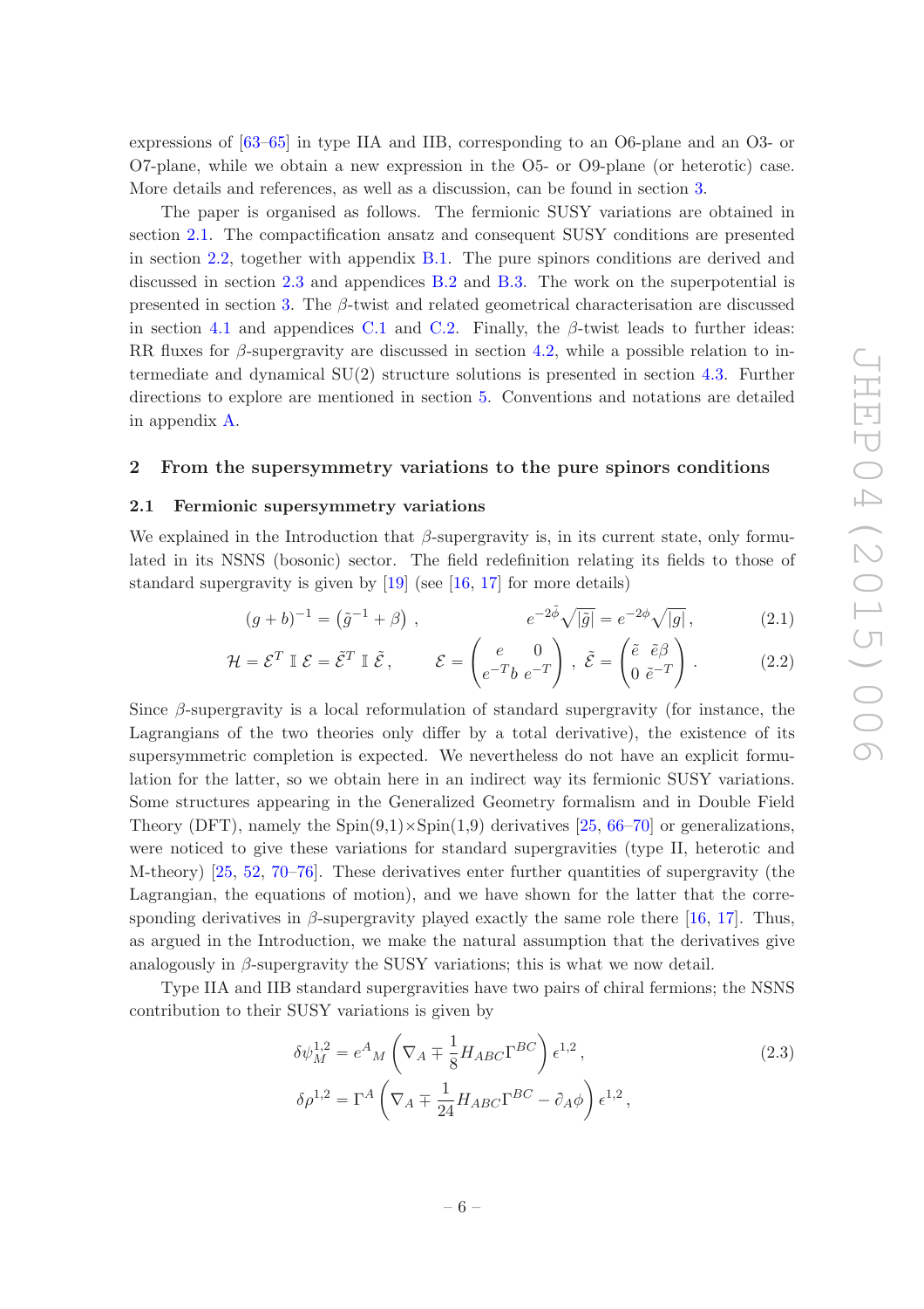expressions of [63–65] in type IIA and IIB, corresponding to an O6-plane and an O3- or O7-plane, while we obtain a new expression in the O5- or O9-plane (or heterotic) case. More details and references, as well as a discussion, can be found in section 3.

The paper is organised as follows. The fermionic SUSY variations are obtained in section 2.1. The compactification ansatz and consequent SUSY conditions are presented in section 2.2, together with appendix B.1. The pure spinors conditions are derived and discussed in section 2.3 and appendices B.2 and B.3. The work on the superpotential is presented in section 3. The $\beta$-twist and related geometrical characterisation are discussed in section 4.1 and appendices C.1 and C.2. Finally, the $\beta$-twist leads to further ideas: RR fluxes for $\beta$-supergravity are discussed in section 4.2, while a possible relation to intermediate and dynamical SU(2) structure solutions is presented in section 4.3. Further directions to explore are mentioned in section 5. Conventions and notations are detailed in appendix A.

## 2 From the supersymmetry variations to the pure spinors conditions

### 2.1 Fermionic supersymmetry variations

We explained in the Introduction that $\beta$-supergravity is, in its current state, only formulated in its NSNS (bosonic) sector. The field redefinition relating its fields to those of standard supergravity is given by [19] (see [16, 17] for more details)

$$(g+b)^{-1} = \left(\tilde{g}^{-1} + \beta\right) , \qquad\qquad e^{-2\tilde{\phi}}\sqrt{|\tilde{g}|} = e^{-2\phi}\sqrt{|g|} \,, \tag{2.1}$$

$$\mathcal{H} = \mathcal{E}^T \, \mathbb{I} \, \mathcal{E} = \tilde{\mathcal{E}}^T \, \mathbb{I} \, \tilde{\mathcal{E}} \,, \qquad \mathcal{E} = \begin{pmatrix} e & 0 \\ e^{-T}b & e^{-T} \end{pmatrix} \,, \; \tilde{\mathcal{E}} = \begin{pmatrix} \tilde{e} & \tilde{e}\beta \\ 0 & \tilde{e}^{-T} \end{pmatrix} \,. \tag{2.2}$$

Since $\beta$-supergravity is a local reformulation of standard supergravity (for instance, the Lagrangians of the two theories only differ by a total derivative), the existence of its supersymmetric completion is expected. We nevertheless do not have an explicit formulation for the latter, so we obtain here in an indirect way its fermionic SUSY variations. Some structures appearing in the Generalized Geometry formalism and in Double Field Theory (DFT), namely the Spin(9,1)×Spin(1,9) derivatives [25, 66–70] or generalizations, were noticed to give these variations for standard supergravities (type II, heterotic and M-theory) [25, 52, 70–76]. These derivatives enter further quantities of supergravity (the Lagrangian, the equations of motion), and we have shown for the latter that the corresponding derivatives in $\beta$-supergravity played exactly the same role there [16, 17]. Thus, as argued in the Introduction, we make the natural assumption that the derivatives give analogously in $\beta$-supergravity the SUSY variations; this is what we now detail.

Type IIA and IIB standard supergravities have two pairs of chiral fermions; the NSNS contribution to their SUSY variations is given by

$$\begin{aligned}
\delta\psi_M^{1,2} &= e^A{}_M \left(\nabla_A \mp \frac{1}{8} H_{ABC}\Gamma^{BC}\right)\epsilon^{1,2} \,, \\
\delta\rho^{1,2} &= \Gamma^A \left(\nabla_A \mp \frac{1}{24} H_{ABC}\Gamma^{BC} - \partial_A\phi\right)\epsilon^{1,2} \,,
\end{aligned} \tag{2.3}$$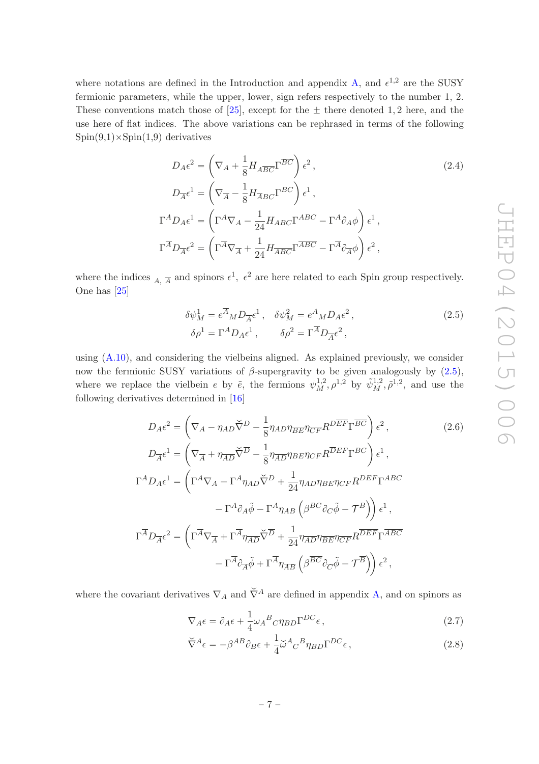where notations are defined in the Introduction and appendix A, and $\epsilon^{1,2}$ are the SUSY fermionic parameters, while the upper, lower, sign refers respectively to the number 1, 2. These conventions match those of [25], except for the $\pm$ there denoted 1, 2 here, and the use here of flat indices. The above variations can be rephrased in terms of the following Spin(9,1)×Spin(1,9) derivatives

$$
\begin{aligned}
D_A\epsilon^2 &= \left(\nabla_A + \frac{1}{8}H_{A\overline{BC}}\Gamma^{\overline{BC}}\right)\epsilon^2\,, \\
D_{\overline{A}}\epsilon^1 &= \left(\nabla_{\overline{A}} - \frac{1}{8}H_{\overline{A}BC}\Gamma^{BC}\right)\epsilon^1\,, \\
\Gamma^A D_A\epsilon^1 &= \left(\Gamma^A\nabla_A - \frac{1}{24}H_{ABC}\Gamma^{ABC} - \Gamma^A\partial_A\phi\right)\epsilon^1\,, \\
\Gamma^{\overline{A}} D_{\overline{A}}\epsilon^2 &= \left(\Gamma^{\overline{A}}\nabla_{\overline{A}} + \frac{1}{24}H_{\overline{ABC}}\Gamma^{\overline{ABC}} - \Gamma^{\overline{A}}\partial_{\overline{A}}\phi\right)\epsilon^2\,,
\end{aligned}
\tag{2.4}
$$

where the indices ${}_{A,\ \overline{A}}$ and spinors $\epsilon^1$, $\epsilon^2$ are here related to each Spin group respectively. One has [25]

$$
\begin{aligned}
\delta\psi^1_M &= e^{\overline{A}}{}_M D_{\overline{A}}\epsilon^1\,, \quad \delta\psi^2_M = e^A{}_M D_A\epsilon^2\,, \\
\delta\rho^1 &= \Gamma^A D_A\epsilon^1\,, \qquad \delta\rho^2 = \Gamma^{\overline{A}} D_{\overline{A}}\epsilon^2\,,
\end{aligned}
\tag{2.5}
$$

using (A.10), and considering the vielbeins aligned. As explained previously, we consider now the fermionic SUSY variations of $\beta$-supergravity to be given analogously by (2.5), where we replace the vielbein $e$ by $\tilde{e}$, the fermions $\psi^{1,2}_M, \rho^{1,2}$ by $\tilde{\psi}^{1,2}_M, \tilde{\rho}^{1,2}$, and use the following derivatives determined in [16]

$$
\begin{aligned}
D_A\epsilon^2 &= \left(\nabla_A - \eta_{AD}\check{\nabla}^D - \frac{1}{8}\eta_{AD}\eta_{\overline{BE}}\eta_{\overline{CF}}R^{D\overline{EF}}\Gamma^{\overline{BC}}\right)\epsilon^2\,, \\
D_{\overline{A}}\epsilon^1 &= \left(\nabla_{\overline{A}} + \eta_{\overline{AD}}\check{\nabla}^{\overline{D}} - \frac{1}{8}\eta_{\overline{AD}}\eta_{BE}\eta_{CF}R^{\overline{D}EF}\Gamma^{BC}\right)\epsilon^1\,, \\
\Gamma^A D_A\epsilon^1 &= \bigg(\Gamma^A\nabla_A - \Gamma^A\eta_{AD}\check{\nabla}^D + \frac{1}{24}\eta_{AD}\eta_{BE}\eta_{CF}R^{DEF}\Gamma^{ABC} \\
&\qquad - \Gamma^A\partial_A\tilde{\phi} - \Gamma^A\eta_{AB}\left(\beta^{BC}\partial_C\tilde{\phi} - \mathcal{T}^B\right)\bigg)\epsilon^1\,, \\
\Gamma^{\overline{A}} D_{\overline{A}}\epsilon^2 &= \bigg(\Gamma^{\overline{A}}\nabla_{\overline{A}} + \Gamma^{\overline{A}}\eta_{\overline{AD}}\check{\nabla}^{\overline{D}} + \frac{1}{24}\eta_{\overline{AD}}\eta_{\overline{BE}}\eta_{\overline{CF}}R^{\overline{DEF}}\Gamma^{\overline{ABC}} \\
&\qquad - \Gamma^{\overline{A}}\partial_{\overline{A}}\tilde{\phi} + \Gamma^{\overline{A}}\eta_{\overline{AB}}\left(\beta^{\overline{BC}}\partial_{\overline{C}}\tilde{\phi} - \mathcal{T}^{\overline{B}}\right)\bigg)\epsilon^2\,,
\end{aligned}
\tag{2.6}
$$

where the covariant derivatives $\nabla_A$ and $\check{\nabla}^A$ are defined in appendix A, and on spinors as

$$
\nabla_A\epsilon = \partial_A\epsilon + \frac{1}{4}\omega_A{}^B{}_C\eta_{BD}\Gamma^{DC}\epsilon\,,
\tag{2.7}
$$

$$
\check{\nabla}^A\epsilon = -\beta^{AB}\partial_B\epsilon + \frac{1}{4}\check{\omega}^A{}_C{}^B\eta_{BD}\Gamma^{DC}\epsilon\,,
\tag{2.8}
$$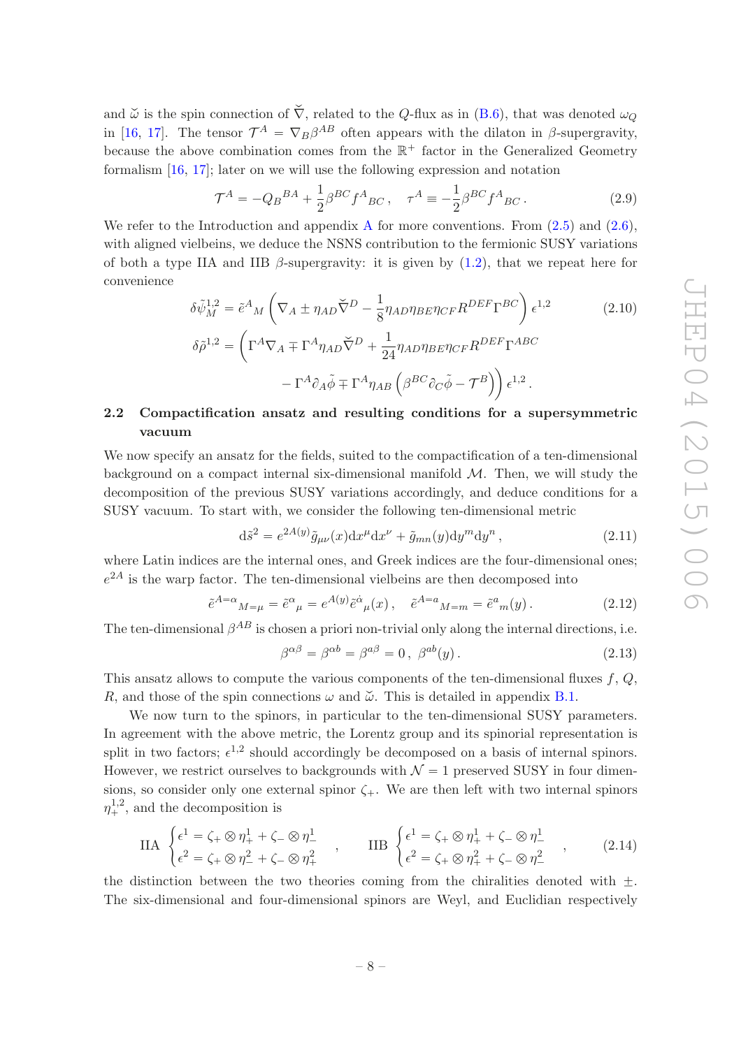and $\breve{\omega}$ is the spin connection of $\breve{\nabla}$, related to the $Q$-flux as in (B.6), that was denoted $\omega_Q$ in [16, 17]. The tensor $\mathcal{T}^A = \nabla_B \beta^{AB}$ often appears with the dilaton in $\beta$-supergravity, because the above combination comes from the $\mathbb{R}^+$ factor in the Generalized Geometry formalism [16, 17]; later on we will use the following expression and notation

$$\mathcal{T}^A = -Q_B{}^{BA} + \frac{1}{2}\beta^{BC} f^A{}_{BC}\,, \quad \tau^A \equiv -\frac{1}{2}\beta^{BC} f^A{}_{BC}\,. \tag{2.9}$$

We refer to the Introduction and appendix A for more conventions. From (2.5) and (2.6), with aligned vielbeins, we deduce the NSNS contribution to the fermionic SUSY variations of both a type IIA and IIB $\beta$-supergravity: it is given by (1.2), that we repeat here for convenience

$$\begin{aligned}
\delta\tilde{\psi}^{1,2}_M &= \tilde{e}^A{}_M \left( \nabla_A \pm \eta_{AD} \breve{\nabla}^D - \frac{1}{8} \eta_{AD}\eta_{BE}\eta_{CF} R^{DEF}\Gamma^{BC} \right) \epsilon^{1,2} \\
\delta\tilde{\rho}^{1,2} &= \bigg( \Gamma^A \nabla_A \mp \Gamma^A \eta_{AD} \breve{\nabla}^D + \frac{1}{24} \eta_{AD}\eta_{BE}\eta_{CF} R^{DEF}\Gamma^{ABC} \\
&\qquad - \Gamma^A \partial_A \tilde{\phi} \mp \Gamma^A \eta_{AB} \left( \beta^{BC}\partial_C\tilde{\phi} - \mathcal{T}^B \right) \bigg) \epsilon^{1,2}\,.
\end{aligned} \tag{2.10}$$

## 2.2 Compactification ansatz and resulting conditions for a supersymmetric vacuum

We now specify an ansatz for the fields, suited to the compactification of a ten-dimensional background on a compact internal six-dimensional manifold $\mathcal{M}$. Then, we will study the decomposition of the previous SUSY variations accordingly, and deduce conditions for a SUSY vacuum. To start with, we consider the following ten-dimensional metric

$$\mathrm{d}\tilde{s}^2 = e^{2A(y)} \tilde{g}_{\mu\nu}(x) \mathrm{d}x^\mu \mathrm{d}x^\nu + \tilde{g}_{mn}(y) \mathrm{d}y^m \mathrm{d}y^n\,, \tag{2.11}$$

where Latin indices are the internal ones, and Greek indices are the four-dimensional ones; $e^{2A}$ is the warp factor. The ten-dimensional vielbeins are then decomposed into

$$\tilde{e}^{A=\alpha}{}_{M=\mu} = \tilde{e}^\alpha{}_\mu = e^{A(y)} \tilde{e}^{\dot{\alpha}}{}_\mu(x)\,, \quad \tilde{e}^{A=a}{}_{M=m} = \tilde{e}^a{}_m(y)\,. \tag{2.12}$$

The ten-dimensional $\beta^{AB}$ is chosen a priori non-trivial only along the internal directions, i.e.

$$\beta^{\alpha\beta} = \beta^{\alpha b} = \beta^{a\beta} = 0\,,\ \beta^{ab}(y)\,. \tag{2.13}$$

This ansatz allows to compute the various components of the ten-dimensional fluxes $f$, $Q$, $R$, and those of the spin connections $\omega$ and $\breve{\omega}$. This is detailed in appendix B.1.

We now turn to the spinors, in particular to the ten-dimensional SUSY parameters. In agreement with the above metric, the Lorentz group and its spinorial representation is split in two factors; $\epsilon^{1,2}$ should accordingly be decomposed on a basis of internal spinors. However, we restrict ourselves to backgrounds with $\mathcal{N}=1$ preserved SUSY in four dimensions, so consider only one external spinor $\zeta_+$. We are then left with two internal spinors $\eta^{1,2}_+$, and the decomposition is

$$\text{IIA} \begin{cases} \epsilon^1 = \zeta_+ \otimes \eta^1_+ + \zeta_- \otimes \eta^1_- \\ \epsilon^2 = \zeta_+ \otimes \eta^2_- + \zeta_- \otimes \eta^2_+ \end{cases}, \qquad \text{IIB} \begin{cases} \epsilon^1 = \zeta_+ \otimes \eta^1_+ + \zeta_- \otimes \eta^1_- \\ \epsilon^2 = \zeta_+ \otimes \eta^2_+ + \zeta_- \otimes \eta^2_- \end{cases}, \tag{2.14}$$

the distinction between the two theories coming from the chiralities denoted with $\pm$. The six-dimensional and four-dimensional spinors are Weyl, and Euclidian respectively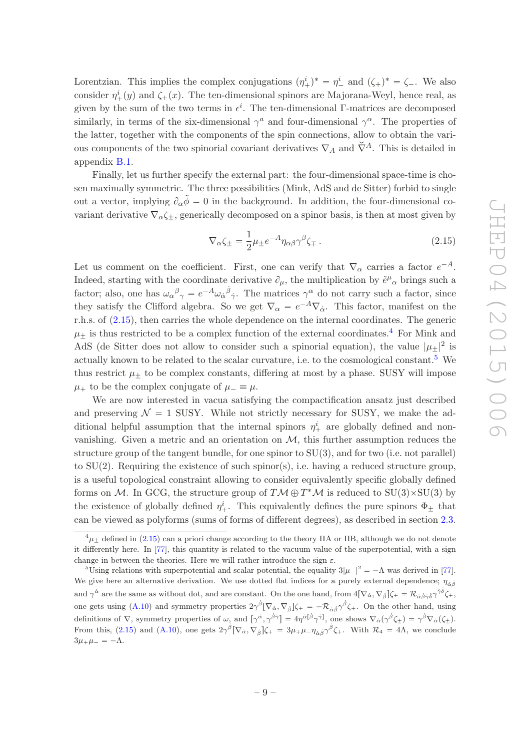Lorentzian. This implies the complex conjugations $(\eta^i_+)^* = \eta^i_-$ and $(\zeta_+)^* = \zeta_-$. We also consider $\eta^i_+(y)$ and $\zeta_+(x)$. The ten-dimensional spinors are Majorana-Weyl, hence real, as given by the sum of the two terms in $\epsilon^i$. The ten-dimensional Γ-matrices are decomposed similarly, in terms of the six-dimensional $\gamma^a$ and four-dimensional $\gamma^\alpha$. The properties of the latter, together with the components of the spin connections, allow to obtain the various components of the two spinorial covariant derivatives $\nabla_A$ and $\check{\nabla}^A$. This is detailed in appendix B.1.

Finally, let us further specify the external part: the four-dimensional space-time is chosen maximally symmetric. The three possibilities (Mink, AdS and de Sitter) forbid to single out a vector, implying $\partial_\alpha \tilde{\phi} = 0$ in the background. In addition, the four-dimensional covariant derivative $\nabla_\alpha \zeta_\pm$, generically decomposed on a spinor basis, is then at most given by

$$\nabla_\alpha \zeta_\pm = \frac{1}{2}\mu_\pm e^{-A} \eta_{\alpha\beta}\gamma^\beta \zeta_\mp \,. \tag{2.15}$$

Let us comment on the coefficient. First, one can verify that $\nabla_\alpha$ carries a factor $e^{-A}$. Indeed, starting with the coordinate derivative $\partial_\mu$, the multiplication by $\tilde{e}^\mu{}_\alpha$ brings such a factor; also, one has $\omega_\alpha{}^\beta{}_\gamma = e^{-A}\omega_{\dot{\alpha}}{}^{\dot{\beta}}{}_{\dot{\gamma}}$. The matrices $\gamma^\alpha$ do not carry such a factor, since they satisfy the Clifford algebra. So we get $\nabla_\alpha = e^{-A}\nabla_{\dot{\alpha}}$. This factor, manifest on the r.h.s. of (2.15), then carries the whole dependence on the internal coordinates. The generic $\mu_\pm$ is thus restricted to be a complex function of the external coordinates.[4] For Mink and AdS (de Sitter does not allow to consider such a spinorial equation), the value $|\mu_\pm|^2$ is actually known to be related to the scalar curvature, i.e. to the cosmological constant.[5] We thus restrict $\mu_\pm$ to be complex constants, differing at most by a phase. SUSY will impose $\mu_+$ to be the complex conjugate of $\mu_- \equiv \mu$.

We are now interested in vacua satisfying the compactification ansatz just described and preserving $\mathcal{N} = 1$ SUSY. While not strictly necessary for SUSY, we make the additional helpful assumption that the internal spinors $\eta^i_+$ are globally defined and non-vanishing. Given a metric and an orientation on $\mathcal{M}$, this further assumption reduces the structure group of the tangent bundle, for one spinor to SU(3), and for two (i.e. not parallel) to SU(2). Requiring the existence of such spinor(s), i.e. having a reduced structure group, is a useful topological constraint allowing to consider equivalently specific globally defined forms on $\mathcal{M}$. In GCG, the structure group of $T\mathcal{M} \oplus T^*\mathcal{M}$ is reduced to SU(3)×SU(3) by the existence of globally defined $\eta^i_+$. This equivalently defines the pure spinors $\Phi_\pm$ that can be viewed as polyforms (sums of forms of different degrees), as described in section 2.3.

---

[4] $\mu_\pm$ defined in (2.15) can a priori change according to the theory IIA or IIB, although we do not denote it differently here. In [77], this quantity is related to the vacuum value of the superpotential, with a sign change in between the theories. Here we will rather introduce the sign $\varepsilon$.

[5] Using relations with superpotential and scalar potential, the equality $3|\mu_-|^2 = -\Lambda$ was derived in [77]. We give here an alternative derivation. We use dotted flat indices for a purely external dependence; $\eta_{\dot{\alpha}\dot{\beta}}$ and $\gamma^{\dot{\alpha}}$ are the same as without dot, and are constant. On the one hand, from $4[\nabla_{\dot{\alpha}}, \nabla_{\dot{\beta}}]\zeta_+ = \mathcal{R}_{\dot{\alpha}\dot{\beta}\dot{\gamma}\dot{\delta}}\gamma^{\dot{\gamma}\dot{\delta}}\zeta_+$, one gets using (A.10) and symmetry properties $2\gamma^{\dot{\beta}}[\nabla_{\dot{\alpha}}, \nabla_{\dot{\beta}}]\zeta_+ = -\mathcal{R}_{\dot{\alpha}\dot{\beta}}\gamma^{\dot{\beta}}\zeta_+$. On the other hand, using definitions of $\nabla$, symmetry properties of $\omega$, and $[\gamma^{\dot{\alpha}}, \gamma^{\dot{\beta}\dot{\gamma}}] = 4\eta^{\dot{\alpha}[\dot{\beta}}\gamma^{\dot{\gamma}]}$, one shows $\nabla_{\dot{\alpha}}(\gamma^{\dot{\beta}}\zeta_\pm) = \gamma^{\dot{\beta}}\nabla_{\dot{\alpha}}(\zeta_\pm)$. From this, (2.15) and (A.10), one gets $2\gamma^{\dot{\beta}}[\nabla_{\dot{\alpha}}, \nabla_{\dot{\beta}}]\zeta_+ = 3\mu_+\mu_-\eta_{\dot{\alpha}\dot{\beta}}\gamma^{\dot{\beta}}\zeta_+$. With $\mathcal{R}_4 = 4\Lambda$, we conclude $3\mu_+\mu_- = -\Lambda$.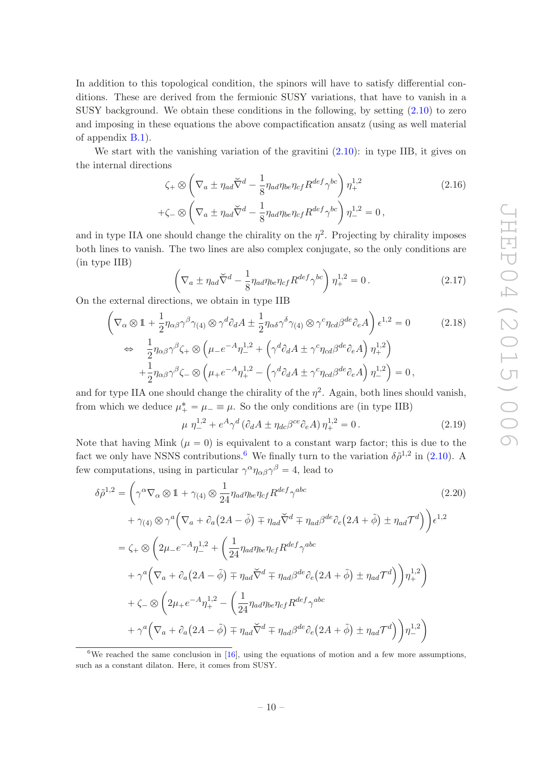In addition to this topological condition, the spinors will have to satisfy differential conditions. These are derived from the fermionic SUSY variations, that have to vanish in a SUSY background. We obtain these conditions in the following, by setting (2.10) to zero and imposing in these equations the above compactification ansatz (using as well material of appendix B.1).

We start with the vanishing variation of the gravitini (2.10): in type IIB, it gives on the internal directions

$$
\begin{aligned}
&\zeta_+ \otimes \left( \nabla_a \pm \eta_{ad} \check{\nabla}^d - \frac{1}{8} \eta_{ad}\eta_{be}\eta_{cf} R^{def} \gamma^{bc} \right) \eta_+^{1,2} \\
&+ \zeta_- \otimes \left( \nabla_a \pm \eta_{ad} \check{\nabla}^d - \frac{1}{8} \eta_{ad}\eta_{be}\eta_{cf} R^{def} \gamma^{bc} \right) \eta_-^{1,2} = 0 \,,
\end{aligned}
\tag{2.16}
$$

and in type IIA one should change the chirality on the $\eta^2$. Projecting by chirality imposes both lines to vanish. The two lines are also complex conjugate, so the only conditions are (in type IIB)

$$
\left( \nabla_a \pm \eta_{ad} \check{\nabla}^d - \frac{1}{8} \eta_{ad}\eta_{be}\eta_{cf} R^{def} \gamma^{bc} \right) \eta_+^{1,2} = 0 \,. \tag{2.17}
$$

On the external directions, we obtain in type IIB

$$
\begin{aligned}
&\left( \nabla_\alpha \otimes \mathbb{1} + \frac{1}{2} \eta_{\alpha\beta} \gamma^\beta \gamma_{(4)} \otimes \gamma^d \partial_d A \pm \frac{1}{2} \eta_{\alpha\delta} \gamma^\delta \gamma_{(4)} \otimes \gamma^c \eta_{cd} \beta^{de} \partial_e A \right) \epsilon^{1,2} = 0 \\
\Leftrightarrow \quad & \frac{1}{2} \eta_{\alpha\beta} \gamma^\beta \zeta_+ \otimes \left( \mu_- e^{-A} \eta_-^{1,2} + \left( \gamma^d \partial_d A \pm \gamma^c \eta_{cd} \beta^{de} \partial_e A \right) \eta_+^{1,2} \right) \\
& + \frac{1}{2} \eta_{\alpha\beta} \gamma^\beta \zeta_- \otimes \left( \mu_+ e^{-A} \eta_+^{1,2} - \left( \gamma^d \partial_d A \pm \gamma^c \eta_{cd} \beta^{de} \partial_e A \right) \eta_-^{1,2} \right) = 0 \,,
\end{aligned}
\tag{2.18}
$$

and for type IIA one should change the chirality of the $\eta^2$. Again, both lines should vanish, from which we deduce $\mu_+^* = \mu_- \equiv \mu$. So the only conditions are (in type IIB)

$$
\mu \, \eta_-^{1,2} + e^A \gamma^d \left( \partial_d A \pm \eta_{dc} \beta^{ce} \partial_e A \right) \eta_+^{1,2} = 0 \,. \tag{2.19}
$$

Note that having Mink ($\mu = 0$) is equivalent to a constant warp factor; this is due to the fact we only have NSNS contributions.[6] We finally turn to the variation $\delta\tilde{\rho}^{1,2}$ in (2.10). A few computations, using in particular $\gamma^\alpha \eta_{\alpha\beta} \gamma^\beta = 4$, lead to

$$
\begin{aligned}
\delta\tilde{\rho}^{1,2} = & \left( \gamma^\alpha \nabla_\alpha \otimes \mathbb{1} + \gamma_{(4)} \otimes \frac{1}{24} \eta_{ad}\eta_{be}\eta_{cf} R^{def} \gamma^{abc} \right. \\
& \left. + \gamma_{(4)} \otimes \gamma^a \Big( \nabla_a + \partial_a \big(2A - \tilde{\phi}\big) \mp \eta_{ad} \check{\nabla}^d \mp \eta_{ad} \beta^{de} \partial_e \big(2A + \tilde{\phi}\big) \pm \eta_{ad} \mathcal{T}^d \Big) \right) \epsilon^{1,2} \\
= & \ \zeta_+ \otimes \left( 2\mu_- e^{-A} \eta_-^{1,2} + \left( \frac{1}{24} \eta_{ad}\eta_{be}\eta_{cf} R^{def} \gamma^{abc} \right. \right. \\
& \left. \left. + \gamma^a \Big( \nabla_a + \partial_a \big(2A - \tilde{\phi}\big) \mp \eta_{ad} \check{\nabla}^d \mp \eta_{ad} \beta^{de} \partial_e \big(2A + \tilde{\phi}\big) \pm \eta_{ad} \mathcal{T}^d \Big) \right) \eta_+^{1,2} \right) \\
& + \zeta_- \otimes \left( 2\mu_+ e^{-A} \eta_+^{1,2} - \left( \frac{1}{24} \eta_{ad}\eta_{be}\eta_{cf} R^{def} \gamma^{abc} \right. \right. \\
& \left. \left. + \gamma^a \Big( \nabla_a + \partial_a \big(2A - \tilde{\phi}\big) \mp \eta_{ad} \check{\nabla}^d \mp \eta_{ad} \beta^{de} \partial_e \big(2A + \tilde{\phi}\big) \pm \eta_{ad} \mathcal{T}^d \Big) \right) \eta_-^{1,2} \right)
\end{aligned}
\tag{2.20}
$$

---

[6] We reached the same conclusion in [16], using the equations of motion and a few more assumptions, such as a constant dilaton. Here, it comes from SUSY.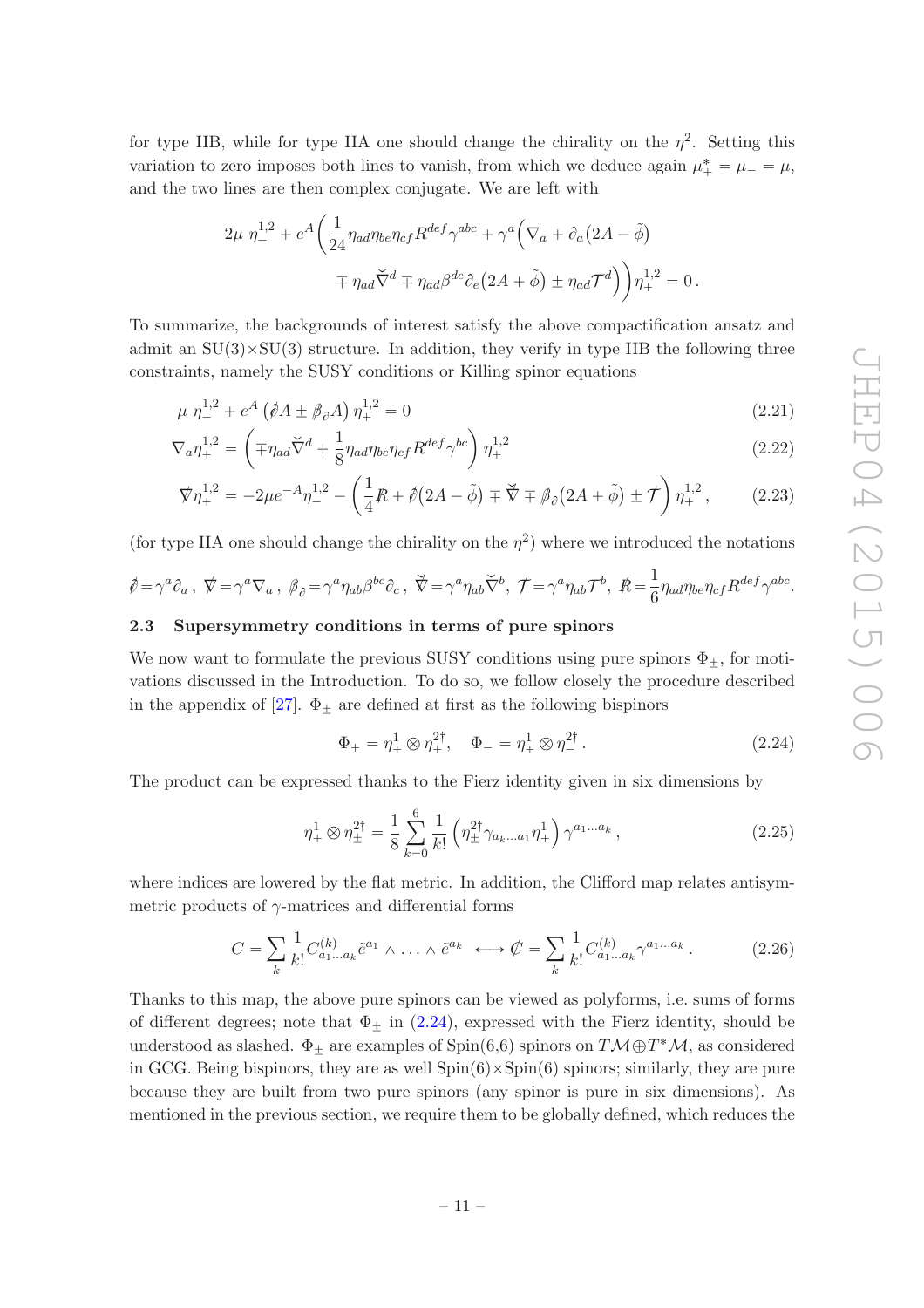for type IIB, while for type IIA one should change the chirality on the $\eta^2$. Setting this variation to zero imposes both lines to vanish, from which we deduce again $\mu_+^* = \mu_- = \mu$, and the two lines are then complex conjugate. We are left with

$$
2\mu\ \eta_-^{1,2} + e^A \bigg( \frac{1}{24} \eta_{ad}\eta_{be}\eta_{cf} R^{def} \gamma^{abc} + \gamma^a \Big( \nabla_a + \partial_a \big(2A - \tilde{\phi}\big) \\ \mp \eta_{ad} \check{\nabla}^d \mp \eta_{ad}\beta^{de}\partial_e \big(2A + \tilde{\phi}\big) \pm \eta_{ad}\mathcal{T}^d \Big) \bigg) \eta_+^{1,2} = 0 \,.
$$

To summarize, the backgrounds of interest satisfy the above compactification ansatz and admit an SU(3)×SU(3) structure. In addition, they verify in type IIB the following three constraints, namely the SUSY conditions or Killing spinor equations

$$
\mu\ \eta_-^{1,2} + e^A \left( \partial\!\!\!/ A \pm \beta\!\!\!/_\partial A \right) \eta_+^{1,2} = 0 \tag{2.21}
$$

$$
\nabla_a \eta_+^{1,2} = \left( \mp \eta_{ad} \check{\nabla}^d + \frac{1}{8} \eta_{ad}\eta_{be}\eta_{cf} R^{def} \gamma^{bc} \right) \eta_+^{1,2} \tag{2.22}
$$

$$
\nabla\!\!\!/ \eta_+^{1,2} = -2\mu e^{-A} \eta_-^{1,2} - \left( \frac{1}{4} R\!\!\!/ + \partial\!\!\!/ \big(2A - \tilde{\phi}\big) \mp \check{\nabla}\!\!\!/ \mp \beta\!\!\!/_\partial \big(2A + \tilde{\phi}\big) \pm \mathcal{T}\!\!\!/ \right) \eta_+^{1,2} \,, \tag{2.23}
$$

(for type IIA one should change the chirality on the $\eta^2$) where we introduced the notations

$$
\partial\!\!\!/ = \gamma^a \partial_a \,,\ \nabla\!\!\!/ = \gamma^a \nabla_a \,,\ \beta\!\!\!/_\partial = \gamma^a \eta_{ab} \beta^{bc} \partial_c \,,\ \check{\nabla}\!\!\!/ = \gamma^a \eta_{ab} \check{\nabla}^b ,\ \mathcal{T}\!\!\!/ = \gamma^a \eta_{ab} \mathcal{T}^b ,\ R\!\!\!/ = \frac{1}{6} \eta_{ad}\eta_{be}\eta_{cf} R^{def} \gamma^{abc} .
$$

### 2.3 Supersymmetry conditions in terms of pure spinors

We now want to formulate the previous SUSY conditions using pure spinors $\Phi_\pm$, for motivations discussed in the Introduction. To do so, we follow closely the procedure described in the appendix of [27]. $\Phi_\pm$ are defined at first as the following bispinors

$$
\Phi_+ = \eta_+^1 \otimes \eta_+^{2\dagger} , \quad \Phi_- = \eta_+^1 \otimes \eta_-^{2\dagger} \,. \tag{2.24}
$$

The product can be expressed thanks to the Fierz identity given in six dimensions by

$$
\eta_+^1 \otimes \eta_\pm^{2\dagger} = \frac{1}{8} \sum_{k=0}^{6} \frac{1}{k!} \left( \eta_\pm^{2\dagger} \gamma_{a_k \ldots a_1} \eta_+^1 \right) \gamma^{a_1 \ldots a_k} \,, \tag{2.25}
$$

where indices are lowered by the flat metric. In addition, the Clifford map relates antisymmetric products of $\gamma$-matrices and differential forms

$$
C = \sum_k \frac{1}{k!} C^{(k)}_{a_1 \ldots a_k} \tilde{e}^{a_1} \wedge \ldots \wedge \tilde{e}^{a_k} \ \longleftrightarrow C\!\!\!/ = \sum_k \frac{1}{k!} C^{(k)}_{a_1 \ldots a_k} \gamma^{a_1 \ldots a_k} \,. \tag{2.26}
$$

Thanks to this map, the above pure spinors can be viewed as polyforms, i.e. sums of forms of different degrees; note that $\Phi_\pm$ in (2.24), expressed with the Fierz identity, should be understood as slashed. $\Phi_\pm$ are examples of Spin(6,6) spinors on $T\mathcal{M} \oplus T^*\mathcal{M}$, as considered in GCG. Being bispinors, they are as well Spin(6)×Spin(6) spinors; similarly, they are pure because they are built from two pure spinors (any spinor is pure in six dimensions). As mentioned in the previous section, we require them to be globally defined, which reduces the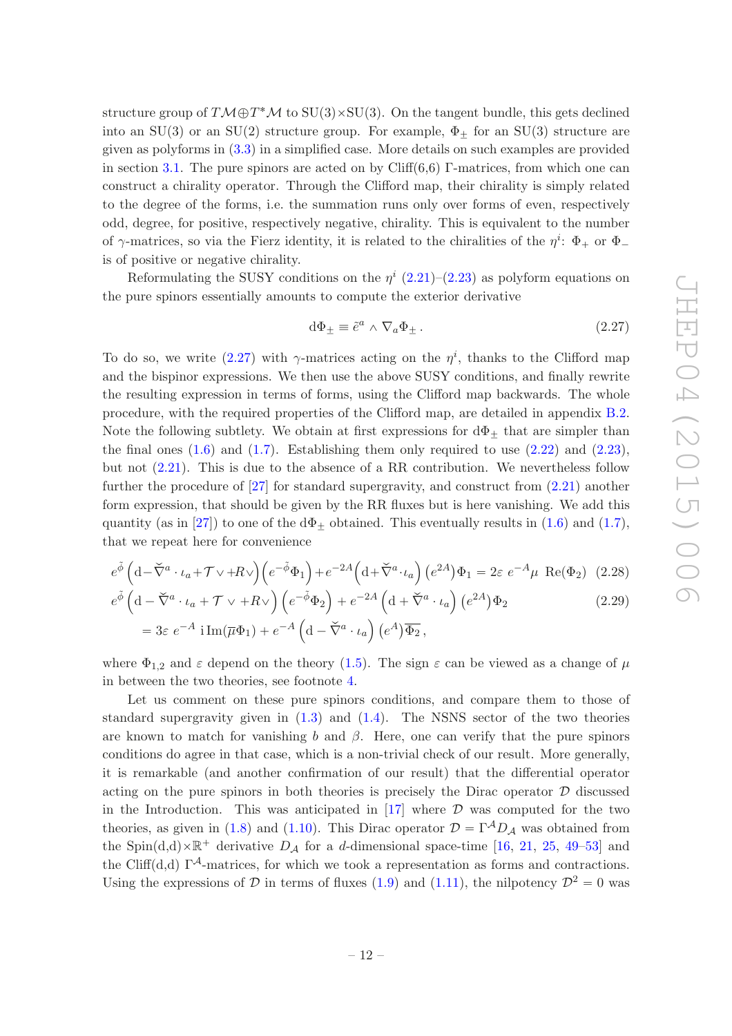structure group of $T\mathcal{M}\oplus T^*\mathcal{M}$ to SU(3)×SU(3). On the tangent bundle, this gets declined into an SU(3) or an SU(2) structure group. For example, $\Phi_\pm$ for an SU(3) structure are given as polyforms in (3.3) in a simplified case. More details on such examples are provided in section 3.1. The pure spinors are acted on by Cliff(6,6) Γ-matrices, from which one can construct a chirality operator. Through the Clifford map, their chirality is simply related to the degree of the forms, i.e. the summation runs only over forms of even, respectively odd, degree, for positive, respectively negative, chirality. This is equivalent to the number of $\gamma$-matrices, so via the Fierz identity, it is related to the chiralities of the $\eta^i$: $\Phi_+$ or $\Phi_-$ is of positive or negative chirality.

Reformulating the SUSY conditions on the $\eta^i$ (2.21)–(2.23) as polyform equations on the pure spinors essentially amounts to compute the exterior derivative

$$\mathrm{d}\Phi_\pm \equiv \tilde{e}^a \wedge \nabla_a \Phi_\pm \,. \tag{2.27}$$

To do so, we write (2.27) with $\gamma$-matrices acting on the $\eta^i$, thanks to the Clifford map and the bispinor expressions. We then use the above SUSY conditions, and finally rewrite the resulting expression in terms of forms, using the Clifford map backwards. The whole procedure, with the required properties of the Clifford map, are detailed in appendix B.2. Note the following subtlety. We obtain at first expressions for $\mathrm{d}\Phi_\pm$ that are simpler than the final ones (1.6) and (1.7). Establishing them only required to use (2.22) and (2.23), but not (2.21). This is due to the absence of a RR contribution. We nevertheless follow further the procedure of [27] for standard supergravity, and construct from (2.21) another form expression, that should be given by the RR fluxes but is here vanishing. We add this quantity (as in [27]) to one of the $\mathrm{d}\Phi_\pm$ obtained. This eventually results in (1.6) and (1.7), that we repeat here for convenience

$$e^{\tilde{\phi}}\Big(\mathrm{d}-\breve{\nabla}^a\cdot\iota_a+\mathcal{T}\vee+R\vee\Big)\Big(e^{-\tilde{\phi}}\Phi_1\Big)+e^{-2A}\Big(\mathrm{d}+\breve{\nabla}^a\cdot\iota_a\Big)\left(e^{2A}\right)\Phi_1=2\varepsilon\; e^{-A}\mu\;\,\mathrm{Re}(\Phi_2) \tag{2.28}$$

$$\begin{aligned}
&e^{\tilde{\phi}}\left(\mathrm{d}-\breve{\nabla}^a\cdot\iota_a+\mathcal{T}\vee+R\vee\right)\left(e^{-\tilde{\phi}}\Phi_2\right)+e^{-2A}\left(\mathrm{d}+\breve{\nabla}^a\cdot\iota_a\right)\left(e^{2A}\right)\Phi_2 \\
&\quad=3\varepsilon\; e^{-A}\;\mathrm{i}\,\mathrm{Im}(\overline{\mu}\Phi_1)+e^{-A}\left(\mathrm{d}-\breve{\nabla}^a\cdot\iota_a\right)\left(e^{A}\right)\overline{\Phi_2}\,,
\end{aligned} \tag{2.29}$$

where $\Phi_{1,2}$ and $\varepsilon$ depend on the theory (1.5). The sign $\varepsilon$ can be viewed as a change of $\mu$ in between the two theories, see footnote 4.

Let us comment on these pure spinors conditions, and compare them to those of standard supergravity given in (1.3) and (1.4). The NSNS sector of the two theories are known to match for vanishing $b$ and $\beta$. Here, one can verify that the pure spinors conditions do agree in that case, which is a non-trivial check of our result. More generally, it is remarkable (and another confirmation of our result) that the differential operator acting on the pure spinors in both theories is precisely the Dirac operator $\mathcal{D}$ discussed in the Introduction. This was anticipated in [17] where $\mathcal{D}$ was computed for the two theories, as given in (1.8) and (1.10). This Dirac operator $\mathcal{D}=\Gamma^{\mathcal{A}}D_{\mathcal{A}}$ was obtained from the Spin(d,d)×$\mathbb{R}^+$ derivative $D_{\mathcal{A}}$ for a $d$-dimensional space-time [16, 21, 25, 49–53] and the Cliff(d,d) $\Gamma^{\mathcal{A}}$-matrices, for which we took a representation as forms and contractions. Using the expressions of $\mathcal{D}$ in terms of fluxes (1.9) and (1.11), the nilpotency $\mathcal{D}^2=0$ was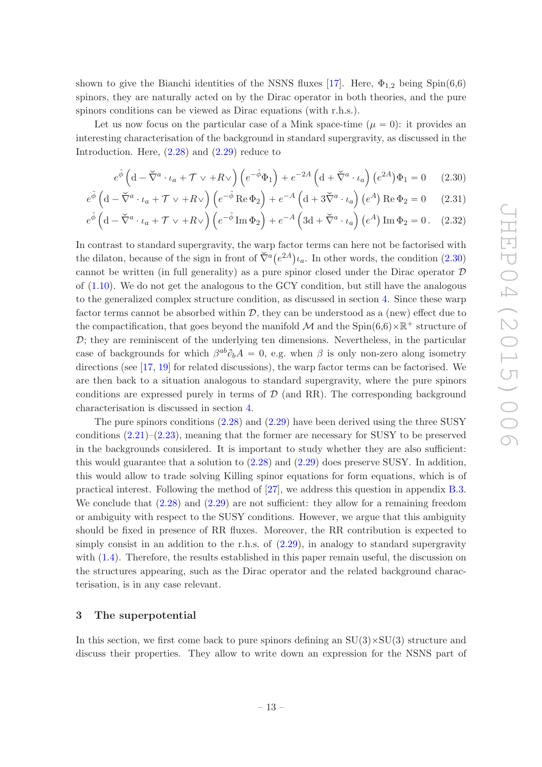shown to give the Bianchi identities of the NSNS fluxes [17]. Here, $\Phi_{1,2}$ being Spin(6,6) spinors, they are naturally acted on by the Dirac operator in both theories, and the pure spinors conditions can be viewed as Dirac equations (with r.h.s.).

Let us now focus on the particular case of a Mink space-time ($\mu = 0$): it provides an interesting characterisation of the background in standard supergravity, as discussed in the Introduction. Here, (2.28) and (2.29) reduce to

$$e^{\tilde{\phi}}\left(\mathrm{d} - \check{\nabla}^a \cdot \iota_a + \mathcal{T} \vee + R\vee\right)\left(e^{-\tilde{\phi}}\Phi_1\right) + e^{-2A}\left(\mathrm{d} + \check{\nabla}^a \cdot \iota_a\right)\left(e^{2A}\right)\Phi_1 = 0 \tag{2.30}$$

$$e^{\tilde{\phi}}\left(\mathrm{d} - \check{\nabla}^a \cdot \iota_a + \mathcal{T} \vee + R\vee\right)\left(e^{-\tilde{\phi}}\,\mathrm{Re}\,\Phi_2\right) + e^{-A}\left(\mathrm{d} + 3\check{\nabla}^a \cdot \iota_a\right)\left(e^{A}\right)\mathrm{Re}\,\Phi_2 = 0 \tag{2.31}$$

$$e^{\tilde{\phi}}\left(\mathrm{d} - \check{\nabla}^a \cdot \iota_a + \mathcal{T} \vee + R\vee\right)\left(e^{-\tilde{\phi}}\,\mathrm{Im}\,\Phi_2\right) + e^{-A}\left(3\mathrm{d} + \check{\nabla}^a \cdot \iota_a\right)\left(e^{A}\right)\mathrm{Im}\,\Phi_2 = 0\,. \tag{2.32}$$

In contrast to standard supergravity, the warp factor terms can here not be factorised with the dilaton, because of the sign in front of $\check{\nabla}^a\big(e^{2A}\big)\iota_a$. In other words, the condition (2.30) cannot be written (in full generality) as a pure spinor closed under the Dirac operator $\mathcal{D}$ of (1.10). We do not get the analogous to the GCY condition, but still have the analogous to the generalized complex structure condition, as discussed in section 4. Since these warp factor terms cannot be absorbed within $\mathcal{D}$, they can be understood as a (new) effect due to the compactification, that goes beyond the manifold $\mathcal{M}$ and the Spin(6,6)$\times\mathbb{R}^+$ structure of $\mathcal{D}$; they are reminiscent of the underlying ten dimensions. Nevertheless, in the particular case of backgrounds for which $\beta^{ab}\partial_b A = 0$, e.g. when $\beta$ is only non-zero along isometry directions (see [17, 19] for related discussions), the warp factor terms can be factorised. We are then back to a situation analogous to standard supergravity, where the pure spinors conditions are expressed purely in terms of $\mathcal{D}$ (and RR). The corresponding background characterisation is discussed in section 4.

The pure spinors conditions (2.28) and (2.29) have been derived using the three SUSY conditions (2.21)–(2.23), meaning that the former are necessary for SUSY to be preserved in the backgrounds considered. It is important to study whether they are also sufficient: this would guarantee that a solution to (2.28) and (2.29) does preserve SUSY. In addition, this would allow to trade solving Killing spinor equations for form equations, which is of practical interest. Following the method of [27], we address this question in appendix B.3. We conclude that (2.28) and (2.29) are not sufficient: they allow for a remaining freedom or ambiguity with respect to the SUSY conditions. However, we argue that this ambiguity should be fixed in presence of RR fluxes. Moreover, the RR contribution is expected to simply consist in an addition to the r.h.s. of (2.29), in analogy to standard supergravity with (1.4). Therefore, the results established in this paper remain useful, the discussion on the structures appearing, such as the Dirac operator and the related background characterisation, is in any case relevant.

## 3 The superpotential

In this section, we first come back to pure spinors defining an SU(3)$\times$SU(3) structure and discuss their properties. They allow to write down an expression for the NSNS part of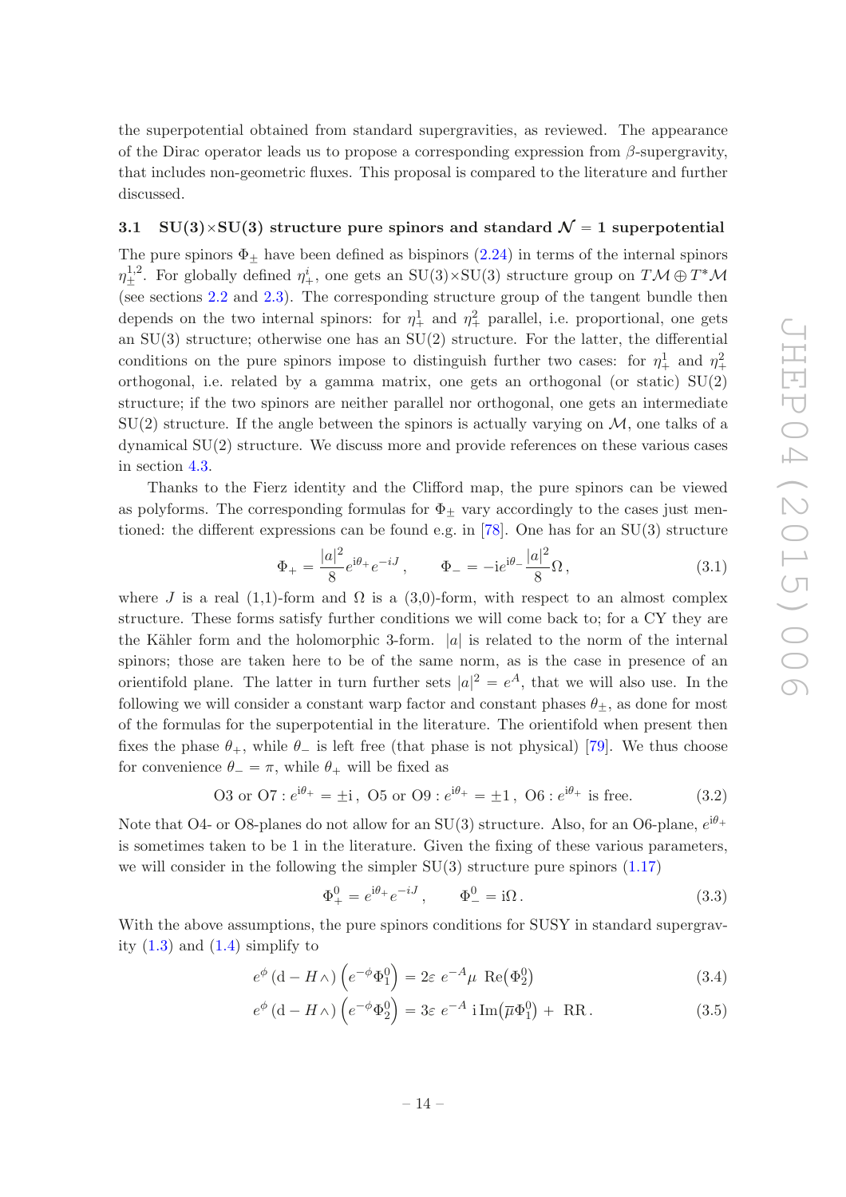the superpotential obtained from standard supergravities, as reviewed. The appearance of the Dirac operator leads us to propose a corresponding expression from $\beta$-supergravity, that includes non-geometric fluxes. This proposal is compared to the literature and further discussed.

### 3.1 SU(3)×SU(3) structure pure spinors and standard $\mathcal{N}=1$ superpotential

The pure spinors $\Phi_\pm$ have been defined as bispinors (2.24) in terms of the internal spinors $\eta^{1,2}_\pm$. For globally defined $\eta^i_+$, one gets an SU(3)×SU(3) structure group on $T\mathcal{M} \oplus T^*\mathcal{M}$ (see sections 2.2 and 2.3). The corresponding structure group of the tangent bundle then depends on the two internal spinors: for $\eta^1_+$ and $\eta^2_+$ parallel, i.e. proportional, one gets an SU(3) structure; otherwise one has an SU(2) structure. For the latter, the differential conditions on the pure spinors impose to distinguish further two cases: for $\eta^1_+$ and $\eta^2_+$ orthogonal, i.e. related by a gamma matrix, one gets an orthogonal (or static) SU(2) structure; if the two spinors are neither parallel nor orthogonal, one gets an intermediate SU(2) structure. If the angle between the spinors is actually varying on $\mathcal{M}$, one talks of a dynamical SU(2) structure. We discuss more and provide references on these various cases in section 4.3.

Thanks to the Fierz identity and the Clifford map, the pure spinors can be viewed as polyforms. The corresponding formulas for $\Phi_\pm$ vary accordingly to the cases just mentioned: the different expressions can be found e.g. in [78]. One has for an SU(3) structure

$$\Phi_+ = \frac{|a|^2}{8} e^{i\theta_+} e^{-iJ}\,, \qquad \Phi_- = -\mathrm{i} e^{i\theta_-} \frac{|a|^2}{8} \Omega\,, \tag{3.1}$$

where $J$ is a real (1,1)-form and $\Omega$ is a (3,0)-form, with respect to an almost complex structure. These forms satisfy further conditions we will come back to; for a CY they are the Kähler form and the holomorphic 3-form. $|a|$ is related to the norm of the internal spinors; those are taken here to be of the same norm, as is the case in presence of an orientifold plane. The latter in turn further sets $|a|^2 = e^A$, that we will also use. In the following we will consider a constant warp factor and constant phases $\theta_\pm$, as done for most of the formulas for the superpotential in the literature. The orientifold when present then fixes the phase $\theta_+$, while $\theta_-$ is left free (that phase is not physical) [79]. We thus choose for convenience $\theta_- = \pi$, while $\theta_+$ will be fixed as

$$\text{O3 or O7}: e^{i\theta_+} = \pm \mathrm{i}\,,\ \text{O5 or O9}: e^{i\theta_+} = \pm 1\,,\ \text{O6}: e^{i\theta_+} \text{ is free.} \tag{3.2}$$

Note that O4- or O8-planes do not allow for an SU(3) structure. Also, for an O6-plane, $e^{i\theta_+}$ is sometimes taken to be 1 in the literature. Given the fixing of these various parameters, we will consider in the following the simpler SU(3) structure pure spinors (1.17)

$$\Phi^0_+ = e^{i\theta_+} e^{-iJ}\,, \qquad \Phi^0_- = \mathrm{i}\Omega\,. \tag{3.3}$$

With the above assumptions, the pure spinors conditions for SUSY in standard supergravity (1.3) and (1.4) simplify to

$$e^{\phi}\,(\mathrm{d} - H\wedge)\left(e^{-\phi}\Phi^0_1\right) = 2\varepsilon\ e^{-A}\mu\ \mathrm{Re}\big(\Phi^0_2\big) \tag{3.4}$$

$$e^{\phi}\,(\mathrm{d} - H\wedge)\left(e^{-\phi}\Phi^0_2\right) = 3\varepsilon\ e^{-A}\ \mathrm{i}\,\mathrm{Im}\big(\overline{\mu}\Phi^0_1\big) + \ \mathrm{RR}\,. \tag{3.5}$$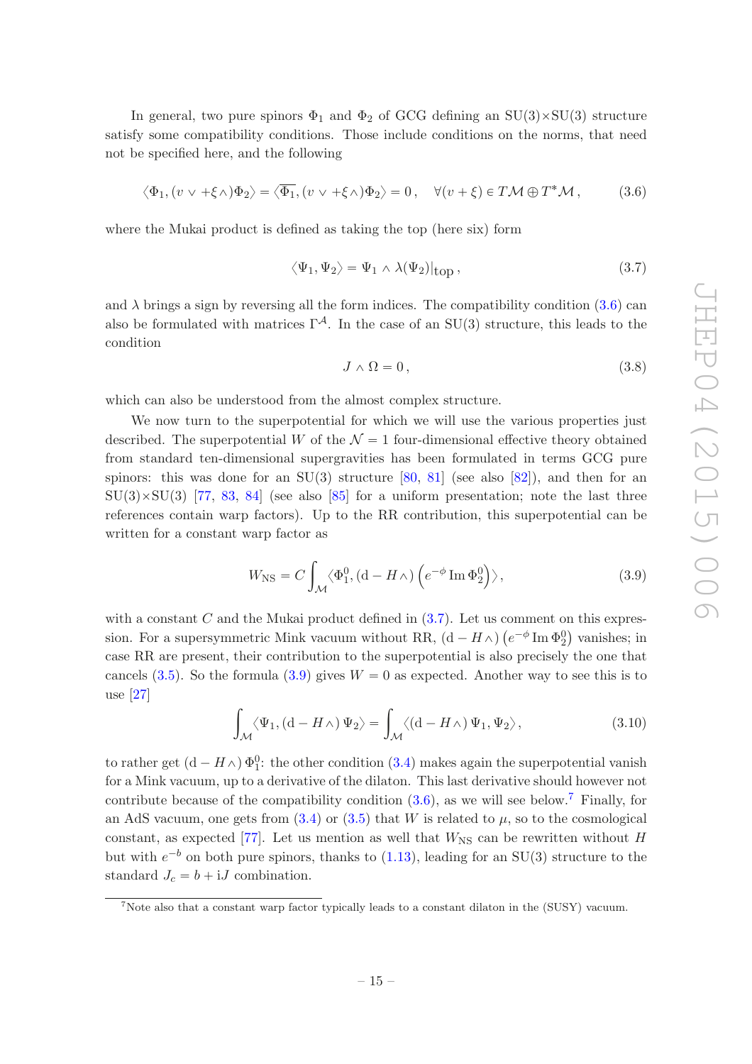In general, two pure spinors $\Phi_1$ and $\Phi_2$ of GCG defining an SU(3)×SU(3) structure satisfy some compatibility conditions. Those include conditions on the norms, that need not be specified here, and the following

$$\langle \Phi_1, (v \vee +\xi\wedge)\Phi_2\rangle = \langle \overline{\Phi_1}, (v \vee +\xi\wedge)\Phi_2\rangle = 0\,, \quad \forall (v+\xi) \in T\mathcal{M} \oplus T^*\mathcal{M}\,, \tag{3.6}$$

where the Mukai product is defined as taking the top (here six) form

$$\langle \Psi_1, \Psi_2\rangle = \Psi_1 \wedge \lambda(\Psi_2)|_{\rm top}\,, \tag{3.7}$$

and $\lambda$ brings a sign by reversing all the form indices. The compatibility condition (3.6) can also be formulated with matrices $\Gamma^{\mathcal{A}}$. In the case of an SU(3) structure, this leads to the condition

$$J \wedge \Omega = 0\,, \tag{3.8}$$

which can also be understood from the almost complex structure.

We now turn to the superpotential for which we will use the various properties just described. The superpotential $W$ of the $\mathcal{N}=1$ four-dimensional effective theory obtained from standard ten-dimensional supergravities has been formulated in terms GCG pure spinors: this was done for an SU(3) structure [80, 81] (see also [82]), and then for an SU(3)×SU(3) [77, 83, 84] (see also [85] for a uniform presentation; note the last three references contain warp factors). Up to the RR contribution, this superpotential can be written for a constant warp factor as

$$W_{\rm NS} = C \int_{\mathcal{M}} \langle \Phi_1^0, ({\rm d} - H\wedge) \left(e^{-\phi}\, {\rm Im}\, \Phi_2^0\right)\rangle\,, \tag{3.9}$$

with a constant $C$ and the Mukai product defined in (3.7). Let us comment on this expression. For a supersymmetric Mink vacuum without RR, $({\rm d} - H\wedge)\left(e^{-\phi}\, {\rm Im}\, \Phi_2^0\right)$ vanishes; in case RR are present, their contribution to the superpotential is also precisely the one that cancels (3.5). So the formula (3.9) gives $W=0$ as expected. Another way to see this is to use [27]

$$\int_{\mathcal{M}} \langle \Psi_1, ({\rm d} - H\wedge)\, \Psi_2\rangle = \int_{\mathcal{M}} \langle ({\rm d} - H\wedge)\, \Psi_1, \Psi_2\rangle\,, \tag{3.10}$$

to rather get $({\rm d} - H\wedge)\, \Phi_1^0$: the other condition (3.4) makes again the superpotential vanish for a Mink vacuum, up to a derivative of the dilaton. This last derivative should however not contribute because of the compatibility condition (3.6), as we will see below.[7] Finally, for an AdS vacuum, one gets from (3.4) or (3.5) that $W$ is related to $\mu$, so to the cosmological constant, as expected [77]. Let us mention as well that $W_{\rm NS}$ can be rewritten without $H$ but with $e^{-b}$ on both pure spinors, thanks to (1.13), leading for an SU(3) structure to the standard $J_c = b + {\rm i}J$ combination.

[7] Note also that a constant warp factor typically leads to a constant dilaton in the (SUSY) vacuum.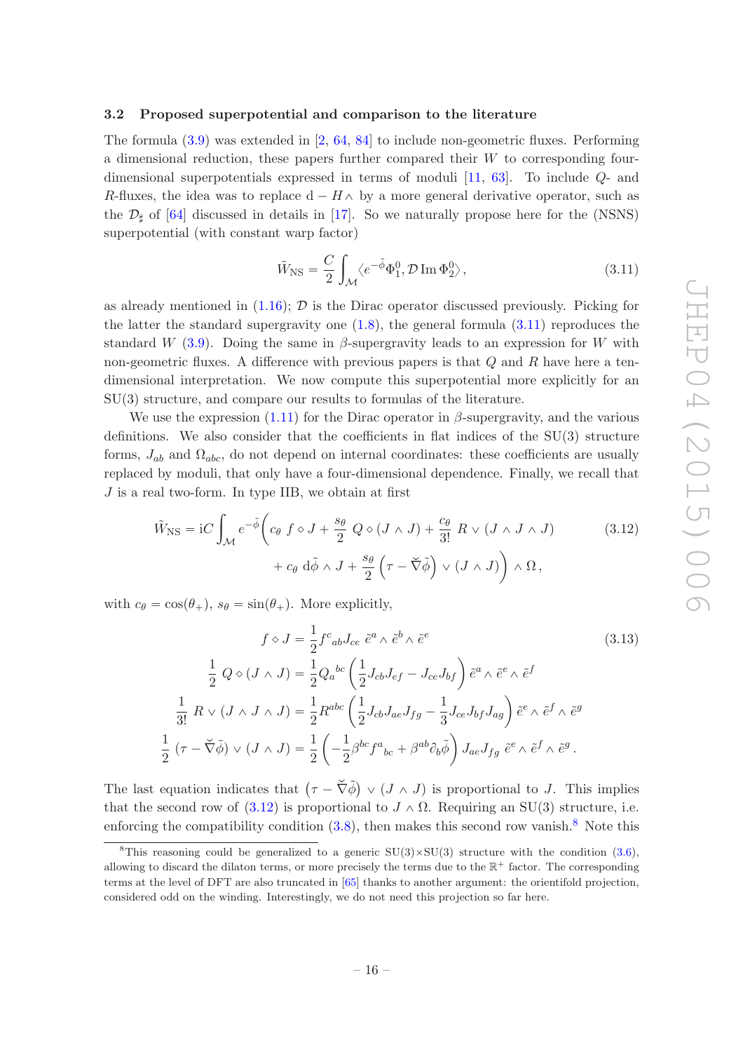### 3.2 Proposed superpotential and comparison to the literature

The formula (3.9) was extended in [2, 64, 84] to include non-geometric fluxes. Performing a dimensional reduction, these papers further compared their $W$ to corresponding four-dimensional superpotentials expressed in terms of moduli [11, 63]. To include $Q$- and $R$-fluxes, the idea was to replace $\mathrm{d} - H\wedge$ by a more general derivative operator, such as the $\mathcal{D}_\sharp$ of [64] discussed in details in [17]. So we naturally propose here for the (NSNS) superpotential (with constant warp factor)

$$\tilde{W}_{\rm NS} = \frac{C}{2}\int_{\mathcal{M}} \langle e^{-\tilde{\phi}}\Phi_1^0, \mathcal{D}\,{\rm Im}\,\Phi_2^0\rangle\,, \tag{3.11}$$

as already mentioned in (1.16); $\mathcal{D}$ is the Dirac operator discussed previously. Picking for the latter the standard supergravity one (1.8), the general formula (3.11) reproduces the standard $W$ (3.9). Doing the same in $\beta$-supergravity leads to an expression for $W$ with non-geometric fluxes. A difference with previous papers is that $Q$ and $R$ have here a ten-dimensional interpretation. We now compute this superpotential more explicitly for an SU(3) structure, and compare our results to formulas of the literature.

We use the expression (1.11) for the Dirac operator in $\beta$-supergravity, and the various definitions. We also consider that the coefficients in flat indices of the SU(3) structure forms, $J_{ab}$ and $\Omega_{abc}$, do not depend on internal coordinates: these coefficients are usually replaced by moduli, that only have a four-dimensional dependence. Finally, we recall that $J$ is a real two-form. In type IIB, we obtain at first

$$\begin{aligned}\tilde{W}_{\rm NS} = {\rm i}C\int_{\mathcal{M}} e^{-\tilde{\phi}}\bigg(& c_\theta\; f\diamond J + \frac{s_\theta}{2}\; Q\diamond(J\wedge J) + \frac{c_\theta}{3!}\; R\vee(J\wedge J\wedge J) \\ & + c_\theta\; \mathrm{d}\tilde{\phi}\wedge J + \frac{s_\theta}{2}\left(\tau - \check{\nabla}\tilde{\phi}\right)\vee(J\wedge J)\bigg)\wedge\Omega\,,\end{aligned} \tag{3.12}$$

with $c_\theta = \cos(\theta_+)$, $s_\theta = \sin(\theta_+)$. More explicitly,

$$\begin{aligned} f\diamond J &= \frac{1}{2}f^c{}_{ab}J_{ce}\;\tilde{e}^a\wedge\tilde{e}^b\wedge\tilde{e}^e \\ \frac{1}{2}\;Q\diamond(J\wedge J) &= \frac{1}{2}Q_a{}^{bc}\left(\frac{1}{2}J_{cb}J_{ef} - J_{ce}J_{bf}\right)\tilde{e}^a\wedge\tilde{e}^e\wedge\tilde{e}^f \\ \frac{1}{3!}\;R\vee(J\wedge J\wedge J) &= \frac{1}{2}R^{abc}\left(\frac{1}{2}J_{cb}J_{ae}J_{fg} - \frac{1}{3}J_{ce}J_{bf}J_{ag}\right)\tilde{e}^e\wedge\tilde{e}^f\wedge\tilde{e}^g \\ \frac{1}{2}\;(\tau - \check{\nabla}\tilde{\phi})\vee(J\wedge J) &= \frac{1}{2}\left(-\frac{1}{2}\beta^{bc}f^a{}_{bc} + \beta^{ab}\partial_b\tilde{\phi}\right)J_{ae}J_{fg}\;\tilde{e}^e\wedge\tilde{e}^f\wedge\tilde{e}^g\,. \end{aligned} \tag{3.13}$$

The last equation indicates that $\left(\tau - \check{\nabla}\tilde{\phi}\right)\vee(J\wedge J)$ is proportional to $J$. This implies that the second row of (3.12) is proportional to $J\wedge\Omega$. Requiring an SU(3) structure, i.e. enforcing the compatibility condition (3.8), then makes this second row vanish.[8] Note this

[8] This reasoning could be generalized to a generic SU(3)×SU(3) structure with the condition (3.6), allowing to discard the dilaton terms, or more precisely the terms due to the $\mathbb{R}^+$ factor. The corresponding terms at the level of DFT are also truncated in [65] thanks to another argument: the orientifold projection, considered odd on the winding. Interestingly, we do not need this projection so far here.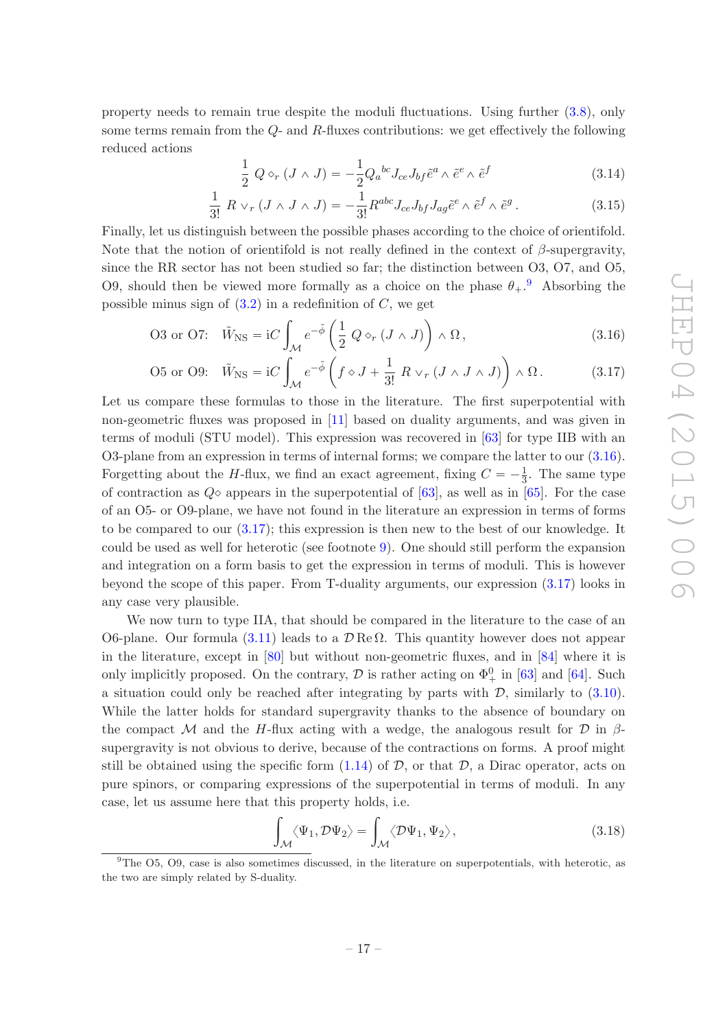property needs to remain true despite the moduli fluctuations. Using further (3.8), only some terms remain from the $Q$- and $R$-fluxes contributions: we get effectively the following reduced actions

$$\frac{1}{2}\, Q \diamond_r (J \wedge J) = -\frac{1}{2} Q_a{}^{bc} J_{ce} J_{bf} \tilde{e}^a \wedge \tilde{e}^e \wedge \tilde{e}^f \tag{3.14}$$

$$\frac{1}{3!}\, R \vee_r (J \wedge J \wedge J) = -\frac{1}{3!} R^{abc} J_{ce} J_{bf} J_{ag} \tilde{e}^e \wedge \tilde{e}^f \wedge \tilde{e}^g \,. \tag{3.15}$$

Finally, let us distinguish between the possible phases according to the choice of orientifold. Note that the notion of orientifold is not really defined in the context of $\beta$-supergravity, since the RR sector has not been studied so far; the distinction between O3, O7, and O5, O9, should then be viewed more formally as a choice on the phase $\theta_+$.[9] Absorbing the possible minus sign of (3.2) in a redefinition of $C$, we get

$$\text{O3 or O7:} \quad \tilde{W}_{\text{NS}} = \mathrm{i}C \int_{\mathcal{M}} e^{-\tilde{\phi}} \left( \frac{1}{2}\, Q \diamond_r (J \wedge J) \right) \wedge \Omega \,, \tag{3.16}$$

$$\text{O5 or O9:} \quad \tilde{W}_{\text{NS}} = \mathrm{i}C \int_{\mathcal{M}} e^{-\tilde{\phi}} \left( f \diamond J + \frac{1}{3!}\, R \vee_r (J \wedge J \wedge J) \right) \wedge \Omega \,. \tag{3.17}$$

Let us compare these formulas to those in the literature. The first superpotential with non-geometric fluxes was proposed in [11] based on duality arguments, and was given in terms of moduli (STU model). This expression was recovered in [63] for type IIB with an O3-plane from an expression in terms of internal forms; we compare the latter to our (3.16). Forgetting about the $H$-flux, we find an exact agreement, fixing $C = -\frac{1}{3}$. The same type of contraction as $Q\diamond$ appears in the superpotential of [63], as well as in [65]. For the case of an O5- or O9-plane, we have not found in the literature an expression in terms of forms to be compared to our (3.17); this expression is then new to the best of our knowledge. It could be used as well for heterotic (see footnote 9). One should still perform the expansion and integration on a form basis to get the expression in terms of moduli. This is however beyond the scope of this paper. From T-duality arguments, our expression (3.17) looks in any case very plausible.

We now turn to type IIA, that should be compared in the literature to the case of an O6-plane. Our formula (3.11) leads to a $\mathcal{D}\,\mathrm{Re}\,\Omega$. This quantity however does not appear in the literature, except in [80] but without non-geometric fluxes, and in [84] where it is only implicitly proposed. On the contrary, $\mathcal{D}$ is rather acting on $\Phi_+^0$ in [63] and [64]. Such a situation could only be reached after integrating by parts with $\mathcal{D}$, similarly to (3.10). While the latter holds for standard supergravity thanks to the absence of boundary on the compact $\mathcal{M}$ and the $H$-flux acting with a wedge, the analogous result for $\mathcal{D}$ in $\beta$-supergravity is not obvious to derive, because of the contractions on forms. A proof might still be obtained using the specific form (1.14) of $\mathcal{D}$, or that $\mathcal{D}$, a Dirac operator, acts on pure spinors, or comparing expressions of the superpotential in terms of moduli. In any case, let us assume here that this property holds, i.e.

$$\int_{\mathcal{M}} \langle \Psi_1, \mathcal{D}\Psi_2 \rangle = \int_{\mathcal{M}} \langle \mathcal{D}\Psi_1, \Psi_2 \rangle \,, \tag{3.18}$$

[9] The O5, O9, case is also sometimes discussed, in the literature on superpotentials, with heterotic, as the two are simply related by S-duality.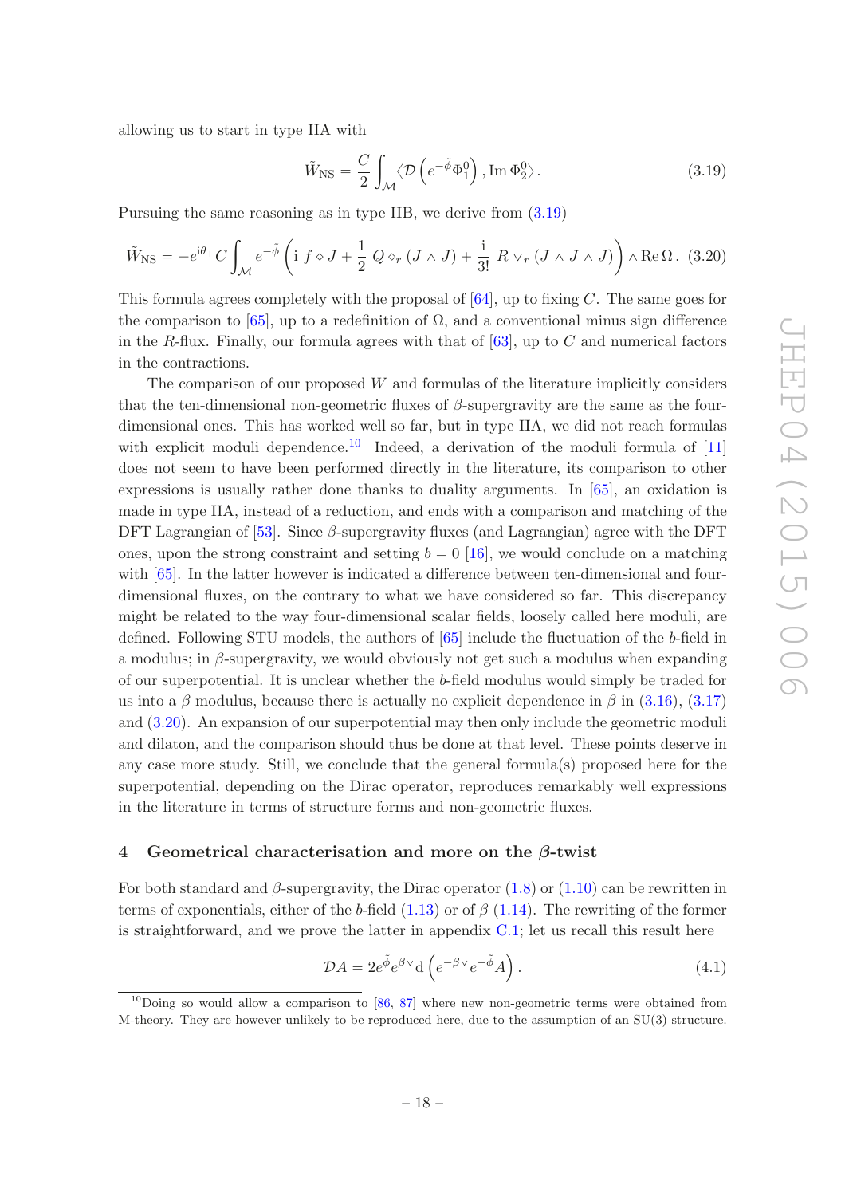allowing us to start in type IIA with

$$\tilde{W}_{\rm NS} = \frac{C}{2} \int_{\mathcal{M}} \langle \mathcal{D}\left(e^{-\tilde{\phi}}\Phi_1^0\right), {\rm Im}\, \Phi_2^0 \rangle \, . \tag{3.19}$$

Pursuing the same reasoning as in type IIB, we derive from (3.19)

$$\tilde{W}_{\rm NS} = -e^{{\rm i}\theta_+} C \int_{\mathcal{M}} e^{-\tilde{\phi}} \left( {\rm i}\, f \diamond J + \frac{1}{2}\, Q \diamond_r (J \wedge J) + \frac{\rm i}{3!}\, R \vee_r (J \wedge J \wedge J) \right) \wedge {\rm Re}\, \Omega \, . \tag{3.20}$$

This formula agrees completely with the proposal of [64], up to fixing $C$. The same goes for the comparison to [65], up to a redefinition of $\Omega$, and a conventional minus sign difference in the $R$-flux. Finally, our formula agrees with that of [63], up to $C$ and numerical factors in the contractions.

The comparison of our proposed $W$ and formulas of the literature implicitly considers that the ten-dimensional non-geometric fluxes of $\beta$-supergravity are the same as the four-dimensional ones. This has worked well so far, but in type IIA, we did not reach formulas with explicit moduli dependence.[10] Indeed, a derivation of the moduli formula of [11] does not seem to have been performed directly in the literature, its comparison to other expressions is usually rather done thanks to duality arguments. In [65], an oxidation is made in type IIA, instead of a reduction, and ends with a comparison and matching of the DFT Lagrangian of [53]. Since $\beta$-supergravity fluxes (and Lagrangian) agree with the DFT ones, upon the strong constraint and setting $b = 0$ [16], we would conclude on a matching with [65]. In the latter however is indicated a difference between ten-dimensional and four-dimensional fluxes, on the contrary to what we have considered so far. This discrepancy might be related to the way four-dimensional scalar fields, loosely called here moduli, are defined. Following STU models, the authors of [65] include the fluctuation of the $b$-field in a modulus; in $\beta$-supergravity, we would obviously not get such a modulus when expanding of our superpotential. It is unclear whether the $b$-field modulus would simply be traded for us into a $\beta$ modulus, because there is actually no explicit dependence in $\beta$ in (3.16), (3.17) and (3.20). An expansion of our superpotential may then only include the geometric moduli and dilaton, and the comparison should thus be done at that level. These points deserve in any case more study. Still, we conclude that the general formula(s) proposed here for the superpotential, depending on the Dirac operator, reproduces remarkably well expressions in the literature in terms of structure forms and non-geometric fluxes.

## 4 Geometrical characterisation and more on the $\beta$-twist

For both standard and $\beta$-supergravity, the Dirac operator (1.8) or (1.10) can be rewritten in terms of exponentials, either of the $b$-field (1.13) or of $\beta$ (1.14). The rewriting of the former is straightforward, and we prove the latter in appendix C.1; let us recall this result here

$$\mathcal{D}A = 2 e^{\tilde{\phi}} e^{\beta \vee} {\rm d}\left( e^{-\beta \vee} e^{-\tilde{\phi}} A \right) . \tag{4.1}$$

[10] Doing so would allow a comparison to [86, 87] where new non-geometric terms were obtained from M-theory. They are however unlikely to be reproduced here, due to the assumption of an SU(3) structure.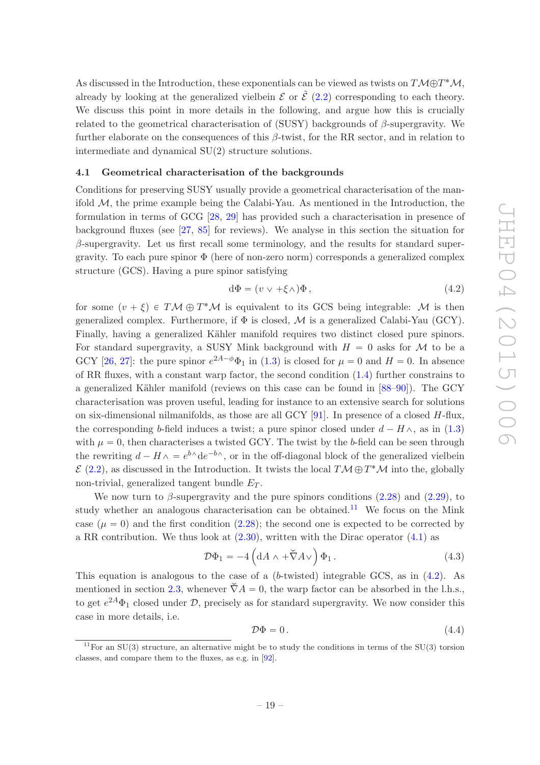As discussed in the Introduction, these exponentials can be viewed as twists on $T\mathcal{M}\oplus T^*\mathcal{M}$, already by looking at the generalized vielbein $\mathcal{E}$ or $\tilde{\mathcal{E}}$ (2.2) corresponding to each theory. We discuss this point in more details in the following, and argue how this is crucially related to the geometrical characterisation of (SUSY) backgrounds of $\beta$-supergravity. We further elaborate on the consequences of this $\beta$-twist, for the RR sector, and in relation to intermediate and dynamical SU(2) structure solutions.

### 4.1 Geometrical characterisation of the backgrounds

Conditions for preserving SUSY usually provide a geometrical characterisation of the manifold $\mathcal{M}$, the prime example being the Calabi-Yau. As mentioned in the Introduction, the formulation in terms of GCG [28, 29] has provided such a characterisation in presence of background fluxes (see [27, 85] for reviews). We analyse in this section the situation for $\beta$-supergravity. Let us first recall some terminology, and the results for standard supergravity. To each pure spinor $\Phi$ (here of non-zero norm) corresponds a generalized complex structure (GCS). Having a pure spinor satisfying

$$
\mathrm{d}\Phi = (v\vee +\xi\wedge)\Phi\,, \tag{4.2}
$$

for some $(v+\xi)\in T\mathcal{M}\oplus T^*\mathcal{M}$ is equivalent to its GCS being integrable: $\mathcal{M}$ is then generalized complex. Furthermore, if $\Phi$ is closed, $\mathcal{M}$ is a generalized Calabi-Yau (GCY). Finally, having a generalized Kähler manifold requires two distinct closed pure spinors. For standard supergravity, a SUSY Mink background with $H=0$ asks for $\mathcal{M}$ to be a GCY [26, 27]: the pure spinor $e^{2A-\phi}\Phi_1$ in (1.3) is closed for $\mu=0$ and $H=0$. In absence of RR fluxes, with a constant warp factor, the second condition (1.4) further constrains to a generalized Kähler manifold (reviews on this case can be found in [88–90]). The GCY characterisation was proven useful, leading for instance to an extensive search for solutions on six-dimensional nilmanifolds, as those are all GCY [91]. In presence of a closed $H$-flux, the corresponding $b$-field induces a twist; a pure spinor closed under $d-H\wedge$, as in (1.3) with $\mu=0$, then characterises a twisted GCY. The twist by the $b$-field can be seen through the rewriting $d-H\wedge = e^{b\wedge}\mathrm{d}e^{-b\wedge}$, or in the off-diagonal block of the generalized vielbein $\mathcal{E}$ (2.2), as discussed in the Introduction. It twists the local $T\mathcal{M}\oplus T^*\mathcal{M}$ into the, globally non-trivial, generalized tangent bundle $E_T$.

We now turn to $\beta$-supergravity and the pure spinors conditions (2.28) and (2.29), to study whether an analogous characterisation can be obtained.[11] We focus on the Mink case ($\mu=0$) and the first condition (2.28); the second one is expected to be corrected by a RR contribution. We thus look at (2.30), written with the Dirac operator (4.1) as

$$
\mathcal{D}\Phi_1 = -4\left(\mathrm{d}A\wedge +\check{\tilde{\nabla}}A\vee\right)\Phi_1\,. \tag{4.3}
$$

This equation is analogous to the case of a ($b$-twisted) integrable GCS, as in (4.2). As mentioned in section 2.3, whenever $\check{\tilde{\nabla}}A=0$, the warp factor can be absorbed in the l.h.s., to get $e^{2A}\Phi_1$ closed under $\mathcal{D}$, precisely as for standard supergravity. We now consider this case in more details, i.e.

$$
\mathcal{D}\Phi = 0\,. \tag{4.4}
$$

[11] For an SU(3) structure, an alternative might be to study the conditions in terms of the SU(3) torsion classes, and compare them to the fluxes, as e.g. in [92].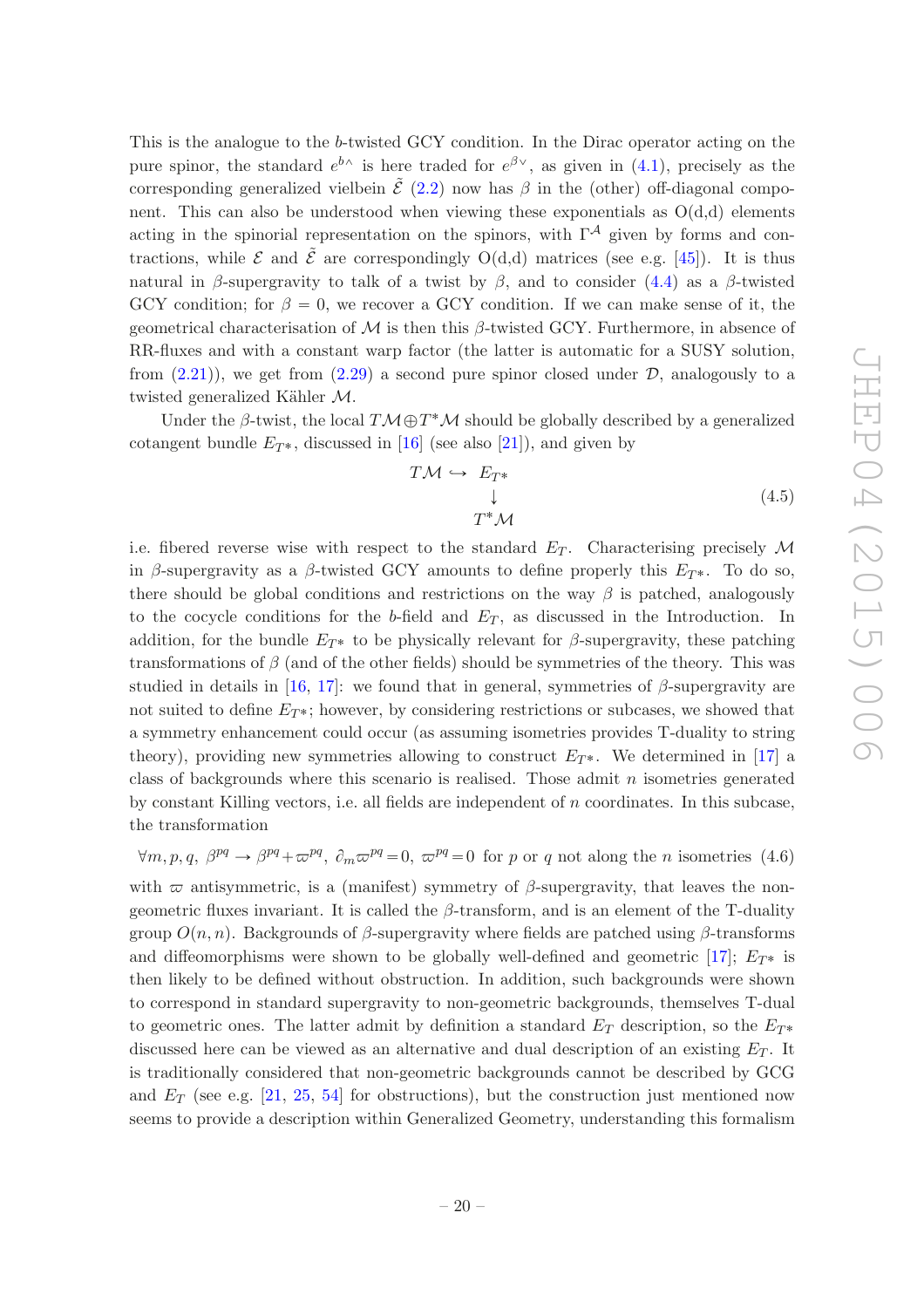This is the analogue to the $b$-twisted GCY condition. In the Dirac operator acting on the pure spinor, the standard $e^{b\wedge}$ is here traded for $e^{\beta\vee}$, as given in (4.1), precisely as the corresponding generalized vielbein $\tilde{\mathcal{E}}$ (2.2) now has $\beta$ in the (other) off-diagonal component. This can also be understood when viewing these exponentials as O(d,d) elements acting in the spinorial representation on the spinors, with $\Gamma^{\mathcal{A}}$ given by forms and contractions, while $\mathcal{E}$ and $\tilde{\mathcal{E}}$ are correspondingly O(d,d) matrices (see e.g. [45]). It is thus natural in $\beta$-supergravity to talk of a twist by $\beta$, and to consider (4.4) as a $\beta$-twisted GCY condition; for $\beta = 0$, we recover a GCY condition. If we can make sense of it, the geometrical characterisation of $\mathcal{M}$ is then this $\beta$-twisted GCY. Furthermore, in absence of RR-fluxes and with a constant warp factor (the latter is automatic for a SUSY solution, from (2.21)), we get from (2.29) a second pure spinor closed under $\mathcal{D}$, analogously to a twisted generalized Kähler $\mathcal{M}$.

Under the $\beta$-twist, the local $T\mathcal{M}\oplus T^*\mathcal{M}$ should be globally described by a generalized cotangent bundle $E_{T^*}$, discussed in [16] (see also [21]), and given by

$$
\begin{array}{ccc}
T\mathcal{M} & \hookrightarrow & E_{T^*} \\
 & & \downarrow \\
 & & T^*\mathcal{M}
\end{array}
\tag{4.5}
$$

i.e. fibered reverse wise with respect to the standard $E_T$. Characterising precisely $\mathcal{M}$ in $\beta$-supergravity as a $\beta$-twisted GCY amounts to define properly this $E_{T^*}$. To do so, there should be global conditions and restrictions on the way $\beta$ is patched, analogously to the cocycle conditions for the $b$-field and $E_T$, as discussed in the Introduction. In addition, for the bundle $E_{T^*}$ to be physically relevant for $\beta$-supergravity, these patching transformations of $\beta$ (and of the other fields) should be symmetries of the theory. This was studied in details in [16, 17]: we found that in general, symmetries of $\beta$-supergravity are not suited to define $E_{T^*}$; however, by considering restrictions or subcases, we showed that a symmetry enhancement could occur (as assuming isometries provides T-duality to string theory), providing new symmetries allowing to construct $E_{T^*}$. We determined in [17] a class of backgrounds where this scenario is realised. Those admit $n$ isometries generated by constant Killing vectors, i.e. all fields are independent of $n$ coordinates. In this subcase, the transformation

$$
\forall m,p,q,\ \beta^{pq} \rightarrow \beta^{pq} + \varpi^{pq},\ \partial_m \varpi^{pq} = 0,\ \varpi^{pq} = 0 \ \text{ for } p \text{ or } q \text{ not along the } n \text{ isometries} \tag{4.6}
$$

with $\varpi$ antisymmetric, is a (manifest) symmetry of $\beta$-supergravity, that leaves the non-geometric fluxes invariant. It is called the $\beta$-transform, and is an element of the T-duality group $O(n,n)$. Backgrounds of $\beta$-supergravity where fields are patched using $\beta$-transforms and diffeomorphisms were shown to be globally well-defined and geometric [17]; $E_{T^*}$ is then likely to be defined without obstruction. In addition, such backgrounds were shown to correspond in standard supergravity to non-geometric backgrounds, themselves T-dual to geometric ones. The latter admit by definition a standard $E_T$ description, so the $E_{T^*}$ discussed here can be viewed as an alternative and dual description of an existing $E_T$. It is traditionally considered that non-geometric backgrounds cannot be described by GCG and $E_T$ (see e.g. [21, 25, 54] for obstructions), but the construction just mentioned now seems to provide a description within Generalized Geometry, understanding this formalism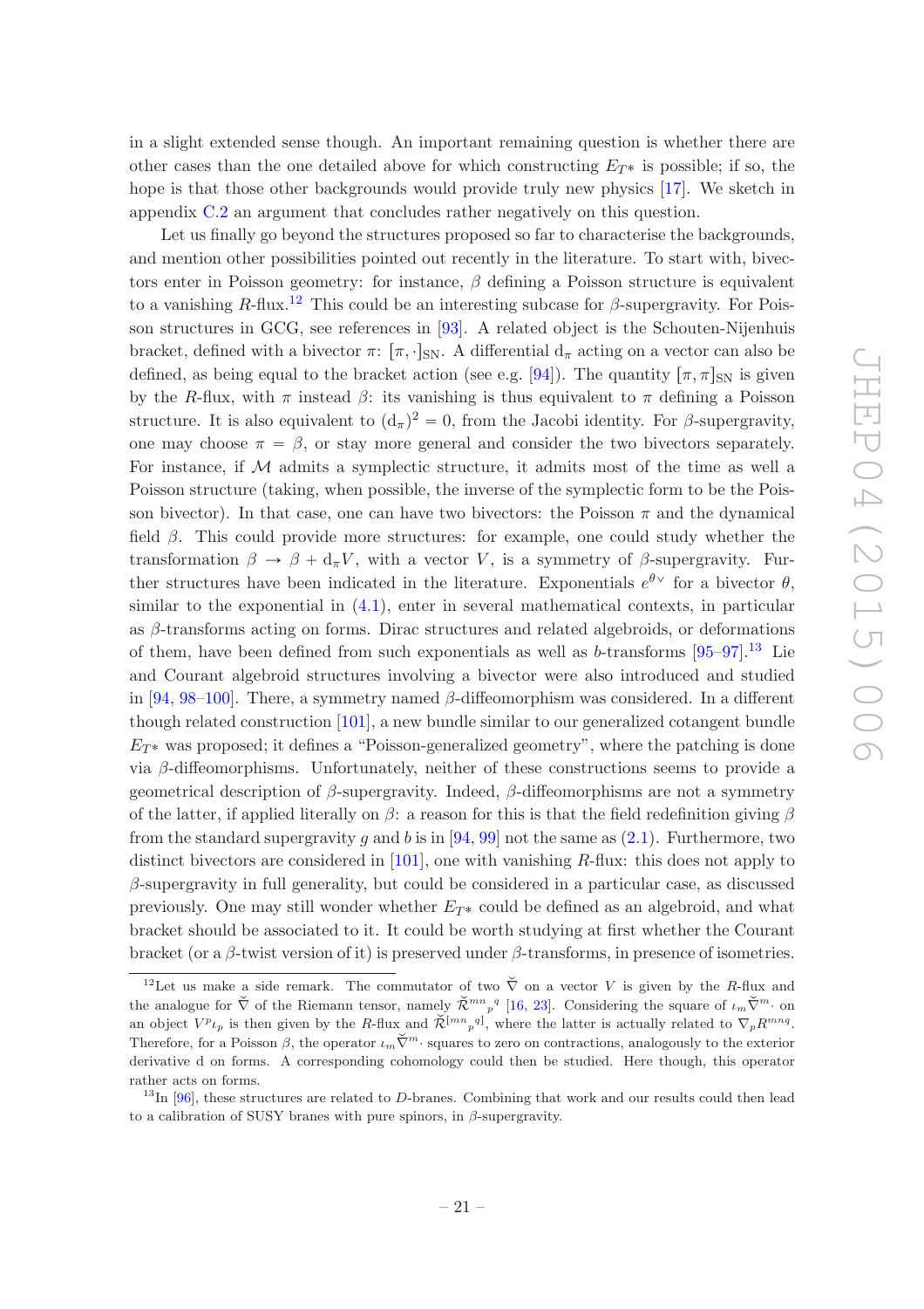in a slight extended sense though. An important remaining question is whether there are other cases than the one detailed above for which constructing $E_{T*}$ is possible; if so, the hope is that those other backgrounds would provide truly new physics [17]. We sketch in appendix C.2 an argument that concludes rather negatively on this question.

Let us finally go beyond the structures proposed so far to characterise the backgrounds, and mention other possibilities pointed out recently in the literature. To start with, bivectors enter in Poisson geometry: for instance, $\beta$ defining a Poisson structure is equivalent to a vanishing $R$-flux.[12] This could be an interesting subcase for $\beta$-supergravity. For Poisson structures in GCG, see references in [93]. A related object is the Schouten-Nijenhuis bracket, defined with a bivector $\pi$: $[\pi,\cdot]_{\rm SN}$. A differential $d_\pi$ acting on a vector can also be defined, as being equal to the bracket action (see e.g. [94]). The quantity $[\pi,\pi]_{\rm SN}$ is given by the $R$-flux, with $\pi$ instead $\beta$: its vanishing is thus equivalent to $\pi$ defining a Poisson structure. It is also equivalent to $(d_\pi)^2=0$, from the Jacobi identity. For $\beta$-supergravity, one may choose $\pi=\beta$, or stay more general and consider the two bivectors separately. For instance, if $\mathcal{M}$ admits a symplectic structure, it admits most of the time as well a Poisson structure (taking, when possible, the inverse of the symplectic form to be the Poisson bivector). In that case, one can have two bivectors: the Poisson $\pi$ and the dynamical field $\beta$. This could provide more structures: for example, one could study whether the transformation $\beta \rightarrow \beta + d_\pi V$, with a vector $V$, is a symmetry of $\beta$-supergravity. Further structures have been indicated in the literature. Exponentials $e^{\theta\vee}$ for a bivector $\theta$, similar to the exponential in (4.1), enter in several mathematical contexts, in particular as $\beta$-transforms acting on forms. Dirac structures and related algebroids, or deformations of them, have been defined from such exponentials as well as $b$-transforms [95–97].[13] Lie and Courant algebroid structures involving a bivector were also introduced and studied in [94, 98–100]. There, a symmetry named $\beta$-diffeomorphism was considered. In a different though related construction [101], a new bundle similar to our generalized cotangent bundle $E_{T*}$ was proposed; it defines a "Poisson-generalized geometry", where the patching is done via $\beta$-diffeomorphisms. Unfortunately, neither of these constructions seems to provide a geometrical description of $\beta$-supergravity. Indeed, $\beta$-diffeomorphisms are not a symmetry of the latter, if applied literally on $\beta$: a reason for this is that the field redefinition giving $\beta$ from the standard supergravity $g$ and $b$ is in [94, 99] not the same as (2.1). Furthermore, two distinct bivectors are considered in [101], one with vanishing $R$-flux: this does not apply to $\beta$-supergravity in full generality, but could be considered in a particular case, as discussed previously. One may still wonder whether $E_{T*}$ could be defined as an algebroid, and what bracket should be associated to it. It could be worth studying at first whether the Courant bracket (or a $\beta$-twist version of it) is preserved under $\beta$-transforms, in presence of isometries.

[12] Let us make a side remark. The commutator of two $\check{\nabla}$ on a vector $V$ is given by the $R$-flux and the analogue for $\check{\nabla}$ of the Riemann tensor, namely $\check{\mathcal{R}}^{mn}{}_p{}^q$ [16, 23]. Considering the square of $\iota_m \check{\nabla}^m\cdot$ on an object $V^p\iota_p$ is then given by the $R$-flux and $\check{\mathcal{R}}^{[mn}{}_p{}^{q]}$, where the latter is actually related to $\nabla_p R^{mnq}$. Therefore, for a Poisson $\beta$, the operator $\iota_m \check{\nabla}^m\cdot$ squares to zero on contractions, analogously to the exterior derivative d on forms. A corresponding cohomology could then be studied. Here though, this operator rather acts on forms.

[13] In [96], these structures are related to $D$-branes. Combining that work and our results could then lead to a calibration of SUSY branes with pure spinors, in $\beta$-supergravity.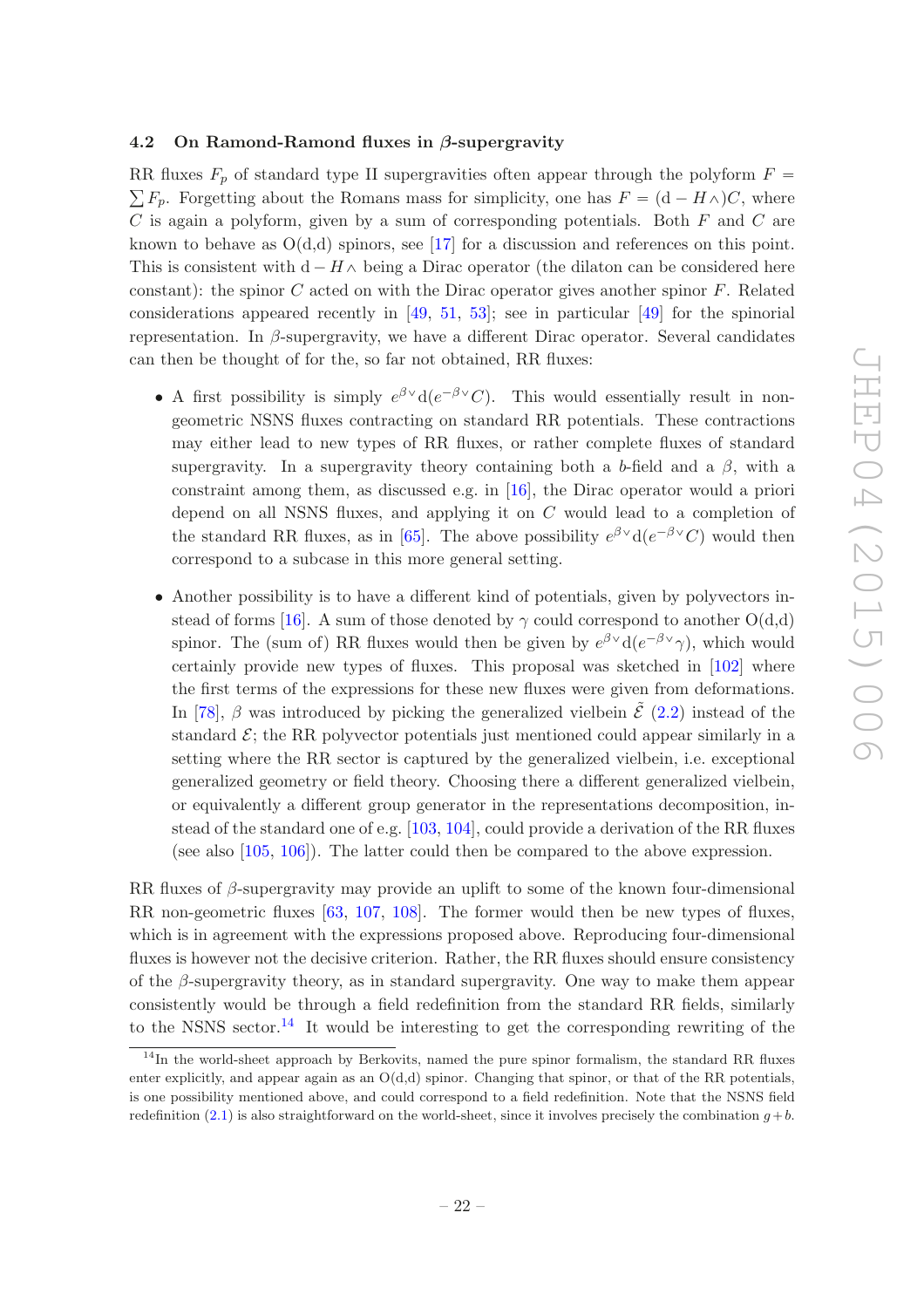### 4.2 On Ramond-Ramond fluxes in $\beta$-supergravity

RR fluxes $F_p$ of standard type II supergravities often appear through the polyform $F = \sum F_p$. Forgetting about the Romans mass for simplicity, one has $F = (\mathrm{d} - H\wedge)C$, where $C$ is again a polyform, given by a sum of corresponding potentials. Both $F$ and $C$ are known to behave as O(d,d) spinors, see [17] for a discussion and references on this point. This is consistent with $\mathrm{d} - H\wedge$ being a Dirac operator (the dilaton can be considered here constant): the spinor $C$ acted on with the Dirac operator gives another spinor $F$. Related considerations appeared recently in [49, 51, 53]; see in particular [49] for the spinorial representation. In $\beta$-supergravity, we have a different Dirac operator. Several candidates can then be thought of for the, so far not obtained, RR fluxes:

- A first possibility is simply $e^{\beta\vee}\mathrm{d}(e^{-\beta\vee}C)$. This would essentially result in non-geometric NSNS fluxes contracting on standard RR potentials. These contractions may either lead to new types of RR fluxes, or rather complete fluxes of standard supergravity. In a supergravity theory containing both a $b$-field and a $\beta$, with a constraint among them, as discussed e.g. in [16], the Dirac operator would a priori depend on all NSNS fluxes, and applying it on $C$ would lead to a completion of the standard RR fluxes, as in [65]. The above possibility $e^{\beta\vee}\mathrm{d}(e^{-\beta\vee}C)$ would then correspond to a subcase in this more general setting.

- Another possibility is to have a different kind of potentials, given by polyvectors instead of forms [16]. A sum of those denoted by $\gamma$ could correspond to another O(d,d) spinor. The (sum of) RR fluxes would then be given by $e^{\beta\vee}\mathrm{d}(e^{-\beta\vee}\gamma)$, which would certainly provide new types of fluxes. This proposal was sketched in [102] where the first terms of the expressions for these new fluxes were given from deformations. In [78], $\beta$ was introduced by picking the generalized vielbein $\tilde{\mathcal{E}}$ (2.2) instead of the standard $\mathcal{E}$; the RR polyvector potentials just mentioned could appear similarly in a setting where the RR sector is captured by the generalized vielbein, i.e. exceptional generalized geometry or field theory. Choosing there a different generalized vielbein, or equivalently a different group generator in the representations decomposition, instead of the standard one of e.g. [103, 104], could provide a derivation of the RR fluxes (see also [105, 106]). The latter could then be compared to the above expression.

RR fluxes of $\beta$-supergravity may provide an uplift to some of the known four-dimensional RR non-geometric fluxes [63, 107, 108]. The former would then be new types of fluxes, which is in agreement with the expressions proposed above. Reproducing four-dimensional fluxes is however not the decisive criterion. Rather, the RR fluxes should ensure consistency of the $\beta$-supergravity theory, as in standard supergravity. One way to make them appear consistently would be through a field redefinition from the standard RR fields, similarly to the NSNS sector.[14] It would be interesting to get the corresponding rewriting of the

[14] In the world-sheet approach by Berkovits, named the pure spinor formalism, the standard RR fluxes enter explicitly, and appear again as an O(d,d) spinor. Changing that spinor, or that of the RR potentials, is one possibility mentioned above, and could correspond to a field redefinition. Note that the NSNS field redefinition (2.1) is also straightforward on the world-sheet, since it involves precisely the combination $g + b$.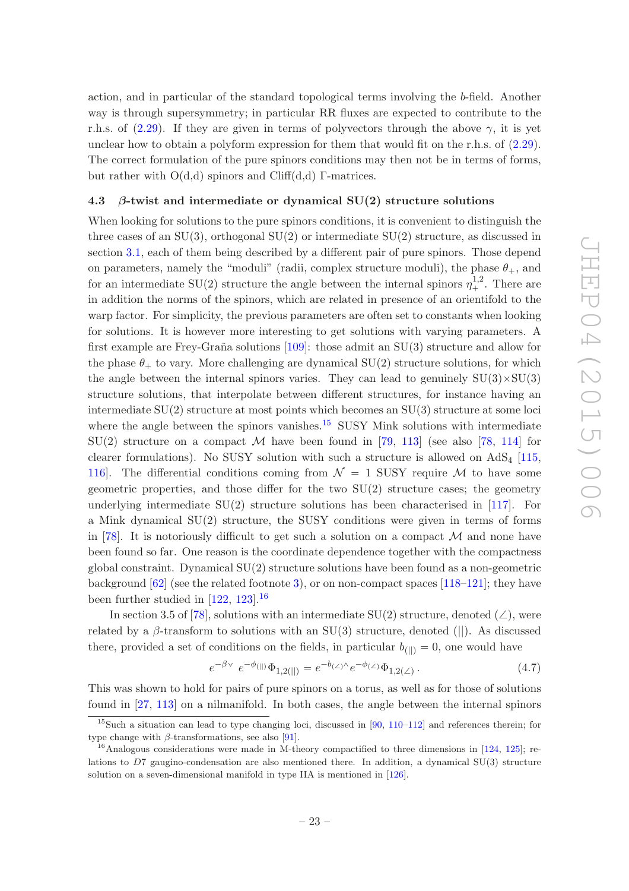action, and in particular of the standard topological terms involving the $b$-field. Another way is through supersymmetry; in particular RR fluxes are expected to contribute to the r.h.s. of (2.29). If they are given in terms of polyvectors through the above $\gamma$, it is yet unclear how to obtain a polyform expression for them that would fit on the r.h.s. of (2.29). The correct formulation of the pure spinors conditions may then not be in terms of forms, but rather with O(d,d) spinors and Cliff(d,d) $\Gamma$-matrices.

### 4.3 $\beta$-twist and intermediate or dynamical SU(2) structure solutions

When looking for solutions to the pure spinors conditions, it is convenient to distinguish the three cases of an SU(3), orthogonal SU(2) or intermediate SU(2) structure, as discussed in section 3.1, each of them being described by a different pair of pure spinors. Those depend on parameters, namely the "moduli" (radii, complex structure moduli), the phase $\theta_+$, and for an intermediate SU(2) structure the angle between the internal spinors $\eta_+^{1,2}$. There are in addition the norms of the spinors, which are related in presence of an orientifold to the warp factor. For simplicity, the previous parameters are often set to constants when looking for solutions. It is however more interesting to get solutions with varying parameters. A first example are Frey-Graña solutions [109]: those admit an SU(3) structure and allow for the phase $\theta_+$ to vary. More challenging are dynamical SU(2) structure solutions, for which the angle between the internal spinors varies. They can lead to genuinely SU(3)$\times$SU(3) structure solutions, that interpolate between different structures, for instance having an intermediate SU(2) structure at most points which becomes an SU(3) structure at some loci where the angle between the spinors vanishes.[15] SUSY Mink solutions with intermediate SU(2) structure on a compact $\mathcal{M}$ have been found in [79, 113] (see also [78, 114] for clearer formulations). No SUSY solution with such a structure is allowed on AdS$_4$ [115, 116]. The differential conditions coming from $\mathcal{N} = 1$ SUSY require $\mathcal{M}$ to have some geometric properties, and those differ for the two SU(2) structure cases; the geometry underlying intermediate SU(2) structure solutions has been characterised in [117]. For a Mink dynamical SU(2) structure, the SUSY conditions were given in terms of forms in [78]. It is notoriously difficult to get such a solution on a compact $\mathcal{M}$ and none have been found so far. One reason is the coordinate dependence together with the compactness global constraint. Dynamical SU(2) structure solutions have been found as a non-geometric background [62] (see the related footnote 3), or on non-compact spaces [118–121]; they have been further studied in [122, 123].[16]

In section 3.5 of [78], solutions with an intermediate SU(2) structure, denoted ($\angle$), were related by a $\beta$-transform to solutions with an SU(3) structure, denoted ($||$). As discussed there, provided a set of conditions on the fields, in particular $b_{(||)} = 0$, one would have

$$e^{-\beta\vee}\ e^{-\phi_{(||)}}\Phi_{1,2(||)} = e^{-b_{(\angle)}\wedge}e^{-\phi_{(\angle)}}\Phi_{1,2(\angle)}\,. \tag{4.7}$$

This was shown to hold for pairs of pure spinors on a torus, as well as for those of solutions found in [27, 113] on a nilmanifold. In both cases, the angle between the internal spinors

[15] Such a situation can lead to type changing loci, discussed in [90, 110–112] and references therein; for type change with $\beta$-transformations, see also [91].

[16] Analogous considerations were made in M-theory compactified to three dimensions in [124, 125]; relations to $D7$ gaugino-condensation are also mentioned there. In addition, a dynamical SU(3) structure solution on a seven-dimensional manifold in type IIA is mentioned in [126].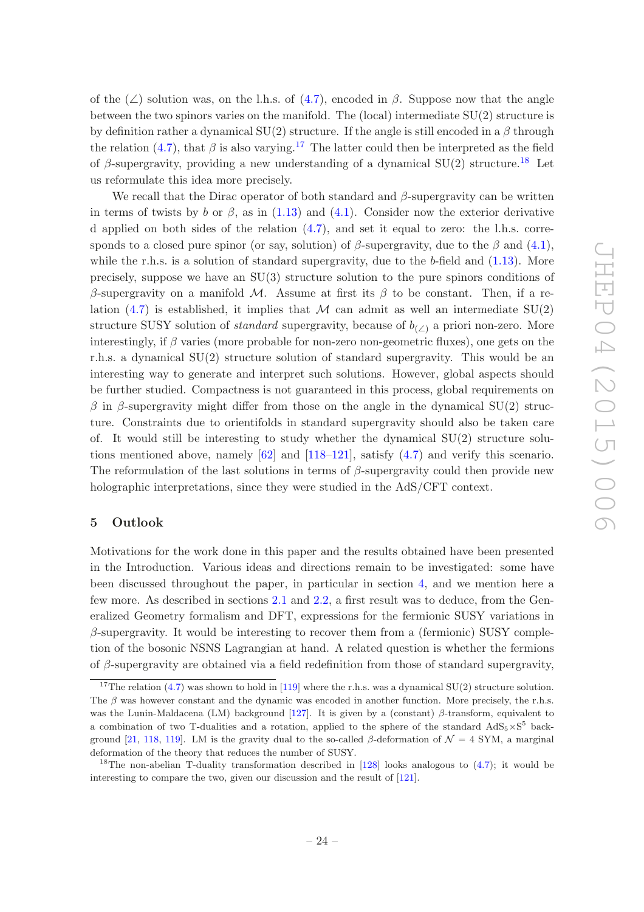of the $(\angle)$ solution was, on the l.h.s. of (4.7), encoded in $\beta$. Suppose now that the angle between the two spinors varies on the manifold. The (local) intermediate SU(2) structure is by definition rather a dynamical SU(2) structure. If the angle is still encoded in a $\beta$ through the relation (4.7), that $\beta$ is also varying.[17] The latter could then be interpreted as the field of $\beta$-supergravity, providing a new understanding of a dynamical SU(2) structure.[18] Let us reformulate this idea more precisely.

We recall that the Dirac operator of both standard and $\beta$-supergravity can be written in terms of twists by $b$ or $\beta$, as in (1.13) and (4.1). Consider now the exterior derivative d applied on both sides of the relation (4.7), and set it equal to zero: the l.h.s. corresponds to a closed pure spinor (or say, solution) of $\beta$-supergravity, due to the $\beta$ and (4.1), while the r.h.s. is a solution of standard supergravity, due to the $b$-field and (1.13). More precisely, suppose we have an SU(3) structure solution to the pure spinors conditions of $\beta$-supergravity on a manifold $\mathcal{M}$. Assume at first its $\beta$ to be constant. Then, if a relation (4.7) is established, it implies that $\mathcal{M}$ can admit as well an intermediate SU(2) structure SUSY solution of *standard* supergravity, because of $b_{(\angle)}$ a priori non-zero. More interestingly, if $\beta$ varies (more probable for non-zero non-geometric fluxes), one gets on the r.h.s. a dynamical SU(2) structure solution of standard supergravity. This would be an interesting way to generate and interpret such solutions. However, global aspects should be further studied. Compactness is not guaranteed in this process, global requirements on $\beta$ in $\beta$-supergravity might differ from those on the angle in the dynamical SU(2) structure. Constraints due to orientifolds in standard supergravity should also be taken care of. It would still be interesting to study whether the dynamical SU(2) structure solutions mentioned above, namely [62] and [118–121], satisfy (4.7) and verify this scenario. The reformulation of the last solutions in terms of $\beta$-supergravity could then provide new holographic interpretations, since they were studied in the AdS/CFT context.

## 5 Outlook

Motivations for the work done in this paper and the results obtained have been presented in the Introduction. Various ideas and directions remain to be investigated: some have been discussed throughout the paper, in particular in section 4, and we mention here a few more. As described in sections 2.1 and 2.2, a first result was to deduce, from the Generalized Geometry formalism and DFT, expressions for the fermionic SUSY variations in $\beta$-supergravity. It would be interesting to recover them from a (fermionic) SUSY completion of the bosonic NSNS Lagrangian at hand. A related question is whether the fermions of $\beta$-supergravity are obtained via a field redefinition from those of standard supergravity,

---

[17] The relation (4.7) was shown to hold in [119] where the r.h.s. was a dynamical SU(2) structure solution. The $\beta$ was however constant and the dynamic was encoded in another function. More precisely, the r.h.s. was the Lunin-Maldacena (LM) background [127]. It is given by a (constant) $\beta$-transform, equivalent to a combination of two T-dualities and a rotation, applied to the sphere of the standard $AdS_5 \times S^5$ background [21, 118, 119]. LM is the gravity dual to the so-called $\beta$-deformation of $\mathcal{N} = 4$ SYM, a marginal deformation of the theory that reduces the number of SUSY.

[18] The non-abelian T-duality transformation described in [128] looks analogous to (4.7); it would be interesting to compare the two, given our discussion and the result of [121].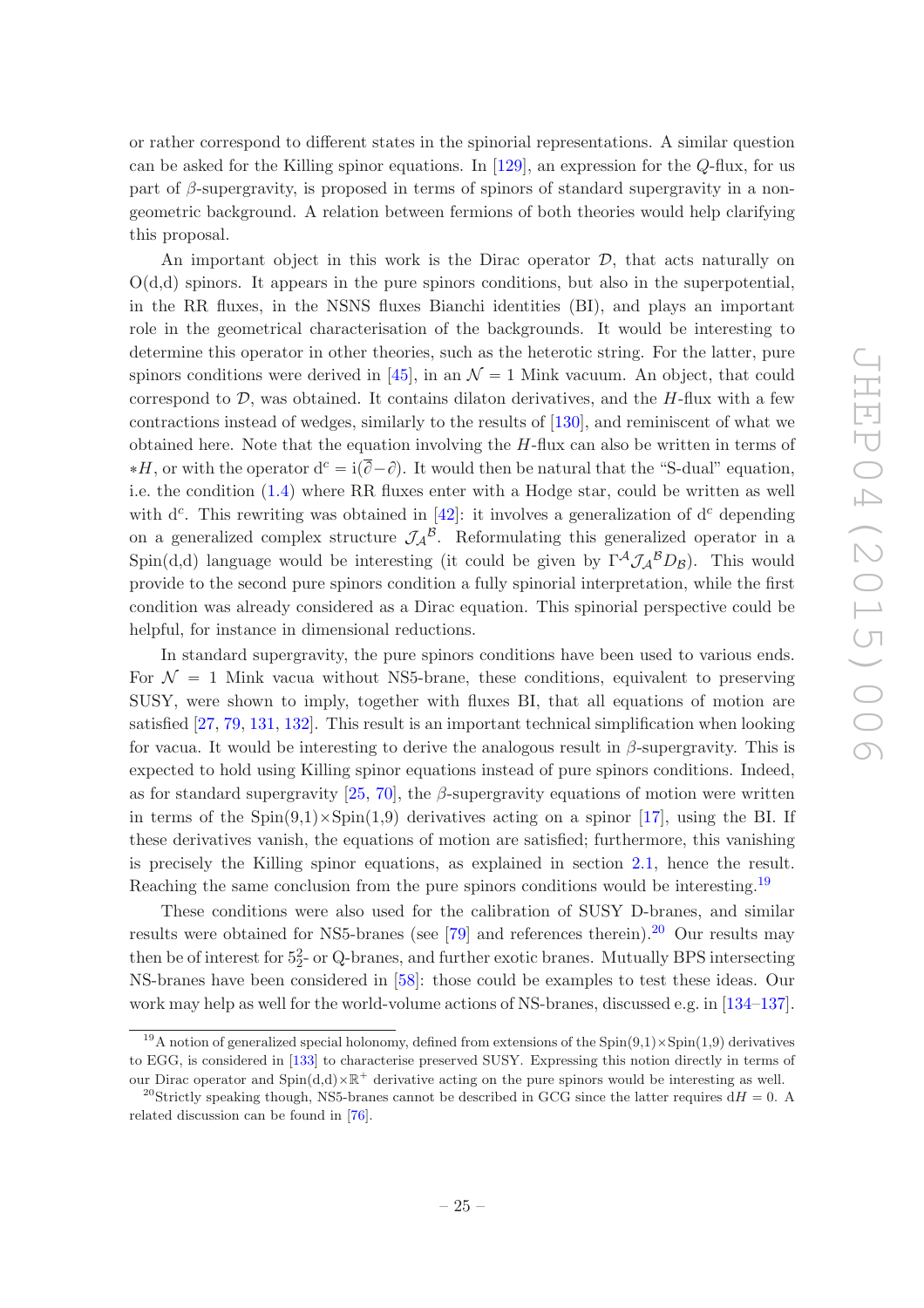or rather correspond to different states in the spinorial representations. A similar question can be asked for the Killing spinor equations. In [129], an expression for the $Q$-flux, for us part of $\beta$-supergravity, is proposed in terms of spinors of standard supergravity in a non-geometric background. A relation between fermions of both theories would help clarifying this proposal.

An important object in this work is the Dirac operator $\mathcal{D}$, that acts naturally on O(d,d) spinors. It appears in the pure spinors conditions, but also in the superpotential, in the RR fluxes, in the NSNS fluxes Bianchi identities (BI), and plays an important role in the geometrical characterisation of the backgrounds. It would be interesting to determine this operator in other theories, such as the heterotic string. For the latter, pure spinors conditions were derived in [45], in an $\mathcal{N}=1$ Mink vacuum. An object, that could correspond to $\mathcal{D}$, was obtained. It contains dilaton derivatives, and the $H$-flux with a few contractions instead of wedges, similarly to the results of [130], and reminiscent of what we obtained here. Note that the equation involving the $H$-flux can also be written in terms of $*H$, or with the operator $\mathrm{d}^c = \mathrm{i}(\overline{\partial}-\partial)$. It would then be natural that the "S-dual" equation, i.e. the condition (1.4) where RR fluxes enter with a Hodge star, could be written as well with $\mathrm{d}^c$. This rewriting was obtained in [42]: it involves a generalization of $\mathrm{d}^c$ depending on a generalized complex structure $\mathcal{J}_{\mathcal{A}}{}^{\mathcal{B}}$. Reformulating this generalized operator in a Spin(d,d) language would be interesting (it could be given by $\Gamma^{\mathcal{A}}\mathcal{J}_{\mathcal{A}}{}^{\mathcal{B}}D_{\mathcal{B}}$). This would provide to the second pure spinors condition a fully spinorial interpretation, while the first condition was already considered as a Dirac equation. This spinorial perspective could be helpful, for instance in dimensional reductions.

In standard supergravity, the pure spinors conditions have been used to various ends. For $\mathcal{N}=1$ Mink vacua without NS5-brane, these conditions, equivalent to preserving SUSY, were shown to imply, together with fluxes BI, that all equations of motion are satisfied [27, 79, 131, 132]. This result is an important technical simplification when looking for vacua. It would be interesting to derive the analogous result in $\beta$-supergravity. This is expected to hold using Killing spinor equations instead of pure spinors conditions. Indeed, as for standard supergravity [25, 70], the $\beta$-supergravity equations of motion were written in terms of the Spin(9,1)$\times$Spin(1,9) derivatives acting on a spinor [17], using the BI. If these derivatives vanish, the equations of motion are satisfied; furthermore, this vanishing is precisely the Killing spinor equations, as explained in section 2.1, hence the result. Reaching the same conclusion from the pure spinors conditions would be interesting.[19]

These conditions were also used for the calibration of SUSY D-branes, and similar results were obtained for NS5-branes (see [79] and references therein).[20] Our results may then be of interest for $5^2_2$- or Q-branes, and further exotic branes. Mutually BPS intersecting NS-branes have been considered in [58]: those could be examples to test these ideas. Our work may help as well for the world-volume actions of NS-branes, discussed e.g. in [134–137].

[19] A notion of generalized special holonomy, defined from extensions of the Spin(9,1)$\times$Spin(1,9) derivatives to EGG, is considered in [133] to characterise preserved SUSY. Expressing this notion directly in terms of our Dirac operator and Spin(d,d)$\times\mathbb{R}^+$ derivative acting on the pure spinors would be interesting as well.

[20] Strictly speaking though, NS5-branes cannot be described in GCG since the latter requires $\mathrm{d}H=0$. A related discussion can be found in [76].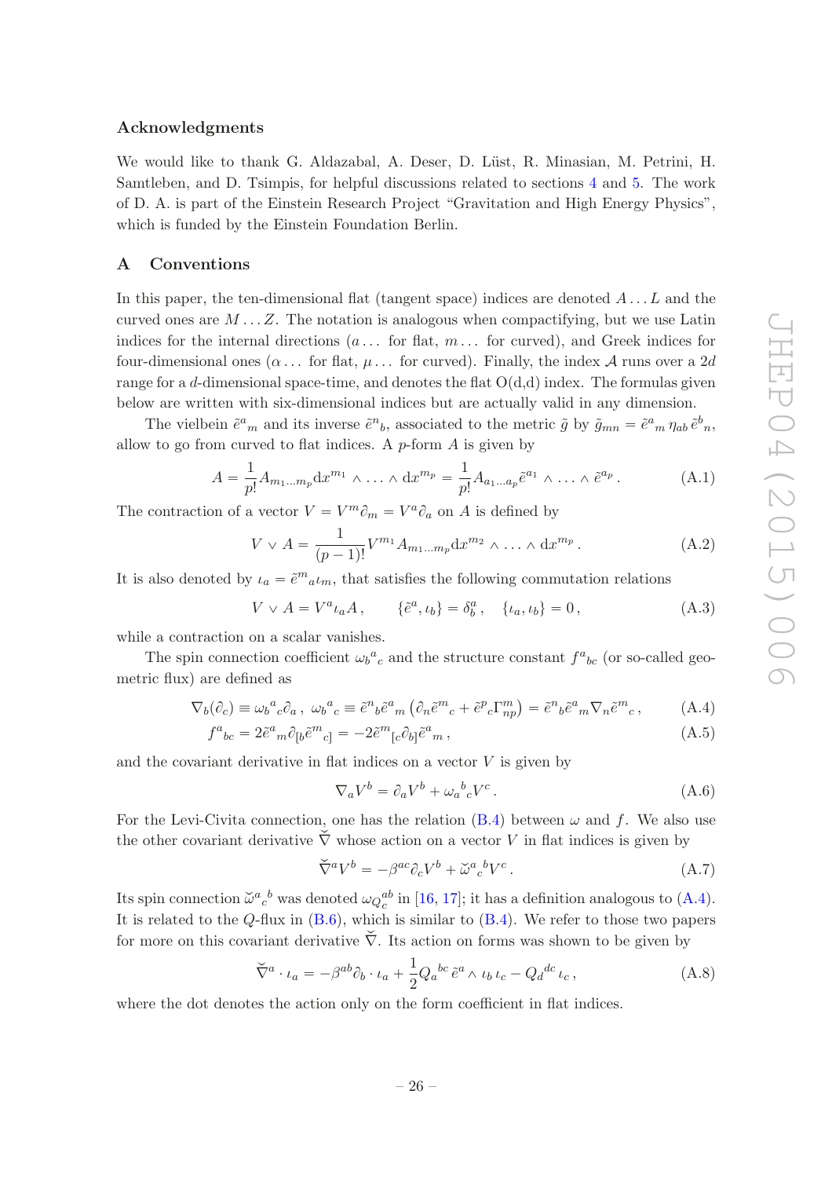## Acknowledgments

We would like to thank G. Aldazabal, A. Deser, D. Lüst, R. Minasian, M. Petrini, H. Samtleben, and D. Tsimpis, for helpful discussions related to sections 4 and 5. The work of D. A. is part of the Einstein Research Project "Gravitation and High Energy Physics", which is funded by the Einstein Foundation Berlin.

## A Conventions

In this paper, the ten-dimensional flat (tangent space) indices are denoted $A \dots L$ and the curved ones are $M \dots Z$. The notation is analogous when compactifying, but we use Latin indices for the internal directions ($a \dots$ for flat, $m \dots$ for curved), and Greek indices for four-dimensional ones ($\alpha \dots$ for flat, $\mu \dots$ for curved). Finally, the index $\mathcal{A}$ runs over a $2d$ range for a $d$-dimensional space-time, and denotes the flat O(d,d) index. The formulas given below are written with six-dimensional indices but are actually valid in any dimension.

The vielbein $\tilde{e}^a{}_m$ and its inverse $\tilde{e}^n{}_b$, associated to the metric $\tilde{g}$ by $\tilde{g}_{mn} = \tilde{e}^a{}_m \, \eta_{ab} \, \tilde{e}^b{}_n$, allow to go from curved to flat indices. A $p$-form $A$ is given by

$$A = \frac{1}{p!} A_{m_1 \dots m_p} \mathrm{d}x^{m_1} \wedge \dots \wedge \mathrm{d}x^{m_p} = \frac{1}{p!} A_{a_1 \dots a_p} \tilde{e}^{a_1} \wedge \dots \wedge \tilde{e}^{a_p} \,. \tag{A.1}$$

The contraction of a vector $V = V^m \partial_m = V^a \partial_a$ on $A$ is defined by

$$V \vee A = \frac{1}{(p-1)!} V^{m_1} A_{m_1 \dots m_p} \mathrm{d}x^{m_2} \wedge \dots \wedge \mathrm{d}x^{m_p} \,. \tag{A.2}$$

It is also denoted by $\iota_a = \tilde{e}^m{}_a \iota_m$, that satisfies the following commutation relations

$$V \vee A = V^a \iota_a A \,, \qquad \{\tilde{e}^a, \iota_b\} = \delta^a_b \,, \quad \{\iota_a, \iota_b\} = 0 \,, \tag{A.3}$$

while a contraction on a scalar vanishes.

The spin connection coefficient $\omega_b{}^a{}_c$ and the structure constant $f^a{}_{bc}$ (or so-called geometric flux) are defined as

$$\nabla_b(\partial_c) \equiv \omega_b{}^a{}_c \partial_a \,, \ \omega_b{}^a{}_c \equiv \tilde{e}^n{}_b \tilde{e}^a{}_m \left( \partial_n \tilde{e}^m{}_c + \tilde{e}^p{}_c \Gamma^m_{np} \right) = \tilde{e}^n{}_b \tilde{e}^a{}_m \nabla_n \tilde{e}^m{}_c \,, \tag{A.4}$$

$$f^a{}_{bc} = 2 \tilde{e}^a{}_m \partial_{[b} \tilde{e}^m{}_{c]} = -2 \tilde{e}^m{}_{[c} \partial_{b]} \tilde{e}^a{}_m \,, \tag{A.5}$$

and the covariant derivative in flat indices on a vector $V$ is given by

$$\nabla_a V^b = \partial_a V^b + \omega_a{}^b{}_c V^c \,. \tag{A.6}$$

For the Levi-Civita connection, one has the relation (B.4) between $\omega$ and $f$. We also use the other covariant derivative $\check{\nabla}$ whose action on a vector $V$ in flat indices is given by

$$\check{\nabla}^a V^b = -\beta^{ac} \partial_c V^b + \check{\omega}^a{}_c{}^b V^c \,. \tag{A.7}$$

Its spin connection $\check{\omega}^a{}_c{}^b$ was denoted $\omega_{Q_c}^{ab}$ in [16, 17]; it has a definition analogous to (A.4). It is related to the $Q$-flux in (B.6), which is similar to (B.4). We refer to those two papers for more on this covariant derivative $\check{\nabla}$. Its action on forms was shown to be given by

$$\check{\nabla}^a \cdot \iota_a = -\beta^{ab} \partial_b \cdot \iota_a + \frac{1}{2} Q_a{}^{bc} \, \tilde{e}^a \wedge \iota_b \, \iota_c - Q_d{}^{dc} \, \iota_c \,, \tag{A.8}$$

where the dot denotes the action only on the form coefficient in flat indices.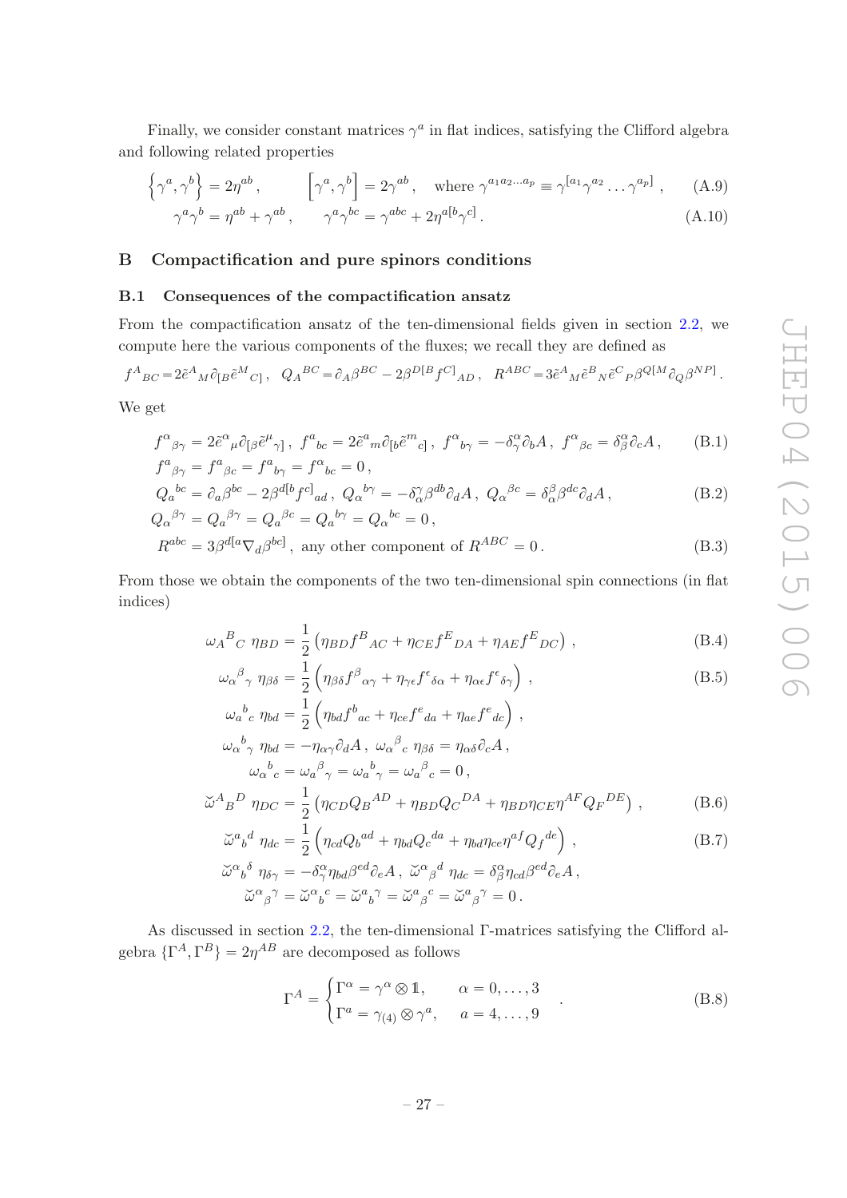Finally, we consider constant matrices $\gamma^a$ in flat indices, satisfying the Clifford algebra and following related properties

$$\left\{\gamma^a, \gamma^b\right\} = 2\eta^{ab}, \qquad \left[\gamma^a, \gamma^b\right] = 2\gamma^{ab}, \quad \text{where } \gamma^{a_1 a_2 \dots a_p} \equiv \gamma^{[a_1}\gamma^{a_2} \dots \gamma^{a_p]}, \tag{A.9}$$

$$\gamma^a\gamma^b = \eta^{ab} + \gamma^{ab}, \qquad \gamma^a\gamma^{bc} = \gamma^{abc} + 2\eta^{a[b}\gamma^{c]}. \tag{A.10}$$

# B Compactification and pure spinors conditions

## B.1 Consequences of the compactification ansatz

From the compactification ansatz of the ten-dimensional fields given in section 2.2, we compute here the various components of the fluxes; we recall they are defined as

$$f^A{}_{BC} = 2\tilde{e}^A{}_M \partial_{[B}\tilde{e}^M{}_{C]}\,, \quad Q_A{}^{BC} = \partial_A\beta^{BC} - 2\beta^{D[B}f^{C]}{}_{AD}\,, \quad R^{ABC} = 3\tilde{e}^A{}_M \tilde{e}^B{}_N \tilde{e}^C{}_P \beta^{Q[M}\partial_Q\beta^{NP]}\,.$$

We get

$$f^\alpha{}_{\beta\gamma} = 2\tilde{e}^\alpha{}_\mu \partial_{[\beta}\tilde{e}^\mu{}_{\gamma]}\,,\ f^a{}_{bc} = 2\tilde{e}^a{}_m \partial_{[b}\tilde{e}^m{}_{c]}\,,\ f^\alpha{}_{b\gamma} = -\delta^\alpha_\gamma \partial_b A\,,\ f^\alpha{}_{\beta c} = \delta^\alpha_\beta \partial_c A\,, \tag{B.1}$$

$$f^a{}_{\beta\gamma} = f^a{}_{\beta c} = f^a{}_{b\gamma} = f^\alpha{}_{bc} = 0\,,$$

$$Q_a{}^{bc} = \partial_a\beta^{bc} - 2\beta^{d[b}f^{c]}{}_{ad}\,,\ Q_\alpha{}^{b\gamma} = -\delta^\gamma_\alpha \beta^{db}\partial_d A\,,\ Q_\alpha{}^{\beta c} = \delta^\beta_\alpha \beta^{dc}\partial_d A\,, \tag{B.2}$$

$$Q_\alpha{}^{\beta\gamma} = Q_a{}^{\beta\gamma} = Q_a{}^{\beta c} = Q_a{}^{b\gamma} = Q_\alpha{}^{bc} = 0\,,$$

$$R^{abc} = 3\beta^{d[a}\nabla_d\beta^{bc]}\,,\ \text{any other component of } R^{ABC} = 0\,. \tag{B.3}$$

From those we obtain the components of the two ten-dimensional spin connections (in flat indices)

$$\omega_A{}^B{}_C\ \eta_{BD} = \frac{1}{2}\left(\eta_{BD}f^B{}_{AC} + \eta_{CE}f^E{}_{DA} + \eta_{AE}f^E{}_{DC}\right)\,, \tag{B.4}$$

$$\omega_\alpha{}^\beta{}_\gamma\ \eta_{\beta\delta} = \frac{1}{2}\left(\eta_{\beta\delta}f^\beta{}_{\alpha\gamma} + \eta_{\gamma\epsilon}f^\epsilon{}_{\delta\alpha} + \eta_{\alpha\epsilon}f^\epsilon{}_{\delta\gamma}\right)\,, \tag{B.5}$$

$$\omega_a{}^b{}_c\ \eta_{bd} = \frac{1}{2}\left(\eta_{bd}f^b{}_{ac} + \eta_{ce}f^e{}_{da} + \eta_{ae}f^e{}_{dc}\right)\,,$$

$$\omega_\alpha{}^b{}_\gamma\ \eta_{bd} = -\eta_{\alpha\gamma}\partial_d A\,,\ \omega_\alpha{}^\beta{}_c\ \eta_{\beta\delta} = \eta_{\alpha\delta}\partial_c A\,,$$

$$\omega_\alpha{}^b{}_c = \omega_a{}^\beta{}_\gamma = \omega_a{}^b{}_\gamma = \omega_a{}^\beta{}_c = 0\,,$$

$$\breve{\omega}^A{}_B{}^D\ \eta_{DC} = \frac{1}{2}\left(\eta_{CD}Q_B{}^{AD} + \eta_{BD}Q_C{}^{DA} + \eta_{BD}\eta_{CE}\eta^{AF}Q_F{}^{DE}\right)\,, \tag{B.6}$$

$$\breve{\omega}^a{}_b{}^d\ \eta_{dc} = \frac{1}{2}\left(\eta_{cd}Q_b{}^{ad} + \eta_{bd}Q_c{}^{da} + \eta_{bd}\eta_{ce}\eta^{af}Q_f{}^{de}\right)\,, \tag{B.7}$$

$$\breve{\omega}^\alpha{}_b{}^\delta\ \eta_{\delta\gamma} = -\delta^\alpha_\gamma \eta_{bd}\beta^{ed}\partial_e A\,,\ \breve{\omega}^\alpha{}_\beta{}^d\ \eta_{dc} = \delta^\alpha_\beta \eta_{cd}\beta^{ed}\partial_e A\,,$$

$$\breve{\omega}^\alpha{}_\beta{}^\gamma = \breve{\omega}^\alpha{}_b{}^c = \breve{\omega}^a{}_b{}^\gamma = \breve{\omega}^a{}_\beta{}^c = \breve{\omega}^a{}_\beta{}^\gamma = 0\,.$$

As discussed in section 2.2, the ten-dimensional Γ-matrices satisfying the Clifford algebra $\{\Gamma^A, \Gamma^B\} = 2\eta^{AB}$ are decomposed as follows

$$\Gamma^A = \begin{cases} \Gamma^\alpha = \gamma^\alpha \otimes \mathbb{1}, & \alpha = 0, \dots, 3 \\ \Gamma^a = \gamma_{(4)} \otimes \gamma^a, & a = 4, \dots, 9 \end{cases}\,. \tag{B.8}$$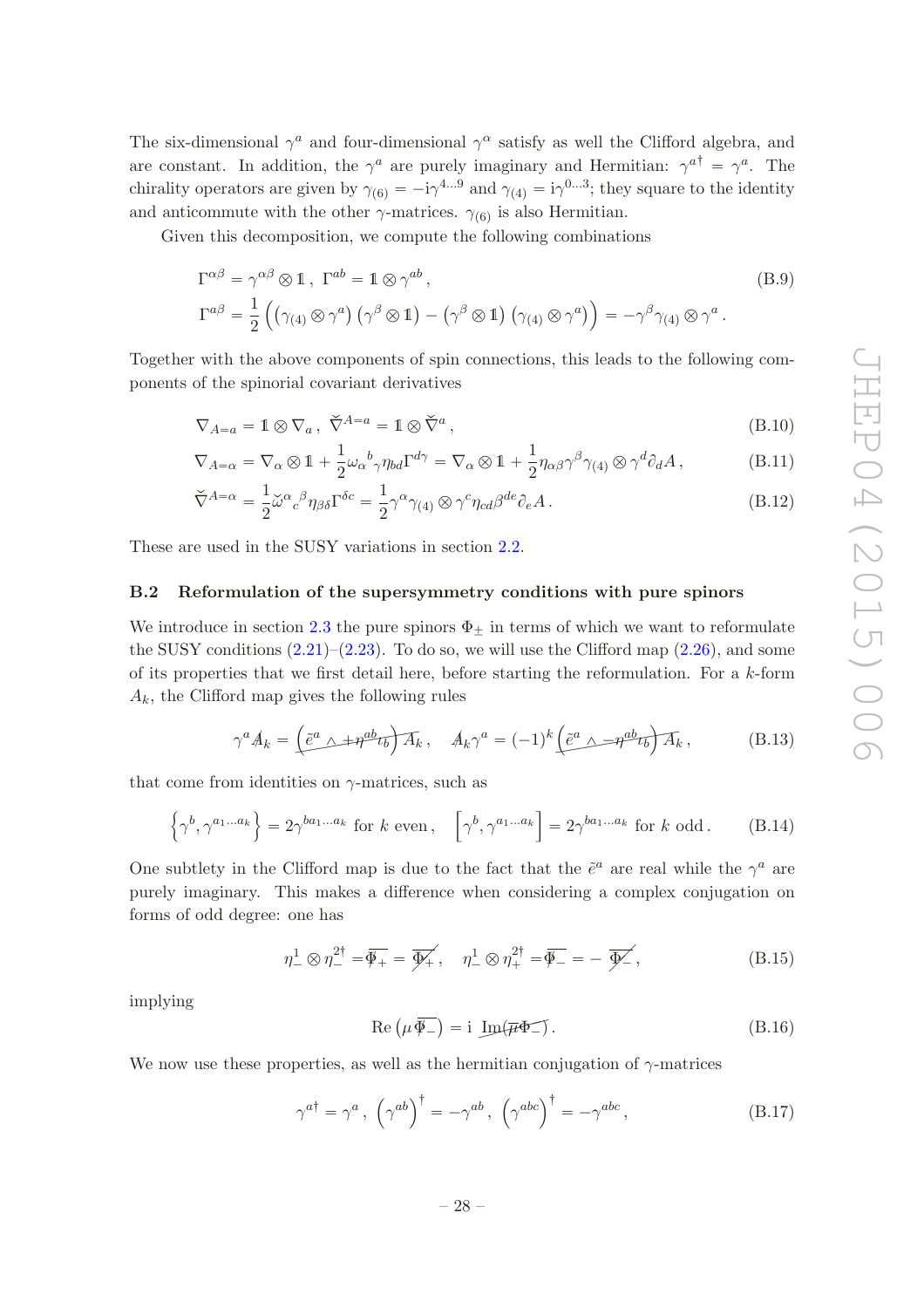The six-dimensional $\gamma^a$ and four-dimensional $\gamma^\alpha$ satisfy as well the Clifford algebra, and are constant. In addition, the $\gamma^a$ are purely imaginary and Hermitian: $\gamma^{a\dagger} = \gamma^a$. The chirality operators are given by $\gamma_{(6)} = -\mathrm{i}\gamma^{4...9}$ and $\gamma_{(4)} = \mathrm{i}\gamma^{0...3}$; they square to the identity and anticommute with the other $\gamma$-matrices. $\gamma_{(6)}$ is also Hermitian.

Given this decomposition, we compute the following combinations

$$
\begin{aligned}
&\Gamma^{\alpha\beta} = \gamma^{\alpha\beta} \otimes \mathbb{1}\,, \ \Gamma^{ab} = \mathbb{1} \otimes \gamma^{ab}\,, \\
&\Gamma^{a\beta} = \frac{1}{2}\Big( \left(\gamma_{(4)} \otimes \gamma^a\right)\left(\gamma^\beta \otimes \mathbb{1}\right) - \left(\gamma^\beta \otimes \mathbb{1}\right)\left(\gamma_{(4)} \otimes \gamma^a\right)\Big) = -\gamma^\beta\gamma_{(4)} \otimes \gamma^a\,.
\end{aligned} \tag{B.9}
$$

Together with the above components of spin connections, this leads to the following components of the spinorial covariant derivatives

$$
\nabla_{A=a} = \mathbb{1} \otimes \nabla_a\,, \ \breve{\nabla}^{A=a} = \mathbb{1} \otimes \breve{\nabla}^a\,, \tag{B.10}
$$

$$
\nabla_{A=\alpha} = \nabla_\alpha \otimes \mathbb{1} + \frac{1}{2}\omega_\alpha{}^b{}_\gamma \eta_{bd}\Gamma^{d\gamma} = \nabla_\alpha \otimes \mathbb{1} + \frac{1}{2}\eta_{\alpha\beta}\gamma^\beta\gamma_{(4)} \otimes \gamma^d \partial_d A\,, \tag{B.11}
$$

$$
\breve{\nabla}^{A=\alpha} = \frac{1}{2}\breve{\omega}^\alpha{}_c{}^\beta \eta_{\beta\delta}\Gamma^{\delta c} = \frac{1}{2}\gamma^\alpha\gamma_{(4)} \otimes \gamma^c \eta_{cd}\beta^{de}\partial_e A\,. \tag{B.12}
$$

These are used in the SUSY variations in section 2.2.

### B.2 Reformulation of the supersymmetry conditions with pure spinors

We introduce in section 2.3 the pure spinors $\Phi_\pm$ in terms of which we want to reformulate the SUSY conditions (2.21)–(2.23). To do so, we will use the Clifford map (2.26), and some of its properties that we first detail here, before starting the reformulation. For a $k$-form $A_k$, the Clifford map gives the following rules

$$
\gamma^a \not{A}_k = \left(\not{\tilde{e}^a \wedge + \eta^{ab}\iota_b}\right) A_k\,, \quad \not{A}_k \gamma^a = (-1)^k \left(\not{\tilde{e}^a \wedge - \eta^{ab}\iota_b}\right) A_k\,, \tag{B.13}
$$

that come from identities on $\gamma$-matrices, such as

$$
\left\{\gamma^b, \gamma^{a_1...a_k}\right\} = 2\gamma^{ba_1...a_k} \text{ for } k \text{ even}\,, \quad \left[\gamma^b, \gamma^{a_1...a_k}\right] = 2\gamma^{ba_1...a_k} \text{ for } k \text{ odd}\,. \tag{B.14}
$$

One subtlety in the Clifford map is due to the fact that the $\tilde{e}^a$ are real while the $\gamma^a$ are purely imaginary. This makes a difference when considering a complex conjugation on forms of odd degree: one has

$$
\eta^1_- \otimes \eta^{2\dagger}_- = \overline{\not{\Phi}_+} = \not{\overline{\Phi_+}}\,, \quad \eta^1_- \otimes \eta^{2\dagger}_+ = \overline{\not{\Phi}_-} = -\not{\overline{\Phi_-}}\,, \tag{B.15}
$$

implying

$$
\mathrm{Re}\left(\mu\,\overline{\not{\Phi}_-}\right) = \mathrm{i}\ \not{\mathrm{Im}(\overline{\mu}\Phi_-)}\,. \tag{B.16}
$$

We now use these properties, as well as the hermitian conjugation of $\gamma$-matrices

$$
\gamma^{a\dagger} = \gamma^a\,, \ \left(\gamma^{ab}\right)^\dagger = -\gamma^{ab}\,, \ \left(\gamma^{abc}\right)^\dagger = -\gamma^{abc}\,, \tag{B.17}
$$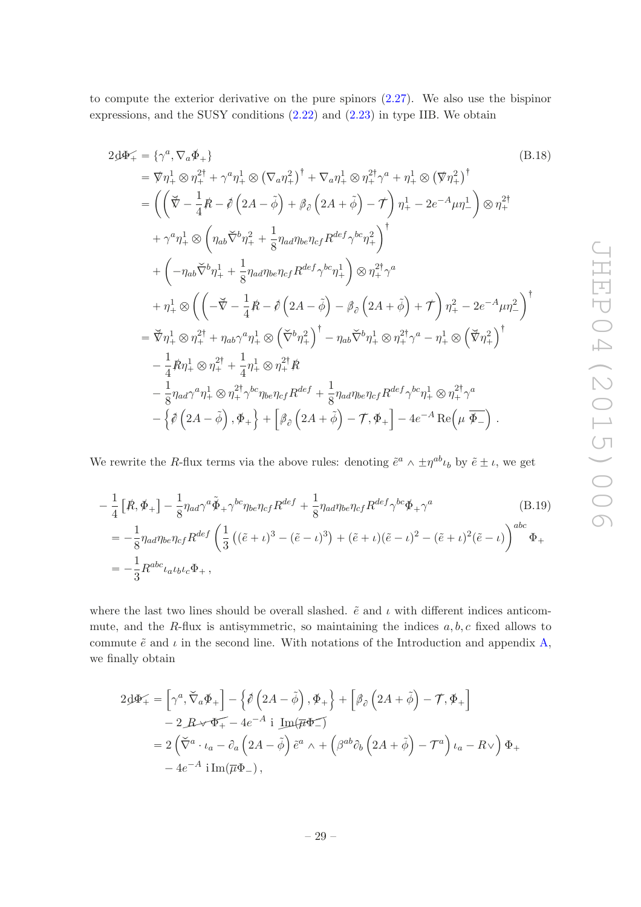to compute the exterior derivative on the pure spinors (2.27). We also use the bispinor expressions, and the SUSY conditions (2.22) and (2.23) in type IIB. We obtain

$$
\begin{aligned}
2\slashed{d\Phi_+} &= \{\gamma^a, \nabla_a \slashed{\Phi}_+\} \qquad\qquad\qquad\qquad\qquad\qquad\qquad\qquad\qquad\qquad\qquad\qquad\qquad\qquad \text{(B.18)}\\
&= \slashed{\nabla}\eta_+^1 \otimes \eta_+^{2\dagger} + \gamma^a \eta_+^1 \otimes \left(\nabla_a \eta_+^2\right)^\dagger + \nabla_a \eta_+^1 \otimes \eta_+^{2\dagger}\gamma^a + \eta_+^1 \otimes \left(\slashed{\nabla}\eta_+^2\right)^\dagger \\
&= \left(\left(\breve{\slashed{\nabla}} - \frac{1}{4}\slashed{R} - \slashed{\partial}\left(2A - \tilde{\phi}\right) + \slashed{\beta}_\partial\left(2A + \tilde{\phi}\right) - \slashed{\mathcal{T}}\right)\eta_+^1 - 2e^{-A}\mu\eta_-^1\right) \otimes \eta_+^{2\dagger} \\
&\quad + \gamma^a \eta_+^1 \otimes \left(\eta_{ab}\breve{\nabla}^b \eta_+^2 + \frac{1}{8}\eta_{ad}\eta_{be}\eta_{cf}R^{def}\gamma^{bc}\eta_+^2\right)^\dagger \\
&\quad + \left(-\eta_{ab}\breve{\nabla}^b \eta_+^1 + \frac{1}{8}\eta_{ad}\eta_{be}\eta_{cf}R^{def}\gamma^{bc}\eta_+^1\right) \otimes \eta_+^{2\dagger}\gamma^a \\
&\quad + \eta_+^1 \otimes \left(\left(-\breve{\slashed{\nabla}} - \frac{1}{4}\slashed{R} - \slashed{\partial}\left(2A - \tilde{\phi}\right) - \slashed{\beta}_\partial\left(2A + \tilde{\phi}\right) + \slashed{\mathcal{T}}\right)\eta_+^2 - 2e^{-A}\mu\eta_-^2\right)^\dagger \\
&= \breve{\slashed{\nabla}}\eta_+^1 \otimes \eta_+^{2\dagger} + \eta_{ab}\gamma^a\eta_+^1 \otimes \left(\breve{\nabla}^b\eta_+^2\right)^\dagger - \eta_{ab}\breve{\nabla}^b\eta_+^1 \otimes \eta_+^{2\dagger}\gamma^a - \eta_+^1 \otimes \left(\breve{\slashed{\nabla}}\eta_+^2\right)^\dagger \\
&\quad - \frac{1}{4}\slashed{R}\eta_+^1 \otimes \eta_+^{2\dagger} + \frac{1}{4}\eta_+^1 \otimes \eta_+^{2\dagger}\slashed{R} \\
&\quad - \frac{1}{8}\eta_{ad}\gamma^a\eta_+^1 \otimes \eta_+^{2\dagger}\gamma^{bc}\eta_{be}\eta_{cf}R^{def} + \frac{1}{8}\eta_{ad}\eta_{be}\eta_{cf}R^{def}\gamma^{bc}\eta_+^1 \otimes \eta_+^{2\dagger}\gamma^a \\
&\quad - \left\{\slashed{\partial}\left(2A - \tilde{\phi}\right), \slashed{\Phi}_+\right\} + \left[\slashed{\beta}_\partial\left(2A + \tilde{\phi}\right) - \slashed{\mathcal{T}}, \slashed{\Phi}_+\right] - 4e^{-A}\,\mathrm{Re}\left(\mu\,\slashed{\overline{\Phi}}_-\right).
\end{aligned}
$$

We rewrite the $R$-flux terms via the above rules: denoting $\tilde{e}^a \wedge \pm\eta^{ab}\iota_b$ by $\tilde{e} \pm \iota$, we get

$$
\begin{aligned}
&-\frac{1}{4}\left[\slashed{R}, \slashed{\Phi}_+\right] - \frac{1}{8}\eta_{ad}\gamma^a\slashed{\tilde{\Phi}}_+\gamma^{bc}\eta_{be}\eta_{cf}R^{def} + \frac{1}{8}\eta_{ad}\eta_{be}\eta_{cf}R^{def}\gamma^{bc}\slashed{\Phi}_+\gamma^a \qquad\qquad \text{(B.19)}\\
&= -\frac{1}{8}\eta_{ad}\eta_{be}\eta_{cf}R^{def}\left(\frac{1}{3}\left((\tilde{e}+\iota)^3 - (\tilde{e}-\iota)^3\right) + (\tilde{e}+\iota)(\tilde{e}-\iota)^2 - (\tilde{e}+\iota)^2(\tilde{e}-\iota)\right)^{abc}\Phi_+ \\
&= -\frac{1}{3}R^{abc}\iota_a\iota_b\iota_c\Phi_+\,,
\end{aligned}
$$

where the last two lines should be overall slashed. $\tilde{e}$ and $\iota$ with different indices anticommute, and the $R$-flux is antisymmetric, so maintaining the indices $a, b, c$ fixed allows to commute $\tilde{e}$ and $\iota$ in the second line. With notations of the Introduction and appendix A, we finally obtain

$$
\begin{aligned}
2\slashed{d\Phi_+} &= \left[\gamma^a, \breve{\nabla}_a\slashed{\Phi}_+\right] - \left\{\slashed{\partial}\left(2A - \tilde{\phi}\right), \slashed{\Phi}_+\right\} + \left[\slashed{\beta}_\partial\left(2A + \tilde{\phi}\right) - \slashed{\mathcal{T}}, \slashed{\Phi}_+\right] \\
&\quad - 2\,\slashed{R \vee \Phi_+} - 4e^{-A}\,\mathrm{i}\,\slashed{\mathrm{Im}(\overline{\mu}\Phi_-)} \\
&= 2\left(\breve{\nabla}^a \cdot \iota_a - \partial_a\left(2A - \tilde{\phi}\right)\tilde{e}^a \wedge + \left(\beta^{ab}\partial_b\left(2A + \tilde{\phi}\right) - \mathcal{T}^a\right)\iota_a - R\vee\right)\Phi_+ \\
&\quad - 4e^{-A}\,\mathrm{i}\,\mathrm{Im}(\overline{\mu}\Phi_-)\,,
\end{aligned}
$$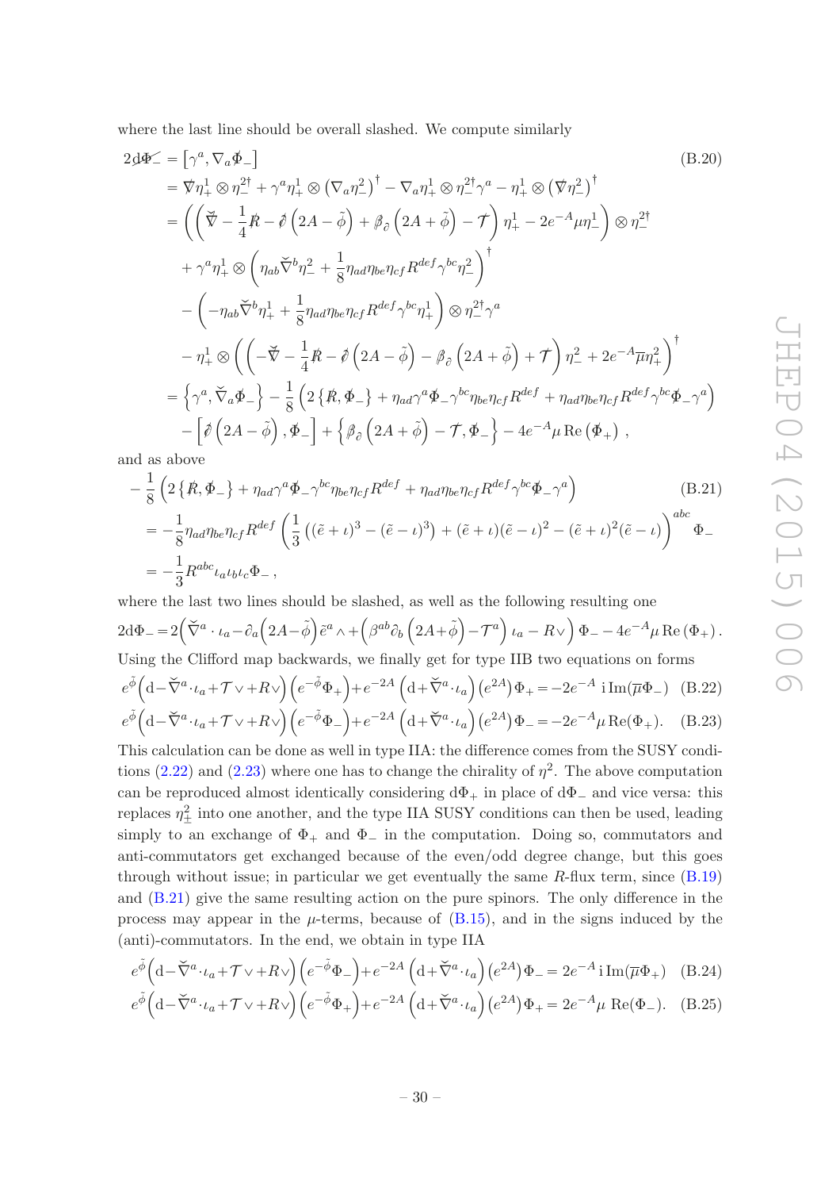where the last line should be overall slashed. We compute similarly

$$
\begin{aligned}
2\mathrm{d}\not{\Phi}_- &= \left[\gamma^a, \nabla_a \not{\Phi}_-\right] \qquad\qquad (B.20)\\
&= \not{\nabla}\eta^1_+ \otimes \eta^{2\dagger}_- + \gamma^a \eta^1_+ \otimes \left(\nabla_a \eta^2_-\right)^\dagger - \nabla_a \eta^1_+ \otimes \eta^{2\dagger}_- \gamma^a - \eta^1_+ \otimes \left(\not{\nabla}\eta^2_-\right)^\dagger \\
&= \left( \left( \breve{\not{\nabla}} - \frac{1}{4}\not{R} - \not{\partial}\left(2A - \tilde{\phi}\right) + \not{\beta}_{\partial}\left(2A + \tilde{\phi}\right) - \not{\mathcal{T}} \right)\eta^1_+ - 2e^{-A}\mu\eta^1_- \right) \otimes \eta^{2\dagger}_- \\
&\quad + \gamma^a \eta^1_+ \otimes \left( \eta_{ab}\breve{\nabla}^b \eta^2_- + \frac{1}{8}\eta_{ad}\eta_{be}\eta_{cf}R^{def}\gamma^{bc}\eta^2_- \right)^\dagger \\
&\quad - \left( -\eta_{ab}\breve{\nabla}^b \eta^1_+ + \frac{1}{8}\eta_{ad}\eta_{be}\eta_{cf}R^{def}\gamma^{bc}\eta^1_+ \right) \otimes \eta^{2\dagger}_- \gamma^a \\
&\quad - \eta^1_+ \otimes \left( \left( -\breve{\not{\nabla}} - \frac{1}{4}\not{R} - \not{\partial}\left(2A - \tilde{\phi}\right) - \not{\beta}_{\partial}\left(2A + \tilde{\phi}\right) + \not{\mathcal{T}} \right)\eta^2_- + 2e^{-A}\overline{\mu}\eta^2_+ \right)^\dagger \\
&= \left\{\gamma^a, \breve{\nabla}_a \not{\Phi}_-\right\} - \frac{1}{8}\left( 2\left\{\not{R}, \not{\Phi}_-\right\} + \eta_{ad}\gamma^a \not{\Phi}_- \gamma^{bc}\eta_{be}\eta_{cf}R^{def} + \eta_{ad}\eta_{be}\eta_{cf}R^{def}\gamma^{bc}\not{\Phi}_-\gamma^a \right) \\
&\quad - \left[\not{\partial}\left(2A - \tilde{\phi}\right), \not{\Phi}_-\right] + \left\{\not{\beta}_{\partial}\left(2A + \tilde{\phi}\right) - \not{\mathcal{T}}, \not{\Phi}_-\right\} - 4e^{-A}\mu\,\mathrm{Re}\left(\not{\Phi}_+\right),
\end{aligned}
$$

and as above

$$
\begin{aligned}
&-\frac{1}{8}\left( 2\left\{\not{R}, \not{\Phi}_-\right\} + \eta_{ad}\gamma^a \not{\Phi}_- \gamma^{bc}\eta_{be}\eta_{cf}R^{def} + \eta_{ad}\eta_{be}\eta_{cf}R^{def}\gamma^{bc}\not{\Phi}_-\gamma^a \right) \qquad (B.21)\\
&= -\frac{1}{8}\eta_{ad}\eta_{be}\eta_{cf}R^{def}\left( \frac{1}{3}\left( (\tilde{e}+\iota)^3 - (\tilde{e}-\iota)^3 \right) + (\tilde{e}+\iota)(\tilde{e}-\iota)^2 - (\tilde{e}+\iota)^2(\tilde{e}-\iota) \right)^{abc} \Phi_- \\
&= -\frac{1}{3}R^{abc}\iota_a\iota_b\iota_c\Phi_-,
\end{aligned}
$$

where the last two lines should be slashed, as well as the following resulting one

$$
2\mathrm{d}\Phi_- = 2\Big(\breve{\nabla}^a \cdot \iota_a - \partial_a\Big(2A - \tilde{\phi}\Big)\tilde{e}^a \wedge + \Big(\beta^{ab}\partial_b\Big(2A + \tilde{\phi}\Big) - \mathcal{T}^a\Big)\,\iota_a - R\vee\Big)\,\Phi_- - 4e^{-A}\mu\,\mathrm{Re}\left(\Phi_+\right).
$$

Using the Clifford map backwards, we finally get for type IIB two equations on forms

$$
e^{\tilde{\phi}}\Big(\mathrm{d} - \breve{\nabla}^a \cdot \iota_a + \mathcal{T}\vee + R\vee\Big)\Big(e^{-\tilde{\phi}}\Phi_+\Big) + e^{-2A}\left(\mathrm{d} + \breve{\nabla}^a \cdot \iota_a\right)\left(e^{2A}\right)\Phi_+ = -2e^{-A}\,\mathrm{i}\,\mathrm{Im}(\overline{\mu}\Phi_-) \quad (B.22)
$$

$$
e^{\tilde{\phi}}\Big(\mathrm{d} - \breve{\nabla}^a \cdot \iota_a + \mathcal{T}\vee + R\vee\Big)\Big(e^{-\tilde{\phi}}\Phi_-\Big) + e^{-2A}\left(\mathrm{d} + \breve{\nabla}^a \cdot \iota_a\right)\left(e^{2A}\right)\Phi_- = -2e^{-A}\mu\,\mathrm{Re}(\Phi_+). \quad (B.23)
$$

This calculation can be done as well in type IIA: the difference comes from the SUSY conditions (2.22) and (2.23) where one has to change the chirality of $\eta^2$. The above computation can be reproduced almost identically considering $\mathrm{d}\Phi_+$ in place of $\mathrm{d}\Phi_-$ and vice versa: this replaces $\eta^2_\pm$ into one another, and the type IIA SUSY conditions can then be used, leading simply to an exchange of $\Phi_+$ and $\Phi_-$ in the computation. Doing so, commutators and anti-commutators get exchanged because of the even/odd degree change, but this goes through without issue; in particular we get eventually the same $R$-flux term, since (B.19) and (B.21) give the same resulting action on the pure spinors. The only difference in the process may appear in the $\mu$-terms, because of (B.15), and in the signs induced by the (anti)-commutators. In the end, we obtain in type IIA

$$
e^{\tilde{\phi}}\Big(\mathrm{d} - \breve{\nabla}^a \cdot \iota_a + \mathcal{T}\vee + R\vee\Big)\Big(e^{-\tilde{\phi}}\Phi_-\Big) + e^{-2A}\left(\mathrm{d} + \breve{\nabla}^a \cdot \iota_a\right)\left(e^{2A}\right)\Phi_- = 2e^{-A}\,\mathrm{i}\,\mathrm{Im}(\overline{\mu}\Phi_+) \quad (B.24)
$$

$$
e^{\tilde{\phi}}\Big(\mathrm{d} - \breve{\nabla}^a \cdot \iota_a + \mathcal{T}\vee + R\vee\Big)\Big(e^{-\tilde{\phi}}\Phi_+\Big) + e^{-2A}\left(\mathrm{d} + \breve{\nabla}^a \cdot \iota_a\right)\left(e^{2A}\right)\Phi_+ = 2e^{-A}\mu\,\mathrm{Re}(\Phi_-). \quad (B.25)
$$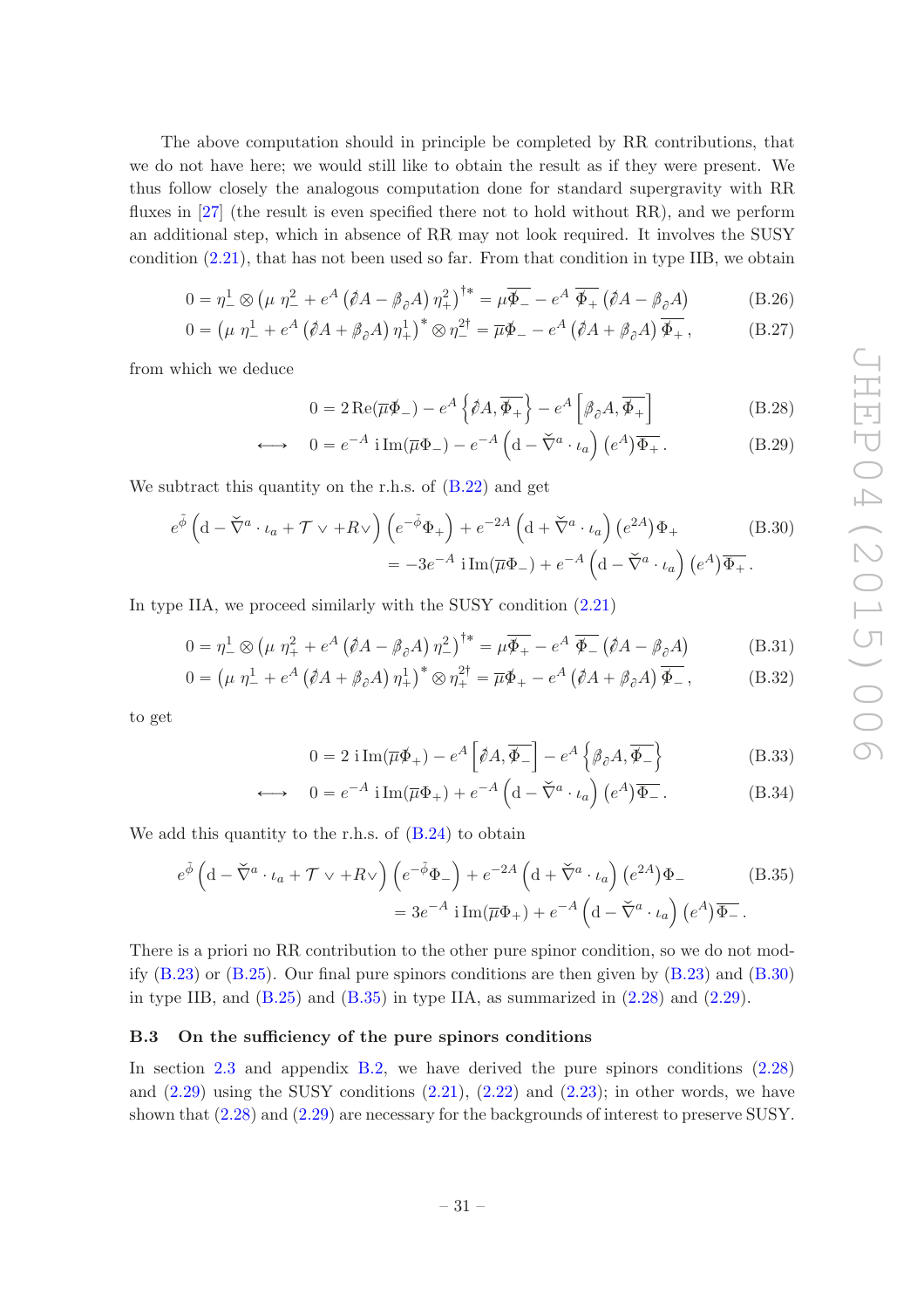The above computation should in principle be completed by RR contributions, that we do not have here; we would still like to obtain the result as if they were present. We thus follow closely the analogous computation done for standard supergravity with RR fluxes in [27] (the result is even specified there not to hold without RR), and we perform an additional step, which in absence of RR may not look required. It involves the SUSY condition (2.21), that has not been used so far. From that condition in type IIB, we obtain

$$0 = \eta^1_- \otimes \left(\mu\ \eta^2_- + e^A \left(\partial\!\!\!/ A - \beta\!\!\!/_\partial A\right) \eta^2_+\right)^{\dagger *} = \mu\overline{\Phi\!\!\!/_-} - e^A\ \overline{\Phi\!\!\!/_+} \left(\overleftarrow{\partial\!\!\!/} A - \overleftarrow{\beta\!\!\!/_\partial} A\right) \tag{B.26}$$

$$0 = \left(\mu\ \eta^1_- + e^A \left(\partial\!\!\!/ A + \beta\!\!\!/_\partial A\right) \eta^1_+\right)^* \otimes \eta^{2\dagger}_- = \overline{\mu}\Phi\!\!\!/_- - e^A \left(\partial\!\!\!/ A + \beta\!\!\!/_\partial A\right) \overline{\Phi\!\!\!/_+}\,, \tag{B.27}$$

from which we deduce

$$0 = 2\,\mathrm{Re}(\overline{\mu}\Phi\!\!\!/_-) - e^A \left\{\partial\!\!\!/ A, \overline{\Phi\!\!\!/_+}\right\} - e^A \left[\beta\!\!\!/_\partial A, \overline{\Phi\!\!\!/_+}\right] \tag{B.28}$$

$$\longleftrightarrow \quad 0 = e^{-A}\ \mathrm{i}\,\mathrm{Im}(\overline{\mu}\Phi_-) - e^{-A} \left(\mathrm{d} - \check{\nabla}^a \cdot \iota_a\right) (e^A)\overline{\Phi_+}\,. \tag{B.29}$$

We subtract this quantity on the r.h.s. of (B.22) and get

$$\begin{aligned} e^{\tilde{\phi}} \left(\mathrm{d} - \check{\nabla}^a \cdot \iota_a + \mathcal{T} \vee + R\vee\right) \left(e^{-\tilde{\phi}}\Phi_+\right) &+ e^{-2A} \left(\mathrm{d} + \check{\nabla}^a \cdot \iota_a\right) (e^{2A})\Phi_+ \\ &= -3e^{-A}\ \mathrm{i}\,\mathrm{Im}(\overline{\mu}\Phi_-) + e^{-A} \left(\mathrm{d} - \check{\nabla}^a \cdot \iota_a\right) (e^A)\overline{\Phi_+}\,. \end{aligned} \tag{B.30}$$

In type IIA, we proceed similarly with the SUSY condition (2.21)

$$0 = \eta^1_- \otimes \left(\mu\ \eta^2_+ + e^A \left(\partial\!\!\!/ A - \beta\!\!\!/_\partial A\right) \eta^2_-\right)^{\dagger *} = \mu\overline{\Phi\!\!\!/_+} - e^A\ \overline{\Phi\!\!\!/_-} \left(\overleftarrow{\partial\!\!\!/} A - \overleftarrow{\beta\!\!\!/_\partial} A\right) \tag{B.31}$$

$$0 = \left(\mu\ \eta^1_- + e^A \left(\partial\!\!\!/ A + \beta\!\!\!/_\partial A\right) \eta^1_+\right)^* \otimes \eta^{2\dagger}_+ = \overline{\mu}\Phi\!\!\!/_+ - e^A \left(\partial\!\!\!/ A + \beta\!\!\!/_\partial A\right) \overline{\Phi\!\!\!/_-}\,, \tag{B.32}$$

to get

$$0 = 2\ \mathrm{i}\,\mathrm{Im}(\overline{\mu}\Phi\!\!\!/_+) - e^A \left[\partial\!\!\!/ A, \overline{\Phi\!\!\!/_-}\right] - e^A \left\{\beta\!\!\!/_\partial A, \overline{\Phi\!\!\!/_-}\right\} \tag{B.33}$$

$$\longleftrightarrow \quad 0 = e^{-A}\ \mathrm{i}\,\mathrm{Im}(\overline{\mu}\Phi_+) + e^{-A} \left(\mathrm{d} - \check{\nabla}^a \cdot \iota_a\right) (e^A)\overline{\Phi_-}\,. \tag{B.34}$$

We add this quantity to the r.h.s. of (B.24) to obtain

$$\begin{aligned} e^{\tilde{\phi}} \left(\mathrm{d} - \check{\nabla}^a \cdot \iota_a + \mathcal{T} \vee + R\vee\right) \left(e^{-\tilde{\phi}}\Phi_-\right) &+ e^{-2A} \left(\mathrm{d} + \check{\nabla}^a \cdot \iota_a\right) (e^{2A})\Phi_- \\ &= 3e^{-A}\ \mathrm{i}\,\mathrm{Im}(\overline{\mu}\Phi_+) + e^{-A} \left(\mathrm{d} - \check{\nabla}^a \cdot \iota_a\right) (e^A)\overline{\Phi_-}\,. \end{aligned} \tag{B.35}$$

There is a priori no RR contribution to the other pure spinor condition, so we do not modify (B.23) or (B.25). Our final pure spinors conditions are then given by (B.23) and (B.30) in type IIB, and (B.25) and (B.35) in type IIA, as summarized in (2.28) and (2.29).

### B.3 On the sufficiency of the pure spinors conditions

In section 2.3 and appendix B.2, we have derived the pure spinors conditions (2.28) and (2.29) using the SUSY conditions (2.21), (2.22) and (2.23); in other words, we have shown that (2.28) and (2.29) are necessary for the backgrounds of interest to preserve SUSY.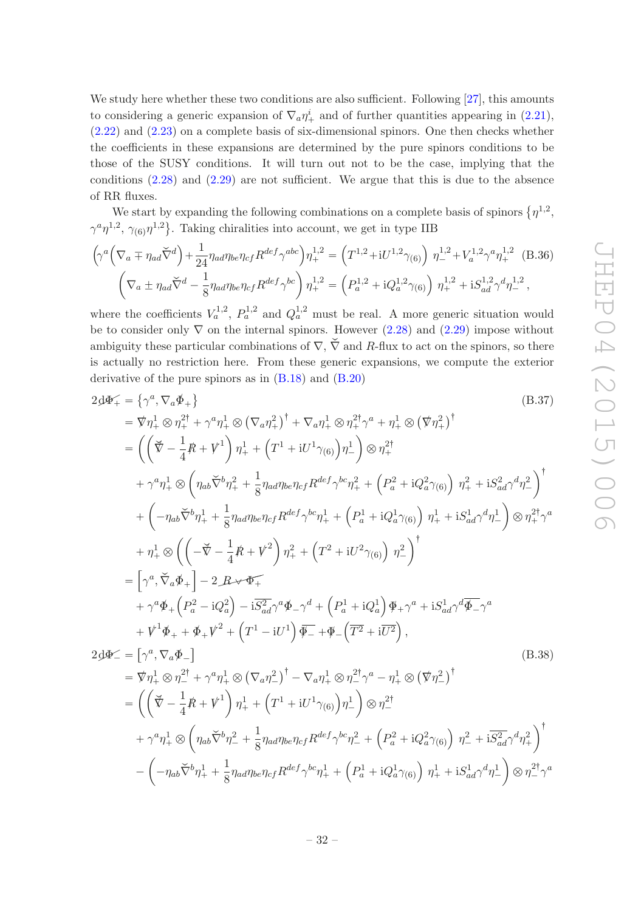We study here whether these two conditions are also sufficient. Following [27], this amounts to considering a generic expansion of $\nabla_a \eta_+^i$ and of further quantities appearing in (2.21), (2.22) and (2.23) on a complete basis of six-dimensional spinors. One then checks whether the coefficients in these expansions are determined by the pure spinors conditions to be those of the SUSY conditions. It will turn out not to be the case, implying that the conditions (2.28) and (2.29) are not sufficient. We argue that this is due to the absence of RR fluxes.

We start by expanding the following combinations on a complete basis of spinors $\{\eta^{1,2}, \gamma^a\eta^{1,2}, \gamma_{(6)}\eta^{1,2}\}$. Taking chiralities into account, we get in type IIB

$$\begin{aligned}
\left(\gamma^a\left(\nabla_a \mp \eta_{ad}\breve{\nabla}^d\right) + \frac{1}{24}\eta_{ad}\eta_{be}\eta_{cf}R^{def}\gamma^{abc}\right)\eta_+^{1,2} &= \left(T^{1,2} + \mathrm{i}U^{1,2}\gamma_{(6)}\right)\,\eta_-^{1,2} + V_a^{1,2}\gamma^a\eta_+^{1,2} \quad \text{(B.36)}\\
\left(\nabla_a \pm \eta_{ad}\breve{\nabla}^d - \frac{1}{8}\eta_{ad}\eta_{be}\eta_{cf}R^{def}\gamma^{bc}\right)\eta_+^{1,2} &= \left(P_a^{1,2} + \mathrm{i}Q_a^{1,2}\gamma_{(6)}\right)\,\eta_+^{1,2} + \mathrm{i}S_{ad}^{1,2}\gamma^d\eta_-^{1,2}\,,
\end{aligned}$$

where the coefficients $V_a^{1,2}$, $P_a^{1,2}$ and $Q_a^{1,2}$ must be real. A more generic situation would be to consider only $\nabla$ on the internal spinors. However (2.28) and (2.29) impose without ambiguity these particular combinations of $\nabla$, $\breve{\nabla}$ and $R$-flux to act on the spinors, so there is actually no restriction here. From these generic expansions, we compute the exterior derivative of the pure spinors as in (B.18) and (B.20)

$$\begin{aligned}
2\mathrm{d}\not{\Phi}_+ &= \left\{\gamma^a, \nabla_a\not{\Phi}_+\right\} \qquad\qquad\qquad\qquad\qquad\qquad\qquad\qquad\qquad\qquad\qquad \text{(B.37)}\\
&= \not{\nabla}\eta_+^1\otimes\eta_+^{2\dagger} + \gamma^a\eta_+^1\otimes\left(\nabla_a\eta_+^2\right)^\dagger + \nabla_a\eta_+^1\otimes\eta_+^{2\dagger}\gamma^a + \eta_+^1\otimes\left(\not{\nabla}\eta_+^2\right)^\dagger\\
&= \left(\left(\not{\breve{\nabla}} - \frac{1}{4}\not{R} + \not{V}^1\right)\eta_+^1 + \left(T^1 + \mathrm{i}U^1\gamma_{(6)}\right)\eta_-^1\right)\otimes\eta_+^{2\dagger}\\
&\quad + \gamma^a\eta_+^1\otimes\left(\eta_{ab}\breve{\nabla}^b\eta_+^2 + \frac{1}{8}\eta_{ad}\eta_{be}\eta_{cf}R^{def}\gamma^{bc}\eta_+^2 + \left(P_a^2 + \mathrm{i}Q_a^2\gamma_{(6)}\right)\,\eta_+^2 + \mathrm{i}S_{ad}^2\gamma^d\eta_-^2\right)^\dagger\\
&\quad + \left(-\eta_{ab}\breve{\nabla}^b\eta_+^1 + \frac{1}{8}\eta_{ad}\eta_{be}\eta_{cf}R^{def}\gamma^{bc}\eta_+^1 + \left(P_a^1 + \mathrm{i}Q_a^1\gamma_{(6)}\right)\,\eta_+^1 + \mathrm{i}S_{ad}^1\gamma^d\eta_-^1\right)\otimes\eta_+^{2\dagger}\gamma^a\\
&\quad + \eta_+^1\otimes\left(\left(-\not{\breve{\nabla}} - \frac{1}{4}\not{R} + \not{V}^2\right)\eta_+^2 + \left(T^2 + \mathrm{i}U^2\gamma_{(6)}\right)\,\eta_-^2\right)^\dagger\\
&= \left[\gamma^a, \breve{\nabla}_a\not{\Phi}_+\right] - 2\,\not{R}\vee\not{\Phi}_+\\
&\quad + \gamma^a\not{\Phi}_+\left(P_a^2 - \mathrm{i}Q_a^2\right) - \mathrm{i}\overline{S_{ad}^2}\gamma^a\not{\Phi}_-\gamma^d + \left(P_a^1 + \mathrm{i}Q_a^1\right)\not{\Phi}_+\gamma^a + \mathrm{i}S_{ad}^1\gamma^d\overline{\not{\Phi}_-}\gamma^a\\
&\quad + \not{V}^1\not{\Phi}_+ + \not{\Phi}_+\not{V}^2 + \left(T^1 - \mathrm{i}U^1\right)\overline{\not{\Phi}_-} + \not{\Phi}_-\left(\overline{T^2} + \mathrm{i}\overline{U^2}\right),\\
2\mathrm{d}\not{\Phi}_- &= \left[\gamma^a, \nabla_a\not{\Phi}_-\right] \qquad\qquad\qquad\qquad\qquad\qquad\qquad\qquad\qquad\qquad\qquad \text{(B.38)}\\
&= \not{\nabla}\eta_+^1\otimes\eta_-^{2\dagger} + \gamma^a\eta_+^1\otimes\left(\nabla_a\eta_-^2\right)^\dagger - \nabla_a\eta_+^1\otimes\eta_-^{2\dagger}\gamma^a - \eta_+^1\otimes\left(\not{\nabla}\eta_-^2\right)^\dagger\\
&= \left(\left(\not{\breve{\nabla}} - \frac{1}{4}\not{R} + \not{V}^1\right)\eta_+^1 + \left(T^1 + \mathrm{i}U^1\gamma_{(6)}\right)\eta_-^1\right)\otimes\eta_-^{2\dagger}\\
&\quad + \gamma^a\eta_+^1\otimes\left(\eta_{ab}\breve{\nabla}^b\eta_-^2 + \frac{1}{8}\eta_{ad}\eta_{be}\eta_{cf}R^{def}\gamma^{bc}\eta_-^2 + \left(P_a^2 + \mathrm{i}Q_a^2\gamma_{(6)}\right)\,\eta_-^2 + \mathrm{i}\overline{S_{ad}^2}\gamma^d\eta_+^2\right)^\dagger\\
&\quad - \left(-\eta_{ab}\breve{\nabla}^b\eta_+^1 + \frac{1}{8}\eta_{ad}\eta_{be}\eta_{cf}R^{def}\gamma^{bc}\eta_+^1 + \left(P_a^1 + \mathrm{i}Q_a^1\gamma_{(6)}\right)\,\eta_+^1 + \mathrm{i}S_{ad}^1\gamma^d\eta_-^1\right)\otimes\eta_-^{2\dagger}\gamma^a
\end{aligned}$$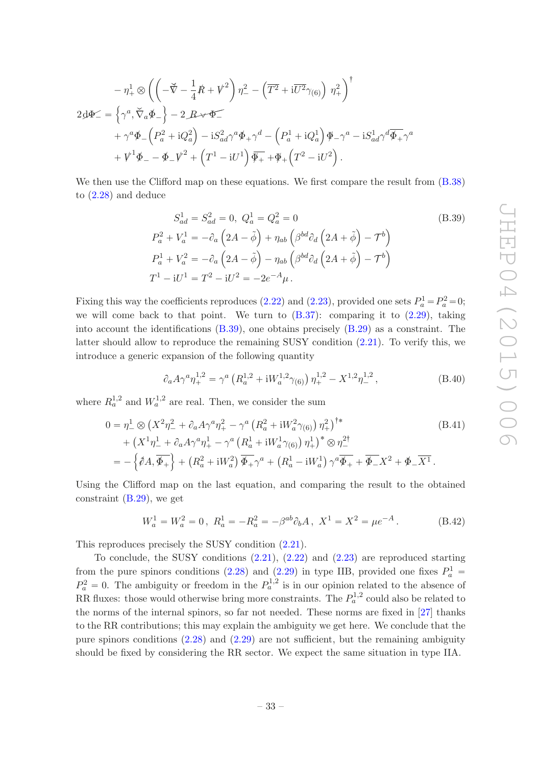$$
\begin{aligned}
&- \eta_+^1 \otimes \left( \left( -\check{\nabla\!\!\!/} - \frac{1}{4} R\!\!\!/ + V\!\!\!/^2 \right) \eta_-^2 - \left( \overline{T^2} + \mathrm{i} \overline{U^2} \gamma_{(6)} \right) \eta_+^2 \right)^\dagger \\
2 \mathrm{d} \Phi\!\!\!/_- &= \left\{ \gamma^a, \check{\nabla}_a \Phi\!\!\!/_- \right\} - 2\, R\!\!\!/ \vee \Phi\!\!\!/_- \\
&+ \gamma^a \Phi\!\!\!/_- \left( P_a^2 + \mathrm{i} Q_a^2 \right) - \mathrm{i} S_{ad}^2 \gamma^a \Phi\!\!\!/_+ \gamma^d - \left( P_a^1 + \mathrm{i} Q_a^1 \right) \Phi\!\!\!/_- \gamma^a - \mathrm{i} S_{ad}^1 \gamma^d \overline{\Phi\!\!\!/_+} \gamma^a \\
&+ V\!\!\!/^1 \Phi\!\!\!/_- - \Phi\!\!\!/_- V\!\!\!/^2 + \left( T^1 - \mathrm{i} U^1 \right) \overline{\Phi\!\!\!/_+} + \Phi\!\!\!/_+ \left( T^2 - \mathrm{i} U^2 \right) .
\end{aligned}
$$

We then use the Clifford map on these equations. We first compare the result from (B.38) to (2.28) and deduce

$$
\begin{aligned}
& S_{ad}^1 = S_{ad}^2 = 0, \ Q_a^1 = Q_a^2 = 0 \\
& P_a^2 + V_a^1 = -\partial_a \left( 2A - \tilde{\phi} \right) + \eta_{ab} \left( \beta^{bd} \partial_d \left( 2A + \tilde{\phi} \right) - \mathcal{T}^b \right) \\
& P_a^1 + V_a^2 = -\partial_a \left( 2A - \tilde{\phi} \right) - \eta_{ab} \left( \beta^{bd} \partial_d \left( 2A + \tilde{\phi} \right) - \mathcal{T}^b \right) \\
& T^1 - \mathrm{i} U^1 = T^2 - \mathrm{i} U^2 = -2 e^{-A} \mu \, .
\end{aligned}
\tag{B.39}
$$

Fixing this way the coefficients reproduces (2.22) and (2.23), provided one sets $P_a^1 = P_a^2 = 0$; we will come back to that point. We turn to (B.37): comparing it to (2.29), taking into account the identifications (B.39), one obtains precisely (B.29) as a constraint. The latter should allow to reproduce the remaining SUSY condition (2.21). To verify this, we introduce a generic expansion of the following quantity

$$
\partial_a A \gamma^a \eta_+^{1,2} = \gamma^a \left( R_a^{1,2} + \mathrm{i} W_a^{1,2} \gamma_{(6)} \right) \eta_+^{1,2} - X^{1,2} \eta_-^{1,2} \, ,
\tag{B.40}
$$

where $R_a^{1,2}$ and $W_a^{1,2}$ are real. Then, we consider the sum

$$
\begin{aligned}
0 &= \eta_-^1 \otimes \left( X^2 \eta_-^2 + \partial_a A \gamma^a \eta_+^2 - \gamma^a \left( R_a^2 + \mathrm{i} W_a^2 \gamma_{(6)} \right) \eta_+^2 \right)^{\dagger *} \\
&+ \left( X^1 \eta_-^1 + \partial_a A \gamma^a \eta_+^1 - \gamma^a \left( R_a^1 + \mathrm{i} W_a^1 \gamma_{(6)} \right) \eta_+^1 \right)^* \otimes \eta_-^{2\dagger} \\
&= - \left\{ \partial\!\!\!/ A, \overline{\Phi\!\!\!/_+} \right\} + \left( R_a^2 + \mathrm{i} W_a^2 \right) \overline{\Phi\!\!\!/_+} \gamma^a + \left( R_a^1 - \mathrm{i} W_a^1 \right) \gamma^a \overline{\Phi\!\!\!/_+} + \overline{\Phi\!\!\!/_-} X^2 + \Phi\!\!\!/_- \overline{X^1} \, .
\end{aligned}
\tag{B.41}
$$

Using the Clifford map on the last equation, and comparing the result to the obtained constraint (B.29), we get

$$
W_a^1 = W_a^2 = 0 \, , \ R_a^1 = -R_a^2 = -\beta^{ab} \partial_b A \, , \ X^1 = X^2 = \mu e^{-A} \, .
\tag{B.42}
$$

This reproduces precisely the SUSY condition (2.21).

To conclude, the SUSY conditions (2.21), (2.22) and (2.23) are reproduced starting from the pure spinors conditions (2.28) and (2.29) in type IIB, provided one fixes $P_a^1 = P_a^2 = 0$. The ambiguity or freedom in the $P_a^{1,2}$ is in our opinion related to the absence of RR fluxes: those would otherwise bring more constraints. The $P_a^{1,2}$ could also be related to the norms of the internal spinors, so far not needed. These norms are fixed in [27] thanks to the RR contributions; this may explain the ambiguity we get here. We conclude that the pure spinors conditions (2.28) and (2.29) are not sufficient, but the remaining ambiguity should be fixed by considering the RR sector. We expect the same situation in type IIA.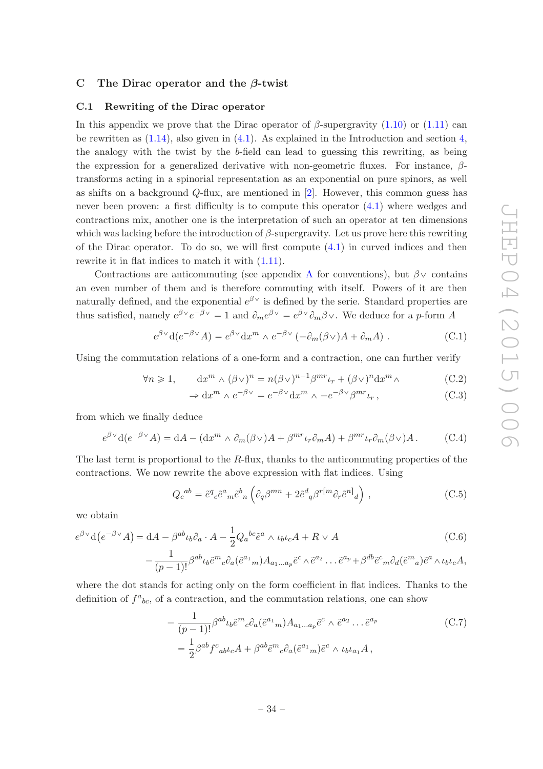## C The Dirac operator and the $\beta$-twist

### C.1 Rewriting of the Dirac operator

In this appendix we prove that the Dirac operator of $\beta$-supergravity (1.10) or (1.11) can be rewritten as (1.14), also given in (4.1). As explained in the Introduction and section 4, the analogy with the twist by the $b$-field can lead to guessing this rewriting, as being the expression for a generalized derivative with non-geometric fluxes. For instance, $\beta$-transforms acting in a spinorial representation as an exponential on pure spinors, as well as shifts on a background $Q$-flux, are mentioned in [2]. However, this common guess has never been proven: a first difficulty is to compute this operator (4.1) where wedges and contractions mix, another one is the interpretation of such an operator at ten dimensions which was lacking before the introduction of $\beta$-supergravity. Let us prove here this rewriting of the Dirac operator. To do so, we will first compute (4.1) in curved indices and then rewrite it in flat indices to match it with (1.11).

Contractions are anticommuting (see appendix A for conventions), but $\beta\vee$ contains an even number of them and is therefore commuting with itself. Powers of it are then naturally defined, and the exponential $e^{\beta\vee}$ is defined by the serie. Standard properties are thus satisfied, namely $e^{\beta\vee}e^{-\beta\vee} = 1$ and $\partial_m e^{\beta\vee} = e^{\beta\vee}\partial_m\beta\vee$. We deduce for a $p$-form $A$

$$e^{\beta\vee}\mathrm{d}(e^{-\beta\vee}A) = e^{\beta\vee}\mathrm{d}x^m \wedge e^{-\beta\vee}\left(-\partial_m(\beta\vee)A + \partial_m A\right) . \tag{C.1}$$

Using the commutation relations of a one-form and a contraction, one can further verify

$$\forall n \geqslant 1, \qquad \mathrm{d}x^m \wedge (\beta\vee)^n = n(\beta\vee)^{n-1}\beta^{mr}\iota_r + (\beta\vee)^n \mathrm{d}x^m\wedge \tag{C.2}$$

$$\Rightarrow \mathrm{d}x^m \wedge e^{-\beta\vee} = e^{-\beta\vee}\mathrm{d}x^m \wedge -e^{-\beta\vee}\beta^{mr}\iota_r\,, \tag{C.3}$$

from which we finally deduce

$$e^{\beta\vee}\mathrm{d}(e^{-\beta\vee}A) = \mathrm{d}A - (\mathrm{d}x^m \wedge \partial_m(\beta\vee)A + \beta^{mr}\iota_r\partial_m A) + \beta^{mr}\iota_r\partial_m(\beta\vee)A\,. \tag{C.4}$$

The last term is proportional to the $R$-flux, thanks to the anticommuting properties of the contractions. We now rewrite the above expression with flat indices. Using

$$Q_c{}^{ab} = \tilde{e}^q{}_c\tilde{e}^a{}_m\tilde{e}^b{}_n\left(\partial_q\beta^{mn} + 2\tilde{e}^d{}_q\beta^{r[m}\partial_r\tilde{e}^{n]}{}_d\right)\,, \tag{C.5}$$

we obtain

$$\begin{aligned}e^{\beta\vee}\mathrm{d}\big(e^{-\beta\vee}A\big) = {}& \mathrm{d}A - \beta^{ab}\iota_b\partial_a\cdot A - \frac{1}{2}Q_a{}^{bc}\tilde{e}^a\wedge\iota_b\iota_c A + R\vee A \\ & -\frac{1}{(p-1)!}\beta^{ab}\iota_b\tilde{e}^m{}_c\partial_a(\tilde{e}^{a_1}{}_m)A_{a_1\ldots a_p}\tilde{e}^c\wedge\tilde{e}^{a_2}\ldots\tilde{e}^{a_p} + \beta^{db}\tilde{e}^c{}_m\partial_d(\tilde{e}^m{}_a)\tilde{e}^a\wedge\iota_b\iota_c A,\end{aligned} \tag{C.6}$$

where the dot stands for acting only on the form coefficient in flat indices. Thanks to the definition of $f^a{}_{bc}$, of a contraction, and the commutation relations, one can show

$$\begin{aligned}&-\frac{1}{(p-1)!}\beta^{ab}\iota_b\tilde{e}^m{}_c\partial_a(\tilde{e}^{a_1}{}_m)A_{a_1\ldots a_p}\tilde{e}^c\wedge\tilde{e}^{a_2}\ldots\tilde{e}^{a_p} \\ &= \frac{1}{2}\beta^{ab}f^c{}_{ab}\iota_c A + \beta^{ab}\tilde{e}^m{}_c\partial_a(\tilde{e}^{a_1}{}_m)\tilde{e}^c\wedge\iota_b\iota_{a_1}A\,,\end{aligned} \tag{C.7}$$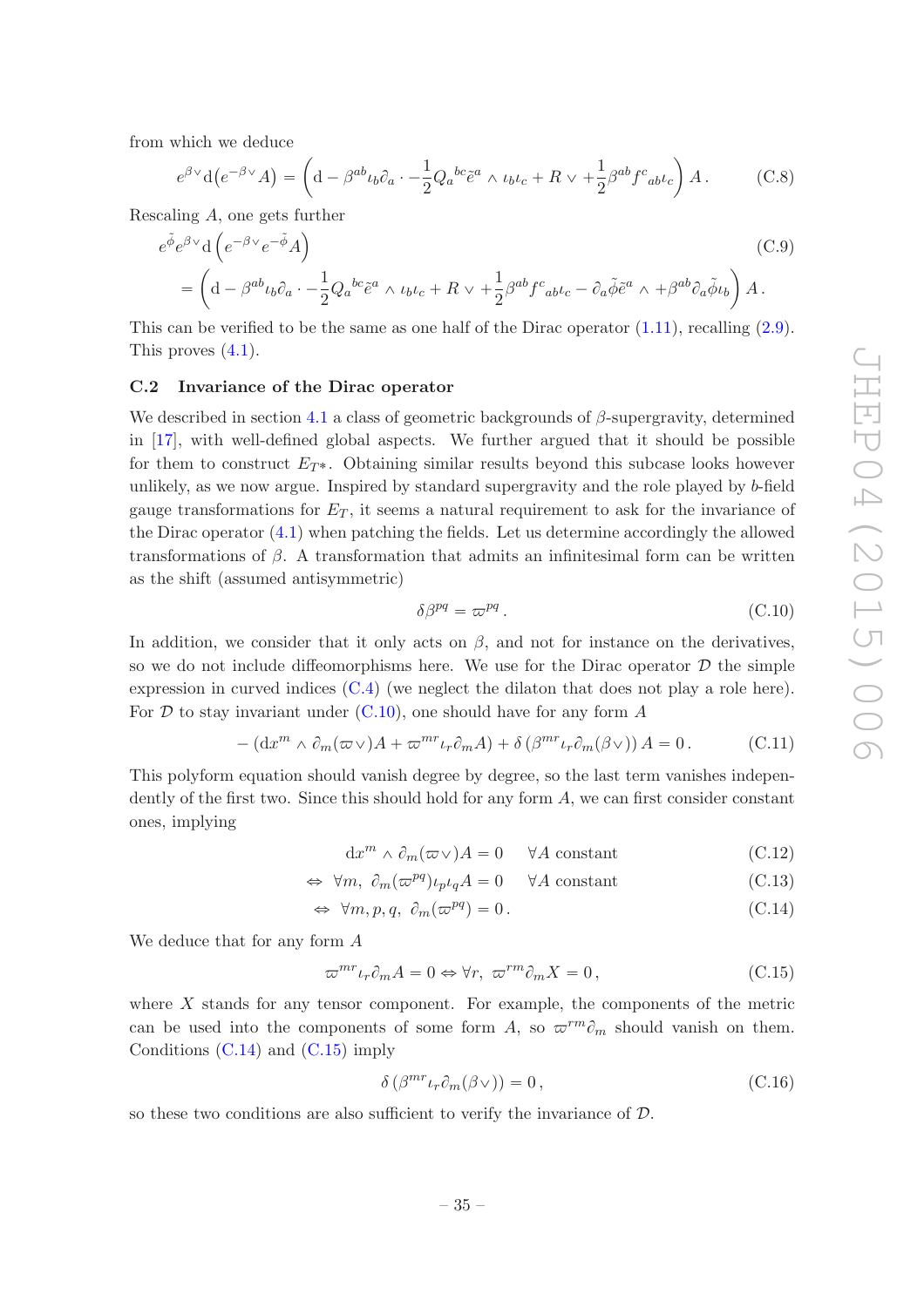from which we deduce

$$e^{\beta\vee}\mathrm{d}\big(e^{-\beta\vee}A\big) = \left(\mathrm{d} - \beta^{ab}\iota_b\partial_a \cdot -\frac{1}{2}Q_a{}^{bc}\tilde{e}^a \wedge \iota_b\iota_c + R\vee + \frac{1}{2}\beta^{ab}f^c{}_{ab}\iota_c\right)A\,. \tag{C.8}$$

Rescaling $A$, one gets further

$$\begin{aligned}
&e^{\tilde{\phi}}e^{\beta\vee}\mathrm{d}\left(e^{-\beta\vee}e^{-\tilde{\phi}}A\right) \qquad\qquad\qquad\qquad\qquad\qquad\qquad\qquad\qquad\qquad\qquad\qquad\qquad\qquad \text{(C.9)}\\
&\quad = \left(\mathrm{d} - \beta^{ab}\iota_b\partial_a \cdot -\frac{1}{2}Q_a{}^{bc}\tilde{e}^a \wedge \iota_b\iota_c + R\vee + \frac{1}{2}\beta^{ab}f^c{}_{ab}\iota_c - \partial_a\tilde{\phi}\tilde{e}^a \wedge + \beta^{ab}\partial_a\tilde{\phi}\iota_b\right)A\,.
\end{aligned}$$

This can be verified to be the same as one half of the Dirac operator (1.11), recalling (2.9). This proves (4.1).

### C.2 Invariance of the Dirac operator

We described in section 4.1 a class of geometric backgrounds of $\beta$-supergravity, determined in [17], with well-defined global aspects. We further argued that it should be possible for them to construct $E_{T*}$. Obtaining similar results beyond this subcase looks however unlikely, as we now argue. Inspired by standard supergravity and the role played by $b$-field gauge transformations for $E_T$, it seems a natural requirement to ask for the invariance of the Dirac operator (4.1) when patching the fields. Let us determine accordingly the allowed transformations of $\beta$. A transformation that admits an infinitesimal form can be written as the shift (assumed antisymmetric)

$$\delta\beta^{pq} = \varpi^{pq}\,. \tag{C.10}$$

In addition, we consider that it only acts on $\beta$, and not for instance on the derivatives, so we do not include diffeomorphisms here. We use for the Dirac operator $\mathcal{D}$ the simple expression in curved indices (C.4) (we neglect the dilaton that does not play a role here). For $\mathcal{D}$ to stay invariant under (C.10), one should have for any form $A$

$$-\left(\mathrm{d}x^m \wedge \partial_m(\varpi\vee)A + \varpi^{mr}\iota_r\partial_m A\right) + \delta\left(\beta^{mr}\iota_r\partial_m(\beta\vee)\right)A = 0\,. \tag{C.11}$$

This polyform equation should vanish degree by degree, so the last term vanishes independently of the first two. Since this should hold for any form $A$, we can first consider constant ones, implying

$$\mathrm{d}x^m \wedge \partial_m(\varpi\vee)A = 0 \qquad \forall A \text{ constant} \tag{C.12}$$

$$\Leftrightarrow\ \forall m,\ \partial_m(\varpi^{pq})\iota_p\iota_q A = 0 \qquad \forall A \text{ constant} \tag{C.13}$$

$$\Leftrightarrow\ \forall m,p,q,\ \partial_m(\varpi^{pq}) = 0\,. \tag{C.14}$$

We deduce that for any form $A$

$$\varpi^{mr}\iota_r\partial_m A = 0 \Leftrightarrow \forall r,\ \varpi^{rm}\partial_m X = 0\,, \tag{C.15}$$

where $X$ stands for any tensor component. For example, the components of the metric can be used into the components of some form $A$, so $\varpi^{rm}\partial_m$ should vanish on them. Conditions (C.14) and (C.15) imply

$$\delta\left(\beta^{mr}\iota_r\partial_m(\beta\vee)\right) = 0\,, \tag{C.16}$$

so these two conditions are also sufficient to verify the invariance of $\mathcal{D}$.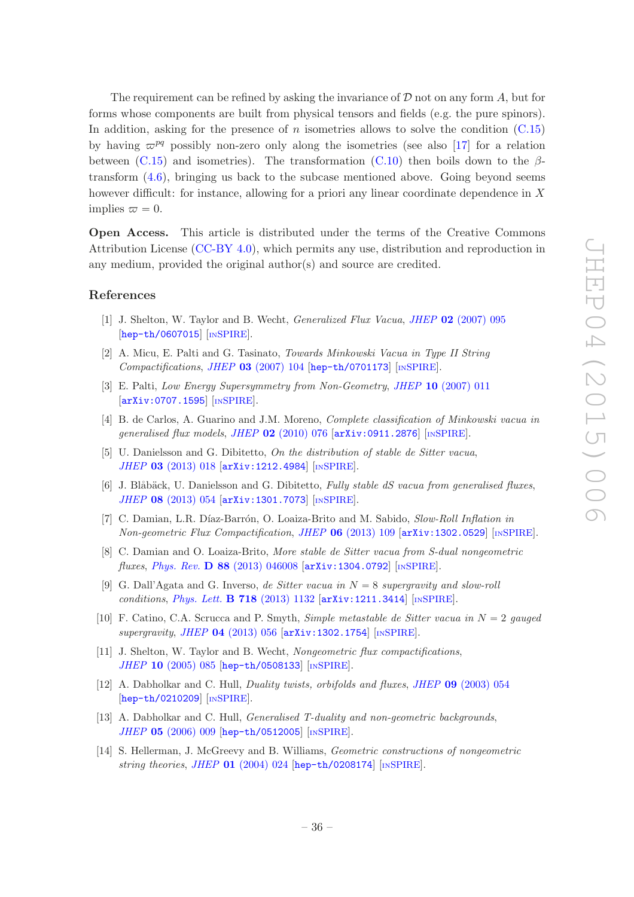The requirement can be refined by asking the invariance of $\mathcal{D}$ not on any form $A$, but for forms whose components are built from physical tensors and fields (e.g. the pure spinors). In addition, asking for the presence of $n$ isometries allows to solve the condition (C.15) by having $\varpi^{pq}$ possibly non-zero only along the isometries (see also [17] for a relation between (C.15) and isometries). The transformation (C.10) then boils down to the $\beta$-transform (4.6), bringing us back to the subcase mentioned above. Going beyond seems however difficult: for instance, allowing for a priori any linear coordinate dependence in $X$ implies $\varpi = 0$.

**Open Access.** This article is distributed under the terms of the Creative Commons Attribution License (CC-BY 4.0), which permits any use, distribution and reproduction in any medium, provided the original author(s) and source are credited.

## References

[1] J. Shelton, W. Taylor and B. Wecht, *Generalized Flux Vacua*, JHEP **02** (2007) 095 [hep-th/0607015] [INSPIRE].

[2] A. Micu, E. Palti and G. Tasinato, *Towards Minkowski Vacua in Type II String Compactifications*, JHEP **03** (2007) 104 [hep-th/0701173] [INSPIRE].

[3] E. Palti, *Low Energy Supersymmetry from Non-Geometry*, JHEP **10** (2007) 011 [arXiv:0707.1595] [INSPIRE].

[4] B. de Carlos, A. Guarino and J.M. Moreno, *Complete classification of Minkowski vacua in generalised flux models*, JHEP **02** (2010) 076 [arXiv:0911.2876] [INSPIRE].

[5] U. Danielsson and G. Dibitetto, *On the distribution of stable de Sitter vacua*, JHEP **03** (2013) 018 [arXiv:1212.4984] [INSPIRE].

[6] J. Blåbäck, U. Danielsson and G. Dibitetto, *Fully stable dS vacua from generalised fluxes*, JHEP **08** (2013) 054 [arXiv:1301.7073] [INSPIRE].

[7] C. Damian, L.R. Díaz-Barrón, O. Loaiza-Brito and M. Sabido, *Slow-Roll Inflation in Non-geometric Flux Compactification*, JHEP **06** (2013) 109 [arXiv:1302.0529] [INSPIRE].

[8] C. Damian and O. Loaiza-Brito, *More stable de Sitter vacua from S-dual nongeometric fluxes*, Phys. Rev. **D 88** (2013) 046008 [arXiv:1304.0792] [INSPIRE].

[9] G. Dall'Agata and G. Inverso, *de Sitter vacua in $N = 8$ supergravity and slow-roll conditions*, Phys. Lett. **B 718** (2013) 1132 [arXiv:1211.3414] [INSPIRE].

[10] F. Catino, C.A. Scrucca and P. Smyth, *Simple metastable de Sitter vacua in $N = 2$ gauged supergravity*, JHEP **04** (2013) 056 [arXiv:1302.1754] [INSPIRE].

[11] J. Shelton, W. Taylor and B. Wecht, *Nongeometric flux compactifications*, JHEP **10** (2005) 085 [hep-th/0508133] [INSPIRE].

[12] A. Dabholkar and C. Hull, *Duality twists, orbifolds and fluxes*, JHEP **09** (2003) 054 [hep-th/0210209] [INSPIRE].

[13] A. Dabholkar and C. Hull, *Generalised T-duality and non-geometric backgrounds*, JHEP **05** (2006) 009 [hep-th/0512005] [INSPIRE].

[14] S. Hellerman, J. McGreevy and B. Williams, *Geometric constructions of nongeometric string theories*, JHEP **01** (2004) 024 [hep-th/0208174] [INSPIRE].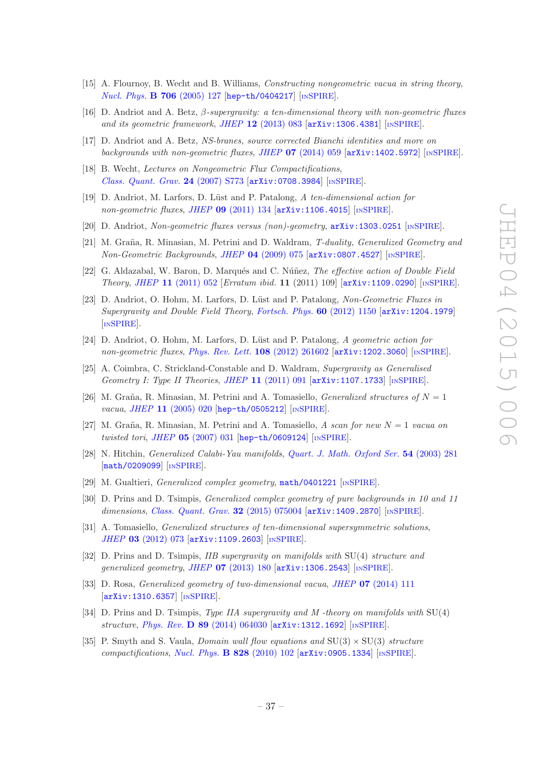[15] A. Flournoy, B. Wecht and B. Williams, *Constructing nongeometric vacua in string theory*, *Nucl. Phys.* **B 706** (2005) 127 [hep-th/0404217] [INSPIRE].

[16] D. Andriot and A. Betz, *β-supergravity: a ten-dimensional theory with non-geometric fluxes and its geometric framework*, *JHEP* **12** (2013) 083 [arXiv:1306.4381] [INSPIRE].

[17] D. Andriot and A. Betz, *NS-branes, source corrected Bianchi identities and more on backgrounds with non-geometric fluxes*, *JHEP* **07** (2014) 059 [arXiv:1402.5972] [INSPIRE].

[18] B. Wecht, *Lectures on Nongeometric Flux Compactifications*, *Class. Quant. Grav.* **24** (2007) S773 [arXiv:0708.3984] [INSPIRE].

[19] D. Andriot, M. Larfors, D. Lüst and P. Patalong, *A ten-dimensional action for non-geometric fluxes*, *JHEP* **09** (2011) 134 [arXiv:1106.4015] [INSPIRE].

[20] D. Andriot, *Non-geometric fluxes versus (non)-geometry*, arXiv:1303.0251 [INSPIRE].

[21] M. Graña, R. Minasian, M. Petrini and D. Waldram, *T-duality, Generalized Geometry and Non-Geometric Backgrounds*, *JHEP* **04** (2009) 075 [arXiv:0807.4527] [INSPIRE].

[22] G. Aldazabal, W. Baron, D. Marqués and C. Núñez, *The effective action of Double Field Theory*, *JHEP* **11** (2011) 052 [*Erratum ibid.* **11** (2011) 109] [arXiv:1109.0290] [INSPIRE].

[23] D. Andriot, O. Hohm, M. Larfors, D. Lüst and P. Patalong, *Non-Geometric Fluxes in Supergravity and Double Field Theory*, *Fortsch. Phys.* **60** (2012) 1150 [arXiv:1204.1979] [INSPIRE].

[24] D. Andriot, O. Hohm, M. Larfors, D. Lüst and P. Patalong, *A geometric action for non-geometric fluxes*, *Phys. Rev. Lett.* **108** (2012) 261602 [arXiv:1202.3060] [INSPIRE].

[25] A. Coimbra, C. Strickland-Constable and D. Waldram, *Supergravity as Generalised Geometry I: Type II Theories*, *JHEP* **11** (2011) 091 [arXiv:1107.1733] [INSPIRE].

[26] M. Graña, R. Minasian, M. Petrini and A. Tomasiello, *Generalized structures of $N = 1$ vacua*, *JHEP* **11** (2005) 020 [hep-th/0505212] [INSPIRE].

[27] M. Graña, R. Minasian, M. Petrini and A. Tomasiello, *A scan for new $N = 1$ vacua on twisted tori*, *JHEP* **05** (2007) 031 [hep-th/0609124] [INSPIRE].

[28] N. Hitchin, *Generalized Calabi-Yau manifolds*, *Quart. J. Math. Oxford Ser.* **54** (2003) 281 [math/0209099] [INSPIRE].

[29] M. Gualtieri, *Generalized complex geometry*, math/0401221 [INSPIRE].

[30] D. Prins and D. Tsimpis, *Generalized complex geometry of pure backgrounds in 10 and 11 dimensions*, *Class. Quant. Grav.* **32** (2015) 075004 [arXiv:1409.2870] [INSPIRE].

[31] A. Tomasiello, *Generalized structures of ten-dimensional supersymmetric solutions*, *JHEP* **03** (2012) 073 [arXiv:1109.2603] [INSPIRE].

[32] D. Prins and D. Tsimpis, *IIB supergravity on manifolds with* SU(4) *structure and generalized geometry*, *JHEP* **07** (2013) 180 [arXiv:1306.2543] [INSPIRE].

[33] D. Rosa, *Generalized geometry of two-dimensional vacua*, *JHEP* **07** (2014) 111 [arXiv:1310.6357] [INSPIRE].

[34] D. Prins and D. Tsimpis, *Type IIA supergravity and M-theory on manifolds with* SU(4) *structure*, *Phys. Rev.* **D 89** (2014) 064030 [arXiv:1312.1692] [INSPIRE].

[35] P. Smyth and S. Vaula, *Domain wall flow equations and* $SU(3) \times SU(3)$ *structure compactifications*, *Nucl. Phys.* **B 828** (2010) 102 [arXiv:0905.1334] [INSPIRE].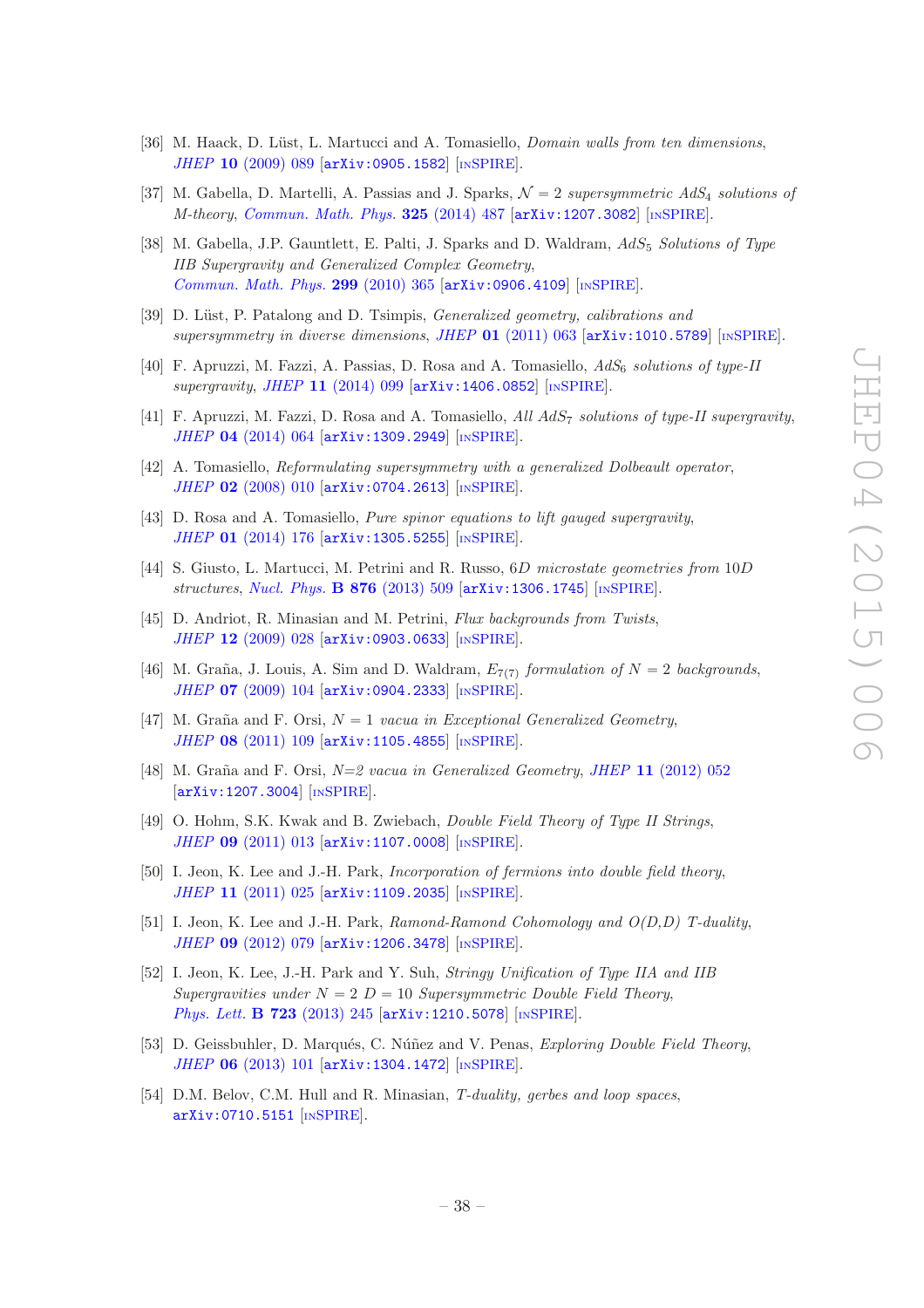- [36] M. Haack, D. Lüst, L. Martucci and A. Tomasiello, *Domain walls from ten dimensions*, *JHEP* **10** (2009) 089 [arXiv:0905.1582] [INSPIRE].
- [37] M. Gabella, D. Martelli, A. Passias and J. Sparks, *$\mathcal{N}=2$ supersymmetric $AdS_4$ solutions of M-theory*, *Commun. Math. Phys.* **325** (2014) 487 [arXiv:1207.3082] [INSPIRE].
- [38] M. Gabella, J.P. Gauntlett, E. Palti, J. Sparks and D. Waldram, *$AdS_5$ Solutions of Type IIB Supergravity and Generalized Complex Geometry*, *Commun. Math. Phys.* **299** (2010) 365 [arXiv:0906.4109] [INSPIRE].
- [39] D. Lüst, P. Patalong and D. Tsimpis, *Generalized geometry, calibrations and supersymmetry in diverse dimensions*, *JHEP* **01** (2011) 063 [arXiv:1010.5789] [INSPIRE].
- [40] F. Apruzzi, M. Fazzi, A. Passias, D. Rosa and A. Tomasiello, *$AdS_6$ solutions of type-II supergravity*, *JHEP* **11** (2014) 099 [arXiv:1406.0852] [INSPIRE].
- [41] F. Apruzzi, M. Fazzi, D. Rosa and A. Tomasiello, *All $AdS_7$ solutions of type-II supergravity*, *JHEP* **04** (2014) 064 [arXiv:1309.2949] [INSPIRE].
- [42] A. Tomasiello, *Reformulating supersymmetry with a generalized Dolbeault operator*, *JHEP* **02** (2008) 010 [arXiv:0704.2613] [INSPIRE].
- [43] D. Rosa and A. Tomasiello, *Pure spinor equations to lift gauged supergravity*, *JHEP* **01** (2014) 176 [arXiv:1305.5255] [INSPIRE].
- [44] S. Giusto, L. Martucci, M. Petrini and R. Russo, *6D microstate geometries from 10D structures*, *Nucl. Phys.* **B 876** (2013) 509 [arXiv:1306.1745] [INSPIRE].
- [45] D. Andriot, R. Minasian and M. Petrini, *Flux backgrounds from Twists*, *JHEP* **12** (2009) 028 [arXiv:0903.0633] [INSPIRE].
- [46] M. Graña, J. Louis, A. Sim and D. Waldram, *$E_{7(7)}$ formulation of $N=2$ backgrounds*, *JHEP* **07** (2009) 104 [arXiv:0904.2333] [INSPIRE].
- [47] M. Graña and F. Orsi, *$N=1$ vacua in Exceptional Generalized Geometry*, *JHEP* **08** (2011) 109 [arXiv:1105.4855] [INSPIRE].
- [48] M. Graña and F. Orsi, *N=2 vacua in Generalized Geometry*, *JHEP* **11** (2012) 052 [arXiv:1207.3004] [INSPIRE].
- [49] O. Hohm, S.K. Kwak and B. Zwiebach, *Double Field Theory of Type II Strings*, *JHEP* **09** (2011) 013 [arXiv:1107.0008] [INSPIRE].
- [50] I. Jeon, K. Lee and J.-H. Park, *Incorporation of fermions into double field theory*, *JHEP* **11** (2011) 025 [arXiv:1109.2035] [INSPIRE].
- [51] I. Jeon, K. Lee and J.-H. Park, *Ramond-Ramond Cohomology and O(D,D) T-duality*, *JHEP* **09** (2012) 079 [arXiv:1206.3478] [INSPIRE].
- [52] I. Jeon, K. Lee, J.-H. Park and Y. Suh, *Stringy Unification of Type IIA and IIB Supergravities under $N=2$ $D=10$ Supersymmetric Double Field Theory*, *Phys. Lett.* **B 723** (2013) 245 [arXiv:1210.5078] [INSPIRE].
- [53] D. Geissbuhler, D. Marqués, C. Núñez and V. Penas, *Exploring Double Field Theory*, *JHEP* **06** (2013) 101 [arXiv:1304.1472] [INSPIRE].
- [54] D.M. Belov, C.M. Hull and R. Minasian, *T-duality, gerbes and loop spaces*, arXiv:0710.5151 [INSPIRE].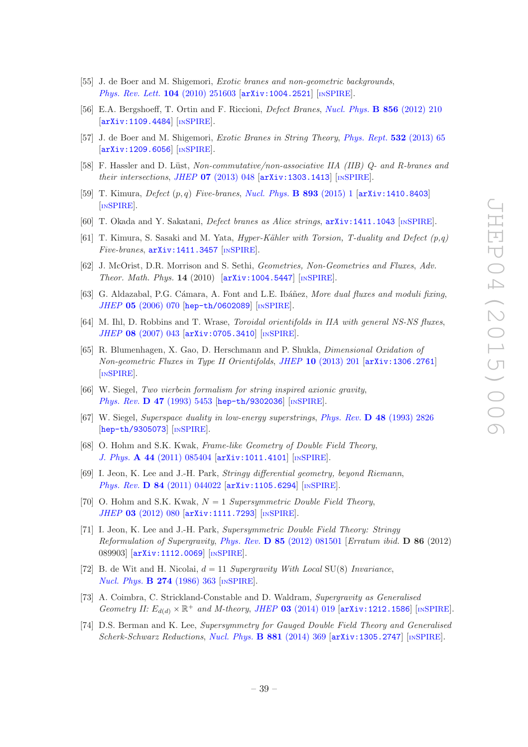[55] J. de Boer and M. Shigemori, *Exotic branes and non-geometric backgrounds*, *Phys. Rev. Lett.* **104** (2010) 251603 [arXiv:1004.2521] [INSPIRE].

[56] E.A. Bergshoeff, T. Ortin and F. Riccioni, *Defect Branes*, *Nucl. Phys.* **B 856** (2012) 210 [arXiv:1109.4484] [INSPIRE].

[57] J. de Boer and M. Shigemori, *Exotic Branes in String Theory*, *Phys. Rept.* **532** (2013) 65 [arXiv:1209.6056] [INSPIRE].

[58] F. Hassler and D. Lüst, *Non-commutative/non-associative IIA (IIB) Q- and R-branes and their intersections*, *JHEP* **07** (2013) 048 [arXiv:1303.1413] [INSPIRE].

[59] T. Kimura, *Defect (p,q) Five-branes*, *Nucl. Phys.* **B 893** (2015) 1 [arXiv:1410.8403] [INSPIRE].

[60] T. Okada and Y. Sakatani, *Defect branes as Alice strings*, arXiv:1411.1043 [INSPIRE].

[61] T. Kimura, S. Sasaki and M. Yata, *Hyper-Kähler with Torsion, T-duality and Defect (p,q) Five-branes*, arXiv:1411.3457 [INSPIRE].

[62] J. McOrist, D.R. Morrison and S. Sethi, *Geometries, Non-Geometries and Fluxes*, *Adv. Theor. Math. Phys.* **14** (2010) [arXiv:1004.5447] [INSPIRE].

[63] G. Aldazabal, P.G. Cámara, A. Font and L.E. Ibáñez, *More dual fluxes and moduli fixing*, *JHEP* **05** (2006) 070 [hep-th/0602089] [INSPIRE].

[64] M. Ihl, D. Robbins and T. Wrase, *Toroidal orientifolds in IIA with general NS-NS fluxes*, *JHEP* **08** (2007) 043 [arXiv:0705.3410] [INSPIRE].

[65] R. Blumenhagen, X. Gao, D. Herschmann and P. Shukla, *Dimensional Oxidation of Non-geometric Fluxes in Type II Orientifolds*, *JHEP* **10** (2013) 201 [arXiv:1306.2761] [INSPIRE].

[66] W. Siegel, *Two vierbein formalism for string inspired axionic gravity*, *Phys. Rev.* **D 47** (1993) 5453 [hep-th/9302036] [INSPIRE].

[67] W. Siegel, *Superspace duality in low-energy superstrings*, *Phys. Rev.* **D 48** (1993) 2826 [hep-th/9305073] [INSPIRE].

[68] O. Hohm and S.K. Kwak, *Frame-like Geometry of Double Field Theory*, *J. Phys.* **A 44** (2011) 085404 [arXiv:1011.4101] [INSPIRE].

[69] I. Jeon, K. Lee and J.-H. Park, *Stringy differential geometry, beyond Riemann*, *Phys. Rev.* **D 84** (2011) 044022 [arXiv:1105.6294] [INSPIRE].

[70] O. Hohm and S.K. Kwak, *$N = 1$ Supersymmetric Double Field Theory*, *JHEP* **03** (2012) 080 [arXiv:1111.7293] [INSPIRE].

[71] I. Jeon, K. Lee and J.-H. Park, *Supersymmetric Double Field Theory: Stringy Reformulation of Supergravity*, *Phys. Rev.* **D 85** (2012) 081501 [*Erratum ibid.* **D 86** (2012) 089903] [arXiv:1112.0069] [INSPIRE].

[72] B. de Wit and H. Nicolai, *$d = 11$ Supergravity With Local $SU(8)$ Invariance*, *Nucl. Phys.* **B 274** (1986) 363 [INSPIRE].

[73] A. Coimbra, C. Strickland-Constable and D. Waldram, *Supergravity as Generalised Geometry II: $E_{d(d)} \times \mathbb{R}^+$ and M-theory*, *JHEP* **03** (2014) 019 [arXiv:1212.1586] [INSPIRE].

[74] D.S. Berman and K. Lee, *Supersymmetry for Gauged Double Field Theory and Generalised Scherk-Schwarz Reductions*, *Nucl. Phys.* **B 881** (2014) 369 [arXiv:1305.2747] [INSPIRE].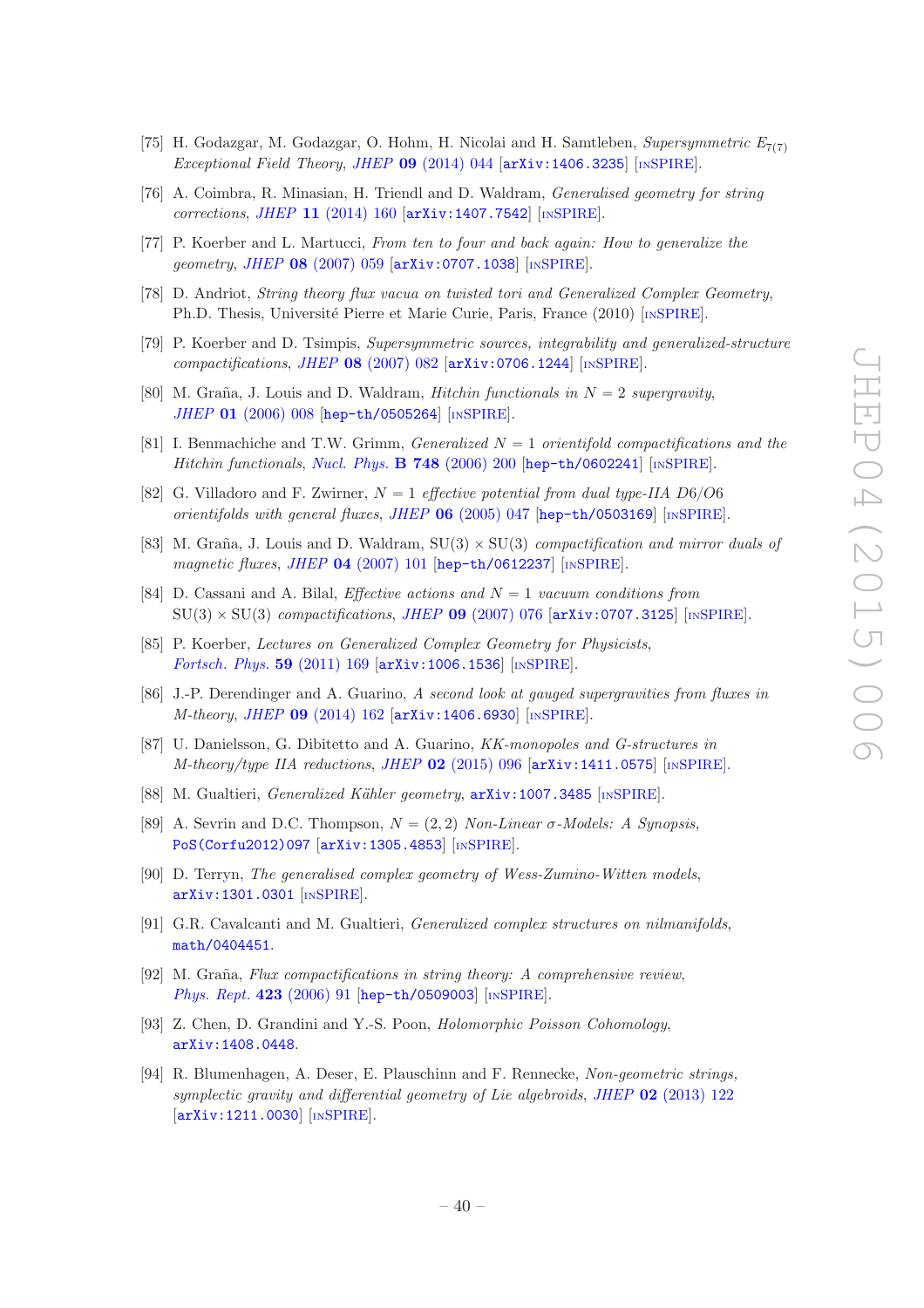[75] H. Godazgar, M. Godazgar, O. Hohm, H. Nicolai and H. Samtleben, *Supersymmetric $E_{7(7)}$ Exceptional Field Theory*, JHEP **09** (2014) 044 [arXiv:1406.3235] [INSPIRE].

[76] A. Coimbra, R. Minasian, H. Triendl and D. Waldram, *Generalised geometry for string corrections*, JHEP **11** (2014) 160 [arXiv:1407.7542] [INSPIRE].

[77] P. Koerber and L. Martucci, *From ten to four and back again: How to generalize the geometry*, JHEP **08** (2007) 059 [arXiv:0707.1038] [INSPIRE].

[78] D. Andriot, *String theory flux vacua on twisted tori and Generalized Complex Geometry*, Ph.D. Thesis, Université Pierre et Marie Curie, Paris, France (2010) [INSPIRE].

[79] P. Koerber and D. Tsimpis, *Supersymmetric sources, integrability and generalized-structure compactifications*, JHEP **08** (2007) 082 [arXiv:0706.1244] [INSPIRE].

[80] M. Graña, J. Louis and D. Waldram, *Hitchin functionals in $N = 2$ supergravity*, JHEP **01** (2006) 008 [hep-th/0505264] [INSPIRE].

[81] I. Benmachiche and T.W. Grimm, *Generalized $N = 1$ orientifold compactifications and the Hitchin functionals*, Nucl. Phys. **B 748** (2006) 200 [hep-th/0602241] [INSPIRE].

[82] G. Villadoro and F. Zwirner, *$N = 1$ effective potential from dual type-IIA D6/O6 orientifolds with general fluxes*, JHEP **06** (2005) 047 [hep-th/0503169] [INSPIRE].

[83] M. Graña, J. Louis and D. Waldram, *$SU(3) \times SU(3)$ compactification and mirror duals of magnetic fluxes*, JHEP **04** (2007) 101 [hep-th/0612237] [INSPIRE].

[84] D. Cassani and A. Bilal, *Effective actions and $N = 1$ vacuum conditions from $SU(3) \times SU(3)$ compactifications*, JHEP **09** (2007) 076 [arXiv:0707.3125] [INSPIRE].

[85] P. Koerber, *Lectures on Generalized Complex Geometry for Physicists*, Fortsch. Phys. **59** (2011) 169 [arXiv:1006.1536] [INSPIRE].

[86] J.-P. Derendinger and A. Guarino, *A second look at gauged supergravities from fluxes in M-theory*, JHEP **09** (2014) 162 [arXiv:1406.6930] [INSPIRE].

[87] U. Danielsson, G. Dibitetto and A. Guarino, *KK-monopoles and G-structures in M-theory/type IIA reductions*, JHEP **02** (2015) 096 [arXiv:1411.0575] [INSPIRE].

[88] M. Gualtieri, *Generalized Kähler geometry*, arXiv:1007.3485 [INSPIRE].

[89] A. Sevrin and D.C. Thompson, *$N = (2, 2)$ Non-Linear $\sigma$-Models: A Synopsis*, PoS(Corfu2012)097 [arXiv:1305.4853] [INSPIRE].

[90] D. Terryn, *The generalised complex geometry of Wess-Zumino-Witten models*, arXiv:1301.0301 [INSPIRE].

[91] G.R. Cavalcanti and M. Gualtieri, *Generalized complex structures on nilmanifolds*, math/0404451.

[92] M. Graña, *Flux compactifications in string theory: A comprehensive review*, Phys. Rept. **423** (2006) 91 [hep-th/0509003] [INSPIRE].

[93] Z. Chen, D. Grandini and Y.-S. Poon, *Holomorphic Poisson Cohomology*, arXiv:1408.0448.

[94] R. Blumenhagen, A. Deser, E. Plauschinn and F. Rennecke, *Non-geometric strings, symplectic gravity and differential geometry of Lie algebroids*, JHEP **02** (2013) 122 [arXiv:1211.0030] [INSPIRE].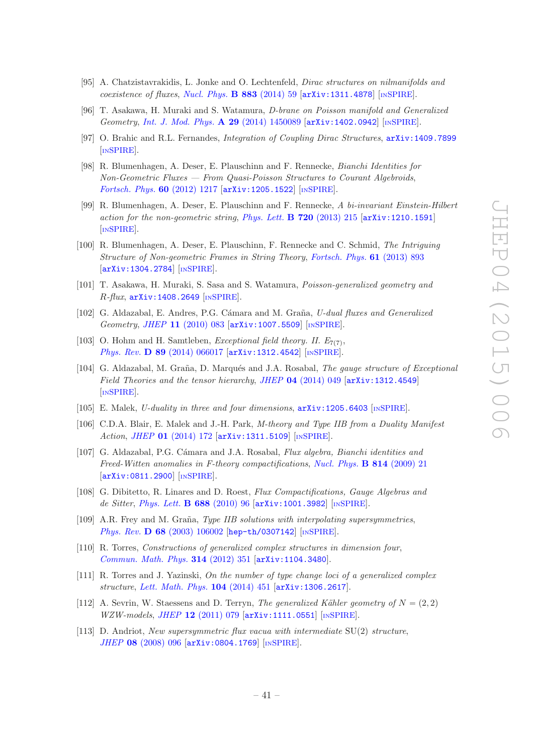- [95] A. Chatzistavrakidis, L. Jonke and O. Lechtenfeld, *Dirac structures on nilmanifolds and coexistence of fluxes*, Nucl. Phys. **B 883** (2014) 59 [arXiv:1311.4878] [INSPIRE].
- [96] T. Asakawa, H. Muraki and S. Watamura, *D-brane on Poisson manifold and Generalized Geometry*, Int. J. Mod. Phys. **A 29** (2014) 1450089 [arXiv:1402.0942] [INSPIRE].
- [97] O. Brahic and R.L. Fernandes, *Integration of Coupling Dirac Structures*, arXiv:1409.7899 [INSPIRE].
- [98] R. Blumenhagen, A. Deser, E. Plauschinn and F. Rennecke, *Bianchi Identities for Non-Geometric Fluxes — From Quasi-Poisson Structures to Courant Algebroids*, Fortsch. Phys. **60** (2012) 1217 [arXiv:1205.1522] [INSPIRE].
- [99] R. Blumenhagen, A. Deser, E. Plauschinn and F. Rennecke, *A bi-invariant Einstein-Hilbert action for the non-geometric string*, Phys. Lett. **B 720** (2013) 215 [arXiv:1210.1591] [INSPIRE].
- [100] R. Blumenhagen, A. Deser, E. Plauschinn, F. Rennecke and C. Schmid, *The Intriguing Structure of Non-geometric Frames in String Theory*, Fortsch. Phys. **61** (2013) 893 [arXiv:1304.2784] [INSPIRE].
- [101] T. Asakawa, H. Muraki, S. Sasa and S. Watamura, *Poisson-generalized geometry and R-flux*, arXiv:1408.2649 [INSPIRE].
- [102] G. Aldazabal, E. Andres, P.G. Cámara and M. Graña, *U-dual fluxes and Generalized Geometry*, JHEP **11** (2010) 083 [arXiv:1007.5509] [INSPIRE].
- [103] O. Hohm and H. Samtleben, *Exceptional field theory. II.* $E_{7(7)}$, Phys. Rev. **D 89** (2014) 066017 [arXiv:1312.4542] [INSPIRE].
- [104] G. Aldazabal, M. Graña, D. Marqués and J.A. Rosabal, *The gauge structure of Exceptional Field Theories and the tensor hierarchy*, JHEP **04** (2014) 049 [arXiv:1312.4549] [INSPIRE].
- [105] E. Malek, *U-duality in three and four dimensions*, arXiv:1205.6403 [INSPIRE].
- [106] C.D.A. Blair, E. Malek and J.-H. Park, *M-theory and Type IIB from a Duality Manifest Action*, JHEP **01** (2014) 172 [arXiv:1311.5109] [INSPIRE].
- [107] G. Aldazabal, P.G. Cámara and J.A. Rosabal, *Flux algebra, Bianchi identities and Freed-Witten anomalies in F-theory compactifications*, Nucl. Phys. **B 814** (2009) 21 [arXiv:0811.2900] [INSPIRE].
- [108] G. Dibitetto, R. Linares and D. Roest, *Flux Compactifications, Gauge Algebras and de Sitter*, Phys. Lett. **B 688** (2010) 96 [arXiv:1001.3982] [INSPIRE].
- [109] A.R. Frey and M. Graña, *Type IIB solutions with interpolating supersymmetries*, Phys. Rev. **D 68** (2003) 106002 [hep-th/0307142] [INSPIRE].
- [110] R. Torres, *Constructions of generalized complex structures in dimension four*, Commun. Math. Phys. **314** (2012) 351 [arXiv:1104.3480].
- [111] R. Torres and J. Yazinski, *On the number of type change loci of a generalized complex structure*, Lett. Math. Phys. **104** (2014) 451 [arXiv:1306.2617].
- [112] A. Sevrin, W. Staessens and D. Terryn, *The generalized Kähler geometry of $N = (2,2)$ WZW-models*, JHEP **12** (2011) 079 [arXiv:1111.0551] [INSPIRE].
- [113] D. Andriot, *New supersymmetric flux vacua with intermediate* SU(2) *structure*, JHEP **08** (2008) 096 [arXiv:0804.1769] [INSPIRE].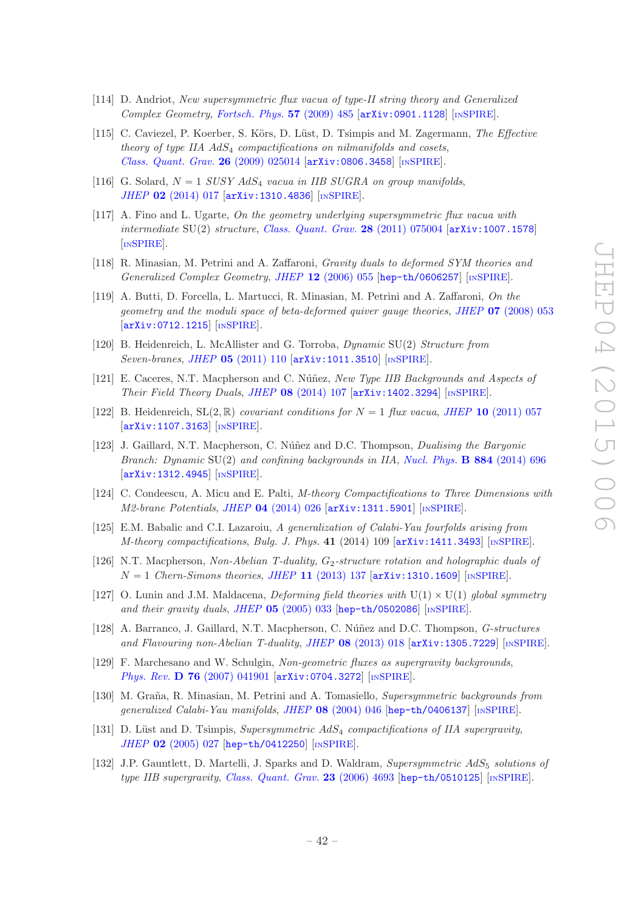[114] D. Andriot, *New supersymmetric flux vacua of type-II string theory and Generalized Complex Geometry*, *Fortsch. Phys.* **57** (2009) 485 [arXiv:0901.1128] [INSPIRE].

[115] C. Caviezel, P. Koerber, S. Körs, D. Lüst, D. Tsimpis and M. Zagermann, *The Effective theory of type IIA $AdS_4$ compactifications on nilmanifolds and cosets*, *Class. Quant. Grav.* **26** (2009) 025014 [arXiv:0806.3458] [INSPIRE].

[116] G. Solard, *$N = 1$ SUSY $AdS_4$ vacua in IIB SUGRA on group manifolds*, *JHEP* **02** (2014) 017 [arXiv:1310.4836] [INSPIRE].

[117] A. Fino and L. Ugarte, *On the geometry underlying supersymmetric flux vacua with intermediate* SU(2) *structure*, *Class. Quant. Grav.* **28** (2011) 075004 [arXiv:1007.1578] [INSPIRE].

[118] R. Minasian, M. Petrini and A. Zaffaroni, *Gravity duals to deformed SYM theories and Generalized Complex Geometry*, *JHEP* **12** (2006) 055 [hep-th/0606257] [INSPIRE].

[119] A. Butti, D. Forcella, L. Martucci, R. Minasian, M. Petrini and A. Zaffaroni, *On the geometry and the moduli space of beta-deformed quiver gauge theories*, *JHEP* **07** (2008) 053 [arXiv:0712.1215] [INSPIRE].

[120] B. Heidenreich, L. McAllister and G. Torroba, *Dynamic* SU(2) *Structure from Seven-branes*, *JHEP* **05** (2011) 110 [arXiv:1011.3510] [INSPIRE].

[121] E. Caceres, N.T. Macpherson and C. Núñez, *New Type IIB Backgrounds and Aspects of Their Field Theory Duals*, *JHEP* **08** (2014) 107 [arXiv:1402.3294] [INSPIRE].

[122] B. Heidenreich, $SL(2, \mathbb{R})$ *covariant conditions for $N = 1$ flux vacua*, *JHEP* **10** (2011) 057 [arXiv:1107.3163] [INSPIRE].

[123] J. Gaillard, N.T. Macpherson, C. Núñez and D.C. Thompson, *Dualising the Baryonic Branch: Dynamic* SU(2) *and confining backgrounds in IIA*, *Nucl. Phys.* **B 884** (2014) 696 [arXiv:1312.4945] [INSPIRE].

[124] C. Condeescu, A. Micu and E. Palti, *M-theory Compactifications to Three Dimensions with M2-brane Potentials*, *JHEP* **04** (2014) 026 [arXiv:1311.5901] [INSPIRE].

[125] E.M. Babalic and C.I. Lazaroiu, *A generalization of Calabi-Yau fourfolds arising from M-theory compactifications*, *Bulg. J. Phys.* **41** (2014) 109 [arXiv:1411.3493] [INSPIRE].

[126] N.T. Macpherson, *Non-Abelian T-duality, $G_2$-structure rotation and holographic duals of $N = 1$ Chern-Simons theories*, *JHEP* **11** (2013) 137 [arXiv:1310.1609] [INSPIRE].

[127] O. Lunin and J.M. Maldacena, *Deforming field theories with* $U(1) \times U(1)$ *global symmetry and their gravity duals*, *JHEP* **05** (2005) 033 [hep-th/0502086] [INSPIRE].

[128] A. Barranco, J. Gaillard, N.T. Macpherson, C. Núñez and D.C. Thompson, *G-structures and Flavouring non-Abelian T-duality*, *JHEP* **08** (2013) 018 [arXiv:1305.7229] [INSPIRE].

[129] F. Marchesano and W. Schulgin, *Non-geometric fluxes as supergravity backgrounds*, *Phys. Rev.* **D 76** (2007) 041901 [arXiv:0704.3272] [INSPIRE].

[130] M. Graña, R. Minasian, M. Petrini and A. Tomasiello, *Supersymmetric backgrounds from generalized Calabi-Yau manifolds*, *JHEP* **08** (2004) 046 [hep-th/0406137] [INSPIRE].

[131] D. Lüst and D. Tsimpis, *Supersymmetric $AdS_4$ compactifications of IIA supergravity*, *JHEP* **02** (2005) 027 [hep-th/0412250] [INSPIRE].

[132] J.P. Gauntlett, D. Martelli, J. Sparks and D. Waldram, *Supersymmetric $AdS_5$ solutions of type IIB supergravity*, *Class. Quant. Grav.* **23** (2006) 4693 [hep-th/0510125] [INSPIRE].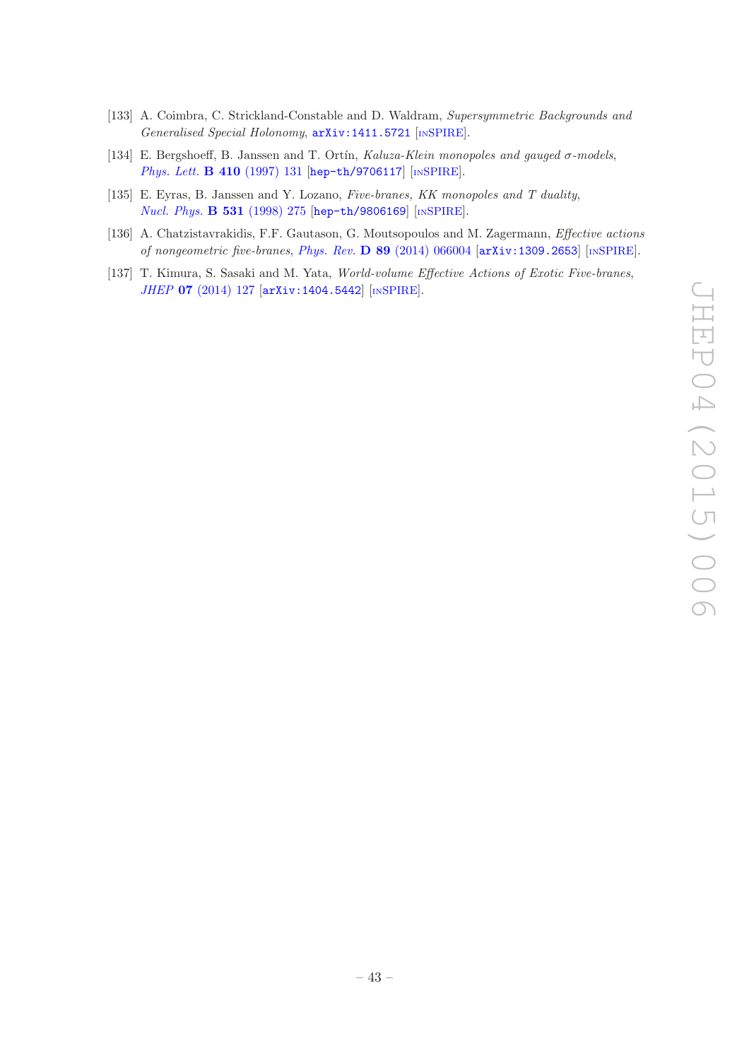[133] A. Coimbra, C. Strickland-Constable and D. Waldram, *Supersymmetric Backgrounds and Generalised Special Holonomy*, arXiv:1411.5721 [INSPIRE].

[134] E. Bergshoeff, B. Janssen and T. Ortín, *Kaluza-Klein monopoles and gauged σ-models*, Phys. Lett. **B 410** (1997) 131 [hep-th/9706117] [INSPIRE].

[135] E. Eyras, B. Janssen and Y. Lozano, *Five-branes, KK monopoles and T duality*, Nucl. Phys. **B 531** (1998) 275 [hep-th/9806169] [INSPIRE].

[136] A. Chatzistavrakidis, F.F. Gautason, G. Moutsopoulos and M. Zagermann, *Effective actions of nongeometric five-branes*, Phys. Rev. **D 89** (2014) 066004 [arXiv:1309.2653] [INSPIRE].

[137] T. Kimura, S. Sasaki and M. Yata, *World-volume Effective Actions of Exotic Five-branes*, JHEP **07** (2014) 127 [arXiv:1404.5442] [INSPIRE].